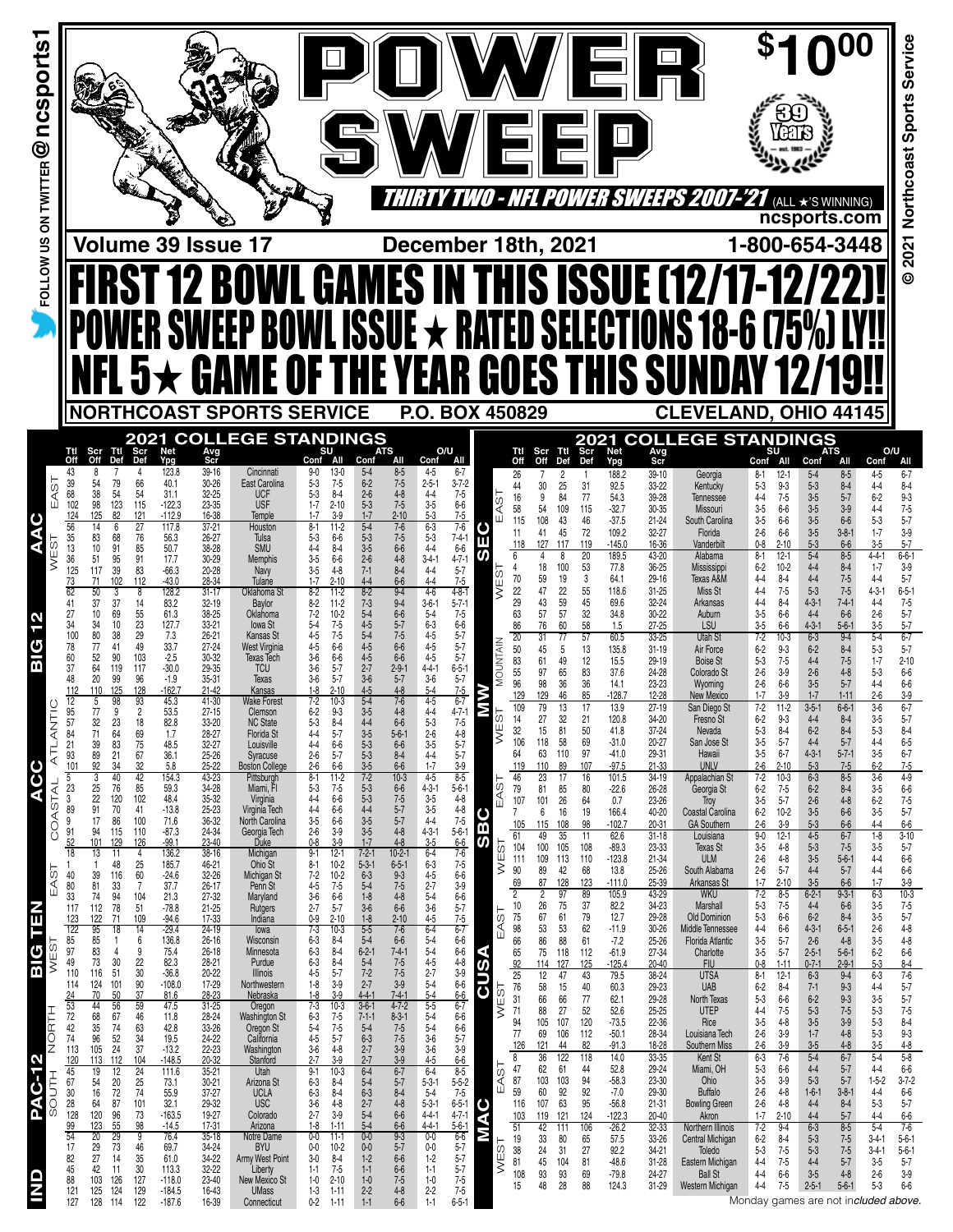# POWER SWEEP

**$10.00**

39 Years — est. 1983

*THIRTY TWO - NFL POWER SWEEPS 2007-'21 (ALL ★'S WINNING)*

ncsports.com

FOLLOW US ON TWITTER @ncsports1

© 2021 Northcoast Sports Service

**Volume 39 Issue 17** | **December 18th, 2021** | **1-800-654-3448**

# FIRST 12 BOWL GAMES IN THIS ISSUE (12/17-12/22)!

## POWER SWEEP BOWL ISSUE ★ RATED SELECTIONS 18-6 (75%) LY!!

## NFL 5★ GAME OF THE YEAR GOES THIS SUNDAY 12/19!!

**NORTHCOAST SPORTS SERVICE** | **P.O. BOX 450829** | **CLEVELAND, OHIO 44145**

## 2021 COLLEGE STANDINGS

| Conf | Div | Ttl Off | Scr Off | Ttl Def | Scr Def | Net Ypg | Avg Scr | Team | SU Conf | SU All | ATS Conf | ATS All | O/U Conf | O/U All |
|---|---|---|---|---|---|---|---|---|---|---|---|---|---|---|
| AAC | EAST | 43 | 8 | 7 | 4 | 123.8 | 39-16 | Cincinnati | 9-0 | 13-0 | 5-4 | 8-5 | 4-5 | 6-7 |
| | | 39 | 54 | 79 | 66 | 40.1 | 30-26 | East Carolina | 5-3 | 7-5 | 6-2 | 7-5 | 2-5-1 | 3-7-2 |
| | | 68 | 38 | 54 | 54 | 31.1 | 32-25 | UCF | 5-3 | 8-4 | 2-6 | 4-8 | 4-4 | 7-5 |
| | | 102 | 98 | 123 | 115 | -122.3 | 23-35 | USF | 1-7 | 2-10 | 5-3 | 7-5 | 3-5 | 6-6 |
| | | 124 | 125 | 82 | 121 | -112.9 | 16-38 | Temple | 1-7 | 3-9 | 1-7 | 2-10 | 5-3 | 7-5 |
| | WEST | 56 | 14 | 6 | 27 | 117.8 | 37-21 | Houston | 8-1 | 11-2 | 5-4 | 7-6 | 6-3 | 7-6 |
| | | 35 | 83 | 68 | 76 | 56.3 | 26-27 | Tulsa | 5-3 | 6-6 | 5-3 | 7-5 | 5-3 | 7-4-1 |
| | | 13 | 10 | 91 | 85 | 50.7 | 38-28 | SMU | 4-4 | 8-4 | 3-5 | 6-6 | 4-4 | 6-6 |
| | | 36 | 51 | 95 | 91 | 17.7 | 30-29 | Memphis | 3-5 | 6-6 | 2-6 | 4-8 | 3-4-1 | 4-7-1 |
| | | 125 | 117 | 39 | 83 | -66.3 | 20-28 | Navy | 3-5 | 4-8 | 7-1 | 8-4 | 4-4 | 5-7 |
| | | 73 | 71 | 102 | 112 | -43.0 | 28-34 | Tulane | 1-7 | 2-10 | 4-4 | 6-6 | 4-4 | 7-5 |
| BIG 12 | | 62 | 50 | 3 | 8 | 128.2 | 31-17 | Oklahoma St | 8-2 | 11-2 | 8-2 | 9-4 | 4-6 | 4-8-1 |
| | | 41 | 37 | 37 | 14 | 83.2 | 32-19 | Baylor | 8-2 | 11-2 | 7-3 | 9-4 | 3-6-1 | 5-7-1 |
| | | 27 | 10 | 69 | 55 | 61.3 | 38-25 | Oklahoma | 7-2 | 10-2 | 5-4 | 6-6 | 5-4 | 7-5 |
| | | 34 | 34 | 10 | 23 | 127.7 | 33-21 | Iowa St | 5-4 | 7-5 | 4-5 | 5-7 | 6-3 | 6-6 |
| | | 100 | 80 | 38 | 29 | 7.3 | 26-21 | Kansas St | 4-5 | 7-5 | 5-4 | 7-5 | 4-5 | 5-7 |
| | | 78 | 77 | 41 | 49 | 33.7 | 27-24 | West Virginia | 4-5 | 6-6 | 4-5 | 6-6 | 4-5 | 5-7 |
| | | 60 | 52 | 90 | 103 | -2.5 | 30-32 | Texas Tech | 3-6 | 6-6 | 4-5 | 6-6 | 4-5 | 5-7 |
| | | 37 | 64 | 119 | 117 | -30.0 | 29-35 | TCU | 3-6 | 5-7 | 2-7 | 2-9-1 | 4-4-1 | 6-5-1 |
| | | 48 | 20 | 99 | 96 | -1.9 | 35-31 | Texas | 3-6 | 5-7 | 3-6 | 5-7 | 3-6 | 5-7 |
| | | 112 | 110 | 125 | 128 | -162.7 | 21-42 | Kansas | 1-8 | 2-10 | 4-5 | 4-8 | 5-4 | 7-5 |
| ACC | ATLANTIC | 12 | 5 | 98 | 93 | 45.3 | 41-30 | Wake Forest | 7-2 | 10-3 | 5-4 | 7-6 | 4-5 | 6-7 |
| | | 95 | 77 | 9 | 2 | 53.5 | 27-15 | Clemson | 6-2 | 9-3 | 3-5 | 4-8 | 4-4 | 4-7-1 |
| | | 57 | 32 | 23 | 18 | 82.8 | 33-20 | NC State | 5-3 | 8-4 | 4-4 | 6-6 | 5-3 | 7-5 |
| | | 84 | 71 | 64 | 69 | 1.7 | 28-27 | Florida St | 4-4 | 5-7 | 3-5 | 5-6-1 | 2-6 | 4-8 |
| | | 21 | 39 | 83 | 75 | 48.5 | 32-27 | Louisville | 4-4 | 6-6 | 5-3 | 6-6 | 3-5 | 5-7 |
| | | 93 | 89 | 21 | 67 | 36.1 | 25-26 | Syracuse | 2-6 | 5-7 | 5-3 | 8-4 | 4-4 | 5-7 |
| | | 101 | 92 | 34 | 32 | 5.8 | 25-22 | Boston College | 2-6 | 6-6 | 3-5 | 6-6 | 1-7 | 3-9 |
| | COASTAL | 5 | 3 | 40 | 42 | 154.3 | 43-23 | Pittsburgh | 8-1 | 11-2 | 7-2 | 10-3 | 4-5 | 8-5 |
| | | 23 | 25 | 76 | 85 | 59.3 | 34-28 | Miami, Fl | 5-3 | 7-5 | 5-3 | 6-6 | 4-3-1 | 5-6-1 |
| | | 3 | 22 | 120 | 102 | 48.4 | 35-32 | Virginia | 4-4 | 6-6 | 5-3 | 7-5 | 3-5 | 4-8 |
| | | 40 | 39 | 116 | 60 | -13.8 | 25-23 | Virginia Tech | 4-4 | 6-6 | 4-4 | 5-7 | 3-5 | 4-8 |
| | | 9 | 17 | 86 | 100 | 71.6 | 36-32 | North Carolina | 3-5 | 6-6 | 3-5 | 5-7 | 4-4 | 7-5 |
| | | 91 | 94 | 115 | 110 | -87.3 | 24-34 | Georgia Tech | 2-6 | 3-9 | 3-5 | 4-8 | 4-3-1 | 5-6-1 |
| | | 52 | 101 | 129 | 126 | -99.1 | 23-40 | Duke | 0-8 | 3-9 | 1-7 | 4-8 | 3-5 | 6-6 |
| BIG TEN | EAST | 18 | 13 | 11 | 4 | 136.2 | 38-16 | Michigan | 9-1 | 12-1 | 7-2-1 | 10-2-1 | 6-4 | 7-6 |
| | | 1 | 1 | 48 | 25 | 185.7 | 46-21 | Ohio St | 8-1 | 10-2 | 5-3-1 | 6-5-1 | 6-3 | 7-5 |
| | | 40 | 39 | 116 | 60 | -24.6 | 32-26 | Michigan St | 7-2 | 10-2 | 6-3 | 9-3 | 4-5 | 6-6 |
| | | 80 | 81 | 33 | 7 | 37.7 | 26-17 | Penn St | 4-5 | 7-5 | 5-4 | 7-5 | 2-7 | 3-9 |
| | | 33 | 74 | 94 | 104 | 21.3 | 27-32 | Maryland | 3-6 | 6-6 | 1-8 | 4-8 | 5-4 | 6-6 |
| | | 117 | 112 | 78 | 51 | -78.8 | 21-25 | Rutgers | 2-7 | 5-7 | 3-6 | 6-6 | 3-6 | 5-7 |
| | | 123 | 122 | 71 | 109 | -94.6 | 17-33 | Indiana | 0-9 | 2-10 | 1-8 | 2-10 | 4-5 | 7-5 |
| | WEST | 122 | 95 | 18 | 14 | -29.4 | 24-19 | Iowa | 7-3 | 10-3 | 5-5 | 7-6 | 6-4 | 6-7 |
| | | 85 | 85 | 1 | 6 | 136.8 | 26-16 | Wisconsin | 6-3 | 8-4 | 5-4 | 6-6 | 5-4 | 6-6 |
| | | 97 | 83 | 4 | 9 | 75.4 | 26-18 | Minnesota | 6-3 | 8-4 | 6-2-1 | 7-4-1 | 5-4 | 6-6 |
| | | 49 | 73 | 30 | 22 | 82.3 | 28-21 | Purdue | 6-3 | 8-4 | 5-4 | 7-5 | 4-5 | 4-8 |
| | | 110 | 116 | 51 | 30 | -36.8 | 20-22 | Illinois | 4-5 | 5-7 | 7-2 | 7-5 | 2-7 | 3-9 |
| | | 114 | 124 | 101 | 90 | -108.0 | 17-29 | Northwestern | 1-8 | 3-9 | 2-7 | 3-9 | 5-4 | 6-6 |
| | | 24 | 70 | 50 | 27 | 81.6 | 28-23 | Nebraska | 1-8 | 3-9 | 4-4-1 | 7-4-1 | 5-4 | 6-6 |
| PAC-12 | NORTH | 53 | 44 | 56 | 59 | 47.5 | 31-25 | Oregon | 7-3 | 10-3 | 3-6-1 | 4-7-2 | 5-5 | 6-7 |
| | | 72 | 68 | 67 | 46 | 11.8 | 28-24 | Washington St | 6-3 | 7-5 | 7-1-1 | 8-3-1 | 5-4 | 6-6 |
| | | 42 | 35 | 74 | 63 | 42.8 | 33-26 | Oregon St | 5-4 | 7-5 | 5-4 | 7-5 | 5-4 | 6-6 |
| | | 74 | 96 | 52 | 34 | 19.5 | 24-22 | California | 4-5 | 5-7 | 6-3 | 7-5 | 3-6 | 5-7 |
| | | 113 | 105 | 24 | 37 | -13.2 | 22-23 | Washington | 3-6 | 4-8 | 2-7 | 3-9 | 3-6 | 3-9 |
| | | 120 | 113 | 112 | 104 | -148.5 | 20-32 | Stanford | 2-7 | 3-9 | 2-7 | 3-9 | 4-5 | 6-6 |
| | SOUTH | 45 | 19 | 12 | 24 | 111.6 | 35-21 | Utah | 9-1 | 10-3 | 6-4 | 6-7 | 6-4 | 8-5 |
| | | 67 | 54 | 20 | 25 | 73.1 | 30-21 | Arizona St | 6-3 | 8-4 | 5-4 | 5-7 | 5-3-1 | 5-5-2 |
| | | 30 | 16 | 72 | 74 | 55.9 | 37-27 | UCLA | 6-3 | 8-4 | 6-3 | 8-4 | 5-4 | 7-5 |
| | | 28 | 64 | 87 | 101 | 32.1 | 29-32 | USC | 3-6 | 4-8 | 2-7 | 4-8 | 5-3-1 | 6-5-1 |
| | | 128 | 120 | 96 | 73 | -163.5 | 19-27 | Colorado | 2-7 | 3-9 | 5-4 | 6-6 | 4-4-1 | 4-7-1 |
| | | 99 | 123 | 55 | 98 | -14.5 | 17-31 | Arizona | 1-8 | 1-11 | 5-4 | 6-6 | 4-4-1 | 5-6-1 |
| IND | | 54 | 20 | 29 | 9 | 76.4 | 35-18 | Notre Dame | 0-0 | 11-1 | 0-0 | 9-3 | 0-0 | 6-6 |
| | | 17 | 29 | 73 | 46 | 69.7 | 34-24 | BYU | 0-0 | 10-2 | 0-0 | 5-7 | 0-0 | 5-7 |
| | | 82 | 27 | 14 | 35 | 61.0 | 34-22 | Army West Point | 3-0 | 8-4 | 1-2 | 6-6 | 1-2 | 5-7 |
| | | 45 | 42 | 11 | 30 | 113.3 | 32-22 | Liberty | 1-1 | 7-5 | 1-1 | 6-6 | 1-1 | 5-7 |
| | | 88 | 103 | 126 | 127 | -118.0 | 23-40 | New Mexico St | 1-0 | 2-10 | 1-0 | 7-5 | 1-0 | 7-5 |
| | | 121 | 125 | 124 | 129 | -184.5 | 16-43 | UMass | 1-3 | 1-11 | 2-2 | 4-8 | 2-2 | 7-5 |
| | | 127 | 128 | 114 | 122 | -187.6 | 16-39 | Connecticut | 0-2 | 1-11 | 1-1 | 6-6 | 1-1 | 6-5-1 |

## 2021 COLLEGE STANDINGS

| Conf | Div | Ttl Off | Scr Off | Ttl Def | Scr Def | Net Ypg | Avg Scr | Team | SU Conf | SU All | ATS Conf | ATS All | O/U Conf | O/U All |
|---|---|---|---|---|---|---|---|---|---|---|---|---|---|---|
| SEC | EAST | 26 | 7 | 2 | 1 | 188.2 | 39-10 | Georgia | 8-1 | 12-1 | 5-4 | 8-5 | 4-5 | 6-7 |
| | | 44 | 30 | 25 | 31 | 92.5 | 33-22 | Kentucky | 5-3 | 9-3 | 5-3 | 8-4 | 4-4 | 8-4 |
| | | 16 | 9 | 84 | 77 | 54.3 | 39-28 | Tennessee | 4-4 | 7-5 | 3-5 | 5-7 | 6-2 | 9-3 |
| | | 58 | 54 | 109 | 115 | -32.7 | 30-35 | Missouri | 3-5 | 6-6 | 3-5 | 3-9 | 4-4 | 7-5 |
| | | 115 | 108 | 43 | 46 | -37.5 | 21-24 | South Carolina | 3-5 | 6-6 | 3-5 | 6-6 | 5-3 | 5-7 |
| | | 11 | 41 | 45 | 72 | 109.2 | 32-27 | Florida | 2-6 | 6-6 | 3-5 | 3-8-1 | 1-7 | 3-9 |
| | | 118 | 127 | 117 | 119 | -145.0 | 16-36 | Vanderbilt | 0-8 | 2-10 | 5-3 | 6-6 | 3-5 | 5-7 |
| | WEST | 6 | 4 | 8 | 20 | 189.5 | 43-20 | Alabama | 8-1 | 12-1 | 5-4 | 8-5 | 4-4-1 | 6-6-1 |
| | | 4 | 18 | 100 | 53 | 77.8 | 36-25 | Mississippi | 6-2 | 10-2 | 4-4 | 8-4 | 1-7 | 3-9 |
| | | 70 | 59 | 19 | 3 | 64.1 | 29-16 | Texas A&M | 4-4 | 8-4 | 4-4 | 7-5 | 4-4 | 5-7 |
| | | 22 | 47 | 22 | 55 | 118.6 | 31-25 | Miss St | 4-4 | 7-5 | 5-3 | 7-5 | 4-3-1 | 6-5-1 |
| | | 29 | 43 | 59 | 45 | 69.6 | 32-24 | Arkansas | 4-4 | 8-4 | 4-3-1 | 7-4-1 | 4-4 | 7-5 |
| | | 63 | 57 | 57 | 32 | 34.8 | 30-22 | Auburn | 3-5 | 6-6 | 4-4 | 6-6 | 2-6 | 5-7 |
| | | 86 | 76 | 60 | 58 | 1.5 | 27-25 | LSU | 3-5 | 6-6 | 4-3-1 | 5-6-1 | 3-5 | 5-7 |
| MW | MOUNTAIN | 20 | 31 | 77 | 57 | 60.5 | 33-25 | Utah St | 7-2 | 10-3 | 6-3 | 9-4 | 5-4 | 6-7 |
| | | 50 | 45 | 5 | 13 | 135.8 | 31-19 | Air Force | 6-2 | 9-3 | 6-2 | 8-4 | 5-3 | 5-7 |
| | | 83 | 61 | 49 | 12 | 15.5 | 29-19 | Boise St | 5-3 | 7-5 | 4-4 | 7-5 | 1-7 | 2-10 |
| | | 55 | 97 | 65 | 83 | 37.6 | 24-28 | Colorado St | 2-6 | 3-9 | 2-6 | 4-8 | 5-3 | 6-6 |
| | | 96 | 98 | 36 | 36 | 14.1 | 23-23 | Wyoming | 2-6 | 6-6 | 3-5 | 5-7 | 4-4 | 6-6 |
| | | 129 | 129 | 46 | 85 | -128.7 | 12-28 | New Mexico | 1-7 | 3-9 | 1-7 | 1-11 | 2-6 | 3-9 |
| | WEST | 109 | 79 | 13 | 17 | 13.9 | 27-19 | San Diego St | 7-2 | 11-2 | 3-5-1 | 6-6-1 | 3-6 | 6-7 |
| | | 14 | 27 | 32 | 21 | 120.8 | 34-20 | Fresno St | 6-2 | 9-3 | 4-4 | 8-4 | 3-5 | 5-7 |
| | | 32 | 15 | 81 | 50 | 41.8 | 37-24 | Nevada | 5-3 | 8-4 | 6-2 | 8-4 | 5-3 | 8-4 |
| | | 106 | 118 | 58 | 69 | -31.0 | 20-27 | San Jose St | 3-5 | 5-7 | 4-4 | 5-7 | 4-4 | 6-5 |
| | | 64 | 63 | 110 | 97 | -41.0 | 29-31 | Hawaii | 3-5 | 6-7 | 4-3-1 | 5-7-1 | 3-5 | 6-7 |
| | | 119 | 110 | 89 | 107 | -97.5 | 21-33 | UNLV | 2-6 | 2-10 | 5-3 | 7-5 | 6-2 | 7-5 |
| SBC | EAST | 46 | 23 | 17 | 16 | 101.5 | 34-19 | Appalachian St | 7-2 | 10-3 | 6-3 | 8-5 | 3-6 | 4-9 |
| | | 79 | 81 | 85 | 80 | -22.6 | 26-28 | Georgia St | 6-2 | 7-5 | 6-2 | 8-4 | 3-5 | 6-6 |
| | | 107 | 101 | 26 | 64 | 0.7 | 23-26 | Troy | 3-5 | 5-7 | 2-6 | 4-8 | 6-2 | 7-5 |
| | | 7 | 6 | 16 | 19 | 166.4 | 40-20 | Coastal Carolina | 6-2 | 10-2 | 3-5 | 6-6 | 3-5 | 5-7 |
| | | 105 | 115 | 108 | 98 | -102.7 | 20-31 | GA Southern | 2-6 | 3-9 | 5-3 | 6-6 | 4-4 | 6-6 |
| | WEST | 61 | 49 | 35 | 11 | 62.6 | 31-18 | Louisiana | 9-0 | 12-1 | 4-5 | 6-7 | 1-8 | 3-10 |
| | | 104 | 100 | 105 | 108 | -89.3 | 23-33 | Texas St | 3-5 | 4-8 | 5-3 | 7-5 | 3-5 | 5-7 |
| | | 111 | 109 | 113 | 110 | -123.8 | 21-34 | ULM | 2-6 | 4-8 | 3-5 | 5-6-1 | 4-4 | 6-6 |
| | | 90 | 89 | 42 | 68 | 13.8 | 25-26 | South Alabama | 2-6 | 5-7 | 4-4 | 5-7 | 4-4 | 6-6 |
| | | 69 | 87 | 128 | 123 | -111.0 | 25-39 | Arkansas St | 1-7 | 2-10 | 3-5 | 6-6 | 1-7 | 3-9 |
| CUSA | EAST | 2 | 2 | 97 | 89 | 105.9 | 43-29 | WKU | 7-2 | 8-5 | 6-2-1 | 9-3-1 | 6-3 | 10-3 |
| | | 10 | 26 | 75 | 37 | 82.2 | 34-23 | Marshall | 5-3 | 7-5 | 4-4 | 6-6 | 3-5 | 7-5 |
| | | 75 | 67 | 61 | 79 | 12.7 | 29-28 | Old Dominion | 5-3 | 6-6 | 6-2 | 8-4 | 3-5 | 5-7 |
| | | 98 | 53 | 53 | 62 | -11.9 | 30-26 | Middle Tennessee | 4-4 | 6-6 | 4-3-1 | 6-5-1 | 2-6 | 4-8 |
| | | 66 | 86 | 88 | 61 | -7.2 | 25-26 | Florida Atlantic | 3-5 | 5-7 | 2-6 | 4-8 | 3-5 | 4-8 |
| | | 65 | 75 | 118 | 112 | -61.9 | 27-34 | Charlotte | 3-5 | 5-7 | 2-5-1 | 5-6-1 | 6-2 | 6-6 |
| | | 92 | 114 | 127 | 125 | -125.4 | 20-40 | FIU | 0-8 | 1-11 | 0-7-1 | 2-9-1 | 5-3 | 8-4 |
| | WEST | 25 | 12 | 47 | 43 | 79.5 | 38-24 | UTSA | 8-1 | 12-1 | 6-3 | 9-4 | 6-3 | 7-6 |
| | | 76 | 58 | 15 | 40 | 60.3 | 29-23 | UAB | 6-2 | 8-4 | 7-1 | 9-3 | 4-4 | 5-7 |
| | | 31 | 66 | 66 | 77 | 62.1 | 29-28 | North Texas | 5-3 | 6-6 | 6-2 | 9-3 | 3-5 | 5-7 |
| | | 71 | 88 | 27 | 52 | 52.6 | 25-25 | UTEP | 4-4 | 7-5 | 5-3 | 7-5 | 5-3 | 7-5 |
| | | 94 | 105 | 107 | 120 | -73.5 | 22-36 | Rice | 3-5 | 4-8 | 3-5 | 3-9 | 5-3 | 8-4 |
| | | 77 | 69 | 106 | 112 | -50.1 | 28-34 | Louisiana Tech | 2-6 | 3-9 | 1-7 | 4-8 | 5-3 | 9-3 |
| | | 126 | 121 | 44 | 82 | -91.3 | 18-28 | Southern Miss | 2-6 | 3-9 | 3-5 | 4-8 | 3-5 | 4-8 |
| MAC | EAST | 8 | 36 | 122 | 118 | 14.0 | 33-35 | Kent St | 6-3 | 7-6 | 5-4 | 6-7 | 5-4 | 5-8 |
| | | 47 | 62 | 61 | 44 | 52.8 | 29-24 | Miami, OH | 5-3 | 6-6 | 4-4 | 5-7 | 4-4 | 6-6 |
| | | 87 | 103 | 103 | 94 | -58.3 | 23-30 | Ohio | 3-5 | 3-9 | 5-3 | 5-7 | 1-5-2 | 3-7-2 |
| | | 59 | 60 | 92 | 92 | -7.0 | 29-30 | Buffalo | 2-6 | 4-8 | 1-6-1 | 3-8-1 | 4-4 | 6-6 |
| | | 116 | 107 | 63 | 95 | -56.8 | 21-31 | Bowling Green | 2-6 | 4-8 | 4-4 | 8-4 | 5-3 | 5-7 |
| | | 103 | 119 | 121 | 124 | -122.3 | 20-40 | Akron | 1-7 | 2-10 | 4-4 | 5-7 | 4-4 | 6-6 |
| | WEST | 51 | 42 | 111 | 106 | -26.2 | 32-33 | Northern Illinois | 7-2 | 9-4 | 6-3 | 8-5 | 5-4 | 7-6 |
| | | 19 | 33 | 80 | 65 | 57.5 | 33-26 | Central Michigan | 6-2 | 8-4 | 5-3 | 7-5 | 3-4-1 | 5-6-1 |
| | | 38 | 24 | 31 | 27 | 92.2 | 34-21 | Toledo | 5-3 | 7-5 | 5-3 | 7-5 | 3-4-1 | 5-6-1 |
| | | 81 | 45 | 104 | 81 | -48.6 | 31-28 | Eastern Michigan | 4-4 | 7-5 | 4-4 | 5-7 | 3-5 | 5-7 |
| | | 108 | 93 | 93 | 69 | -79.8 | 24-27 | Ball St | 4-4 | 6-6 | 3-5 | 4-8 | 2-6 | 3-9 |
| | | 15 | 48 | 28 | 88 | 124.3 | 31-29 | Western Michigan | 4-4 | 7-5 | 2-5-1 | 5-6-1 | 5-3 | 6-6 |

*Monday games are not included above.*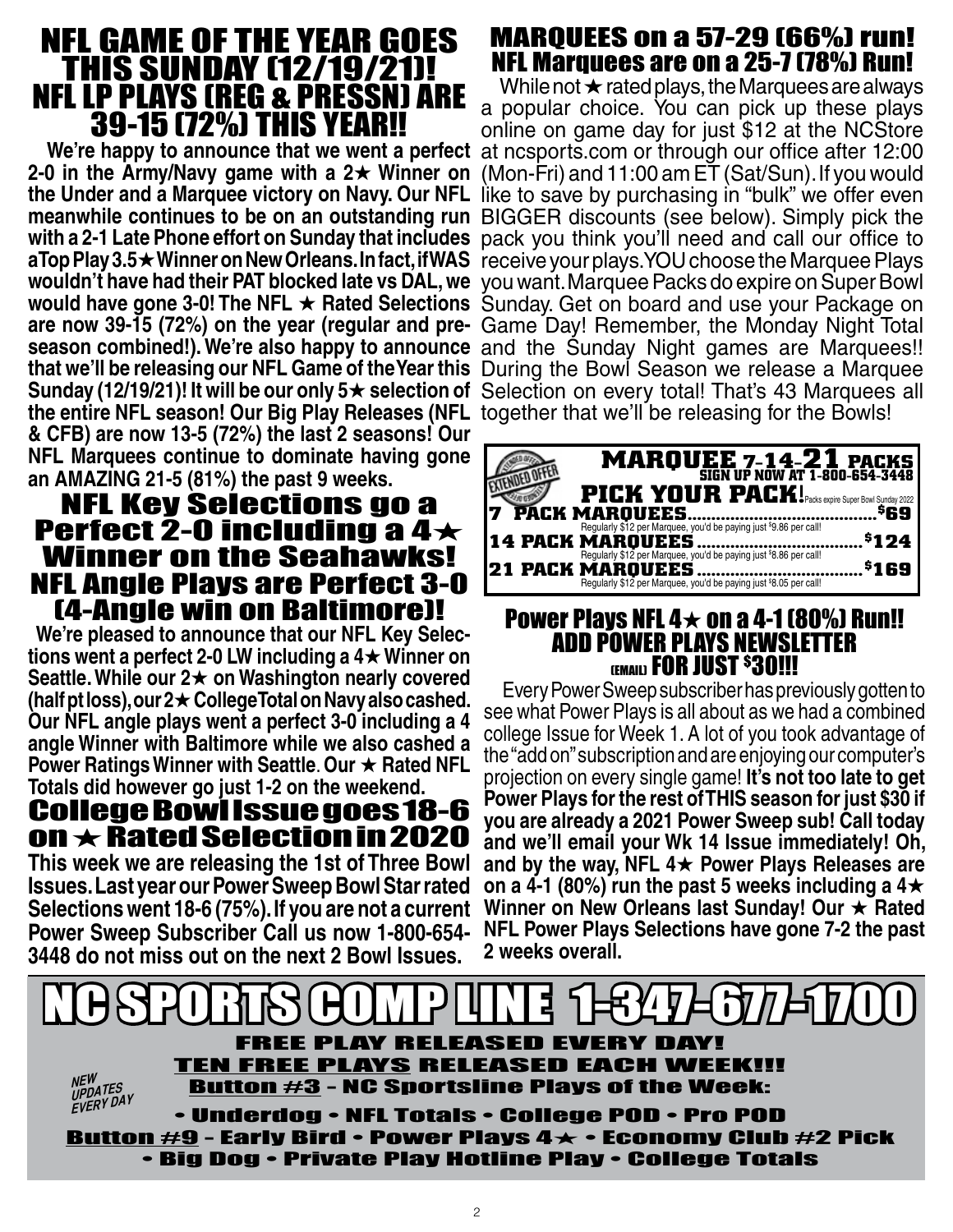# NFL GAME OF THE YEAR GOES THIS SUNDAY (12/19/21)! NFL LP PLAYS (REG & PRESSN) ARE 39-15 (72%) THIS YEAR!!

**We're happy to announce that we went a perfect 2-0 in the Army/Navy game with a 2★ Winner on the Under and a Marquee victory on Navy. Our NFL meanwhile continues to be on an outstanding run with a 2-1 Late Phone effort on Sunday that includes a Top Play 3.5★ Winner on New Orleans. In fact, if WAS wouldn't have had their PAT blocked late vs DAL, we would have gone 3-0! The NFL ★ Rated Selections are now 39-15 (72%) on the year (regular and preseason combined!). We're also happy to announce that we'll be releasing our NFL Game of the Year this Sunday (12/19/21)! It will be our only 5★ selection of the entire NFL season! Our Big Play Releases (NFL & CFB) are now 13-5 (72%) the last 2 seasons! Our NFL Marquees continue to dominate having gone an AMAZING 21-5 (81%) the past 9 weeks.**

## NFL Key Selections go a Perfect 2-0 including a 4★ Winner on the Seahawks! NFL Angle Plays are Perfect 3-0 (4-Angle win on Baltimore)!

**We're pleased to announce that our NFL Key Selections went a perfect 2-0 LW including a 4★ Winner on Seattle. While our 2★ on Washington nearly covered (half pt loss), our 2★ College Total on Navy also cashed. Our NFL angle plays went a perfect 3-0 including a 4 angle Winner with Baltimore while we also cashed a Power Ratings Winner with Seattle. Our ★ Rated NFL Totals did however go just 1-2 on the weekend.**

## College Bowl Issue goes 18-6 on ★ Rated Selection in 2020

**This week we are releasing the 1st of Three Bowl Issues. Last year our Power Sweep Bowl Star rated Selections went 18-6 (75%). If you are not a current Power Sweep Subscriber Call us now 1-800-654-3448 do not miss out on the next 2 Bowl Issues.**

# MARQUEES on a 57-29 (66%) run! NFL Marquees are on a 25-7 (78%) Run!

While not ★ rated plays, the Marquees are always a popular choice. You can pick up these plays online on game day for just $12 at the NCStore at ncsports.com or through our office after 12:00 (Mon-Fri) and 11:00 am ET (Sat/Sun). If you would like to save by purchasing in "bulk" we offer even BIGGER discounts (see below). Simply pick the pack you think you'll need and call our office to receive your plays. YOU choose the Marquee Plays you want. Marquee Packs do expire on Super Bowl Sunday. Get on board and use your Package on Game Day! Remember, the Monday Night Total and the Sunday Night games are Marquees!! During the Bowl Season we release a Marquee Selection on every total! That's 43 Marquees all together that we'll be releasing for the Bowls!

**EXTENDED OFFER**

## MARQUEE 7-14-21 PACKS
**SIGN UP NOW AT 1-800-654-3448**

**PICK YOUR PACK!** Packs expire Super Bowl Sunday 2022

**7 PACK MARQUEES** .......... $69
Regularly $12 per Marquee, you'd be paying just $9.86 per call!

**14 PACK MARQUEES** .......... $124
Regularly $12 per Marquee, you'd be paying just $8.86 per call!

**21 PACK MARQUEES** .......... $169
Regularly $12 per Marquee, you'd be paying just $8.05 per call!

## Power Plays NFL 4★ on a 4-1 (80%) Run!! ADD POWER PLAYS NEWSLETTER (EMAIL) FOR JUST $30!!!

Every Power Sweep subscriber has previously gotten to see what Power Plays is all about as we had a combined college Issue for Week 1. A lot of you took advantage of the "add on" subscription and are enjoying our computer's projection on every single game! **It's not too late to get Power Plays for the rest of THIS season for just $30 if you are already a 2021 Power Sweep sub! Call today and we'll email your Wk 14 Issue immediately! Oh, and by the way, NFL 4★ Power Plays Releases are on a 4-1 (80%) run the past 5 weeks including a 4★ Winner on New Orleans last Sunday! Our ★ Rated NFL Power Plays Selections have gone 7-2 the past 2 weeks overall.**

# NC SPORTS COMP LINE 1-347-677-1700

**FREE PLAY RELEASED EVERY DAY!**

**TEN FREE PLAYS RELEASED EACH WEEK!!!**

*NEW UPDATES EVERY DAY*

**Button #3 - NC Sportsline Plays of the Week:**

**• Underdog • NFL Totals • College POD • Pro POD**

**Button #9 - Early Bird • Power Plays 4★ • Economy Club #2 Pick • Big Dog • Private Play Hotline Play • College Totals**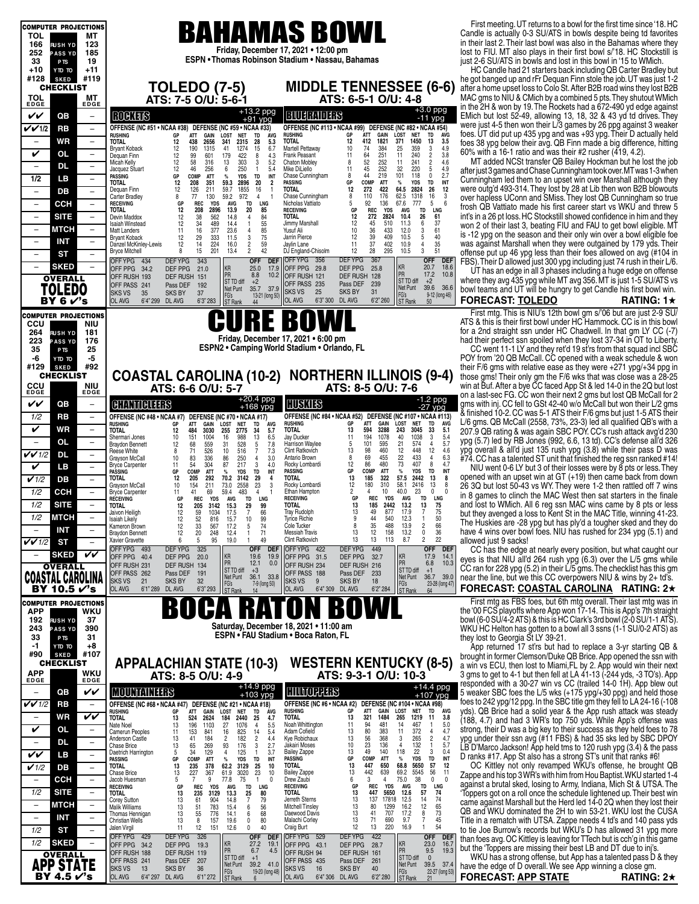# BAHAMAS BOWL

**Friday, December 17, 2021 • 12:00 pm**
**ESPN • Thomas Robinson Stadium • Nassau, Bahamas**

| COMPUTER PROJECTIONS | | |
|---|---|---|
| TOL | | MT |
| 166 | RUSH YD | 123 |
| 252 | PASS YD | 185 |
| 33 | PTS | 19 |
| +10 | YTD TO | +11 |
| #128 | SKED | #119 |

**CHECKLIST**

| TOL EDGE | | MT EDGE |
|---|---|---|
| ✓✓ | QB | – |
| ✓✓1/2 | RB | – |
| – | WR | – |
| ✓ | OL | – |
| – | DL | – |
| 1/2 | LB | – |
| – | DB | – |
| – | CCH | – |
| – | SITE | – |
| – | MTCH | – |
| – | INT | – |
| – | ST | – |
| – | SKED | – |

**OVERALL TOLEDO BY 6 ✓'s**

## TOLEDO (7-5)
**ATS: 7-5 O/U: 5-6-1**

**ROCKETS** +13.2 ppg / +91 ypg

OFFENSE (NC #51 • NCAA #38) DEFENSE (NC #59 • NCAA #33)

| RUSHING | GP | ATT | GAIN | LOST | NET | TD | AVG |
|---|---|---|---|---|---|---|---|
| TOTAL | 12 | 438 | 2656 | 341 | 2315 | 28 | 5.3 |
| Bryant Koback | 12 | 190 | 1315 | 41 | 1274 | 15 | 6.7 |
| Dequan Finn | 12 | 99 | 601 | 179 | 422 | 8 | 4.3 |
| Micah Kelly | 12 | 58 | 316 | 13 | 303 | 3 | 5.2 |
| Jacquez Stuart | 12 | 46 | 256 | 6 | 250 | 1 | 5.4 |

| PASSING | GP | COMP | ATT | % | YDS | TD | INT |
|---|---|---|---|---|---|---|---|
| TOTAL | 12 | 208 | 351 | 59.3 | 2896 | 20 | 2 |
| Dequan Finn | 12 | 126 | 211 | 59.7 | 1855 | 16 | 1 |
| Carter Bradley | 8 | 77 | 130 | 59.2 | 972 | 4 | 1 |

| RECEIVING | GP | REC | YDS | AVG | TD | LNG |
|---|---|---|---|---|---|---|
| TOTAL | 12 | 208 | 2896 | 13.9 | 20 | 85 |
| Devin Maddox | 12 | 38 | 562 | 14.8 | 4 | 84 |
| Isaiah Winstead | 12 | 34 | 489 | 14.4 | 1 | 55 |
| Matt Landers | 11 | 16 | 377 | 23.6 | 4 | 85 |
| Bryant Koback | 12 | 29 | 333 | 11.5 | 3 | 75 |
| Danzel McKinley-Lewis | 12 | 14 | 224 | 16.0 | 2 | 59 |
| Bryce Mitchell | 8 | 15 | 201 | 13.4 | 2 | 42 |

| | | | | | OFF | DEF |
|---|---|---|---|---|---|---|
| OFF YPG 434 | DEF YPG 343 | | | | | |
| OFF PPG 34.2 | DEF PPG 21.0 | | KR | | 25.0 | 17.9 |
| OFF RUSH 193 | DEF RUSH 151 | | PR | | 8.8 | 10.2 |
| OFF PASS 241 | Pass DEF 192 | | ST TD diff | | +2 | |
| SKS VS 35 | SKS BY 37 | | Net Punt | | 35.7 | 37.9 |
| OL AVG 6'4" 299 | DL AVG 6'3" 283 | | FG's | | 13-21 (long 50) | |
| | | | ST Rank | | 44 | |

## MIDDLE TENNESSEE (6-6)
**ATS: 6-5-1 O/U: 4-8**

**BLUE RAIDERS** +3.0 ppg / -11 ypg

OFFENSE (NC #113 • NCAA #99) DEFENSE (NC #82 • NCAA #54)

| RUSHING | GP | ATT | GAIN | LOST | NET | TD | AVG |
|---|---|---|---|---|---|---|---|
| TOTAL | 12 | 412 | 1821 | 371 | 1450 | 13 | 3.5 |
| Martell Pettaway | 10 | 74 | 384 | 25 | 359 | 3 | 4.9 |
| Frank Peasant | 11 | 64 | 251 | 11 | 240 | 2 | 3.8 |
| Chaton Mobley | 8 | 52 | 252 | 11 | 241 | 2 | 4.6 |
| Mike DiLiello | 11 | 45 | 252 | 32 | 220 | 5 | 4.9 |
| Chase Cunningham | 8 | 44 | 219 | 101 | 118 | 0 | 2.7 |

| PASSING | GP | COMP | ATT | % | YDS | TD | INT |
|---|---|---|---|---|---|---|---|
| TOTAL | 12 | 272 | 422 | 64.5 | 2824 | 26 | 12 |
| Chase Cunningham | 8 | 110 | 176 | 62.5 | 1318 | 16 | 3 |
| Nicholas Vattiato | 5 | 92 | 136 | 67.6 | 777 | 5 | 6 |

| RECEIVING | GP | REC | YDS | AVG | TD | LNG |
|---|---|---|---|---|---|---|
| TOTAL | 12 | 272 | 2824 | 10.4 | 26 | 61 |
| Jimmy Marshall | 12 | 45 | 510 | 11.3 | 6 | 37 |
| Yusuf Ali | 10 | 36 | 433 | 12.0 | 3 | 61 |
| Jarrin Pierce | 12 | 39 | 409 | 10.5 | 5 | 40 |
| Jaylin Lane | 11 | 37 | 402 | 10.9 | 4 | 35 |
| DJ England-Chisolm | 12 | 28 | 295 | 10.5 | 3 | 51 |

| | | | | | OFF | DEF |
|---|---|---|---|---|---|---|
| OFF YPG 356 | DEF YPG 367 | | | | | |
| OFF PPG 29.8 | DEF PPG 25.8 | | KR | | 20.7 | 18.6 |
| OFF RUSH 121 | DEF RUSH 128 | | PR | | 17.2 | 10.8 |
| OFF PASS 235 | Pass DEF 239 | | ST TD diff | | +2 | |
| SKS VS 25 | SKS BY 31 | | Net Punt | | 39.6 | 36.6 |
| OL AVG 6'3" 300 | DL AVG 6'2" 260 | | FG's | | 9-12 (long 46) | |
| | | | ST Rank | | 50 | |

First meeting. UT returns to a bowl for the first time since '18. HC Candle is actually 0-3 SU/ATS in bowls despite being fd favorites in their last 2. Their last bowl was also in the Bahamas where they lost to FIU. MT also plays in their first bowl s/'18. HC Stockstill is just 2-6 SU/ATS in bowls and lost in this bowl in '15 to WMich.

HC Candle had 21 starters back including QB Carter Bradley but he got banged up and rFr Dequan Finn stole the job. UT was just 1-2 after a home upset loss to Colo St. After B2B road wins they lost B2B MAC gms to NIU & CMich by a combined 5 pts. They shutout WMich in the 2H & won by 19. The Rockets had a 672-490 yd edge against EMich but lost 52-49, allowing 13, 18, 32 & 43 yd td drives. They were just 4-5 then won their L/3 games by 26 ppg against 3 weaker foes. UT did put up 435 ypg and was +93 ypg. Their D actually held foes 38 ypg below their avg. QB Finn made a big difference, hitting 60% with a 16-1 ratio and was their #2 rusher (419, 4.2).

MT added NCSt transfer QB Bailey Hockman but he lost the job after just 3 games and Chase Cunningham took over. MT was 1-3 when Cunningham led them to an upset win over Marshall although they were outgained 493-314. They lost by 28 at Lib then won B2B blowouts over hapless UConn and SMiss. They lost QB Cunningham so true frosh QB Vattiato made his first career start vs WKU and threw 5 int's in a 26 pt loss. HC Stockstill showed confidence in him and they won 2 of their last 3, beating FIU and FAU to get bowl eligible. MT is -12 ypg on the season and their only win over a bowl eligible foe was against Marshall when they were outgained by 179 yds. Their offense put up 46 ypg less than their foes allowed on avg (#104 in FBS). Their D allowed just over 300 ypg including just 74 rush in their L/6.

UT has an edge in all 3 phases including a huge edge on offense where they avg 435 ypg while MT avg 356. MT is just 1-5 SU/ATS vs bowl teams and UT will be hungry to get Candle his first bowl win.

**FORECAST: TOLEDO RATING: 1★**

---

# CURE BOWL

**Friday, December 17, 2021 • 6:00 pm**
**ESPN2 • Camping World Stadium • Orlando, FL**

| COMPUTER PROJECTIONS | | |
|---|---|---|
| CCU | | NIU |
| 264 | RUSH YD | 181 |
| 223 | PASS YD | 176 |
| 35 | PTS | 25 |
| -6 | YTD TO | -5 |
| #129 | SKED | #92 |

**CHECKLIST**

| CCU EDGE | | NIU EDGE |
|---|---|---|
| ✓✓ | QB | – |
| 1/2 | RB | – |
| ✓ | WR | – |
| – | OL | – |
| ✓✓1/2 | DL | – |
| ✓ | LB | – |
| ✓1/2 | DB | – |
| 1/2 | CCH | – |
| 1/2 | SITE | – |
| 1/2 | MTCH | – |
| – | INT | – |
| ✓✓1/2 | ST | – |
| – | SKED | ✓✓ |

**OVERALL COASTAL CAROLINA BY 10.5 ✓'s**

## COASTAL CAROLINA (10-2)
**ATS: 6-6 O/U: 5-7**

**CHANTICLEERS** +20.4 ppg / +168 ypg

OFFENSE (NC #48 • NCAA #47) DEFENSE (NC #70 • NCAA #17)

| RUSHING | GP | ATT | GAIN | LOST | NET | TD | AVG |
|---|---|---|---|---|---|---|---|
| TOTAL | 12 | 484 | 3030 | 255 | 2775 | 34 | 5.7 |
| Shermari Jones | 10 | 151 | 1004 | 16 | 988 | 13 | 6.5 |
| Braydon Bennett | 12 | 68 | 559 | 31 | 528 | 5 | 7.8 |
| Reese White | 8 | 71 | 526 | 10 | 516 | 7 | 7.3 |
| Grayson McCall | 10 | 83 | 336 | 86 | 250 | 4 | 3.0 |
| Bryce Carpenter | 11 | 54 | 304 | 87 | 217 | 3 | 4.0 |

| PASSING | GP | COMP | ATT | % | YDS | TD | INT |
|---|---|---|---|---|---|---|---|
| TOTAL | 12 | 205 | 292 | 70.2 | 3142 | 29 | 4 |
| Grayson McCall | 10 | 154 | 211 | 73.0 | 2558 | 23 | 3 |
| Bryce Carpenter | 11 | 41 | 69 | 59.4 | 483 | 4 | 1 |

| RECEIVING | GP | REC | YDS | AVG | TD | LNG |
|---|---|---|---|---|---|---|
| TOTAL | 12 | 205 | 3142 | 15.3 | 29 | 99 |
| Jaivon Heiligh | 12 | 59 | 1034 | 17.5 | 7 | 66 |
| Isaiah Likely | 12 | 52 | 816 | 15.7 | 10 | 99 |
| Kameron Brown | 12 | 33 | 567 | 17.2 | 5 | 74 |
| Braydon Bennett | 12 | 20 | 248 | 12.4 | 1 | 71 |
| Xavier Gravette | 6 | 5 | 95 | 19.0 | 1 | 49 |

| | | | | | OFF | DEF |
|---|---|---|---|---|---|---|
| OFF YPG 493 | DEF YPG 325 | | | | | |
| OFF PPG 40.4 | DEF PPG 20.0 | | KR | | 19.6 | 19.9 |
| OFF RUSH 231 | DEF RUSH 134 | | PR | | 12.1 | 0.0 |
| OFF PASS 262 | Pass DEF 191 | | ST TD diff | | +3 | |
| SKS VS 21 | SKS BY 32 | | Net Punt | | 36.1 | 33.8 |
| OL AVG 6'1" 289 | DL AVG 6'3" 293 | | FG's | | 7-9 (long 50) | |
| | | | ST Rank | | 14 | |

## NORTHERN ILLINOIS (9-4)
**ATS: 8-5 O/U: 7-6**

**HUSKIES** -1.2 ppg / -27 ypg

OFFENSE (NC #84 • NCAA #52) DEFENSE (NC #107 • NCAA #113)

| RUSHING | GP | ATT | GAIN | LOST | NET | TD | AVG |
|---|---|---|---|---|---|---|---|
| TOTAL | 13 | 594 | 3288 | 243 | 3045 | 33 | 5.1 |
| Jay Ducker | 11 | 194 | 1078 | 40 | 1038 | 3 | 5.4 |
| Harrison Waylee | 5 | 101 | 595 | 21 | 574 | 4 | 5.7 |
| Clint Ratkovich | 13 | 98 | 460 | 12 | 448 | 12 | 4.6 |
| Antario Brown | 8 | 69 | 455 | 22 | 433 | 4 | 6.3 |
| Rocky Lombardi | 12 | 86 | 480 | 73 | 407 | 8 | 4.7 |

| PASSING | GP | COMP | ATT | % | YDS | TD | INT |
|---|---|---|---|---|---|---|---|
| TOTAL | 13 | 185 | 322 | 57.5 | 2442 | 13 | 8 |
| Rocky Lombardi | 12 | 180 | 310 | 58.1 | 2416 | 13 | 8 |
| Ethan Hampton | 2 | 4 | 10 | 40.0 | 23 | 0 | 0 |

| RECEIVING | GP | REC | YDS | AVG | TD | LNG |
|---|---|---|---|---|---|---|
| TOTAL | 13 | 185 | 2442 | 13.2 | 13 | 75 |
| Tray Rudolph | 13 | 49 | 877 | 17.9 | 7 | 75 |
| Tyrice Richie | 9 | 44 | 540 | 12.3 | 1 | 50 |
| Cole Tucker | 8 | 35 | 488 | 13.9 | 2 | 66 |
| Messiah Travis | 13 | 12 | 158 | 13.2 | 0 | 36 |
| Clint Ratkovich | 13 | 13 | 113 | 8.7 | 2 | 22 |

| | | | | | OFF | DEF |
|---|---|---|---|---|---|---|
| OFF YPG 422 | DEF YPG 449 | | | | | |
| OFF PPG 31.5 | DEF PPG 32.7 | | KR | | 17.9 | 14.1 |
| OFF RUSH 234 | DEF RUSH 216 | | PR | | 6.8 | 10.3 |
| OFF PASS 188 | Pass DEF 233 | | ST TD diff | | +1 | |
| SKS VS 9 | SKS BY 18 | | Net Punt | | 36.7 | 39.0 |
| OL AVG 6'4" 309 | DL AVG 6'2" 284 | | FG's | | 23-28 (long 47) | |
| | | | ST Rank | | 64 | |

First mtg. This is NIU's 12th bowl gm s/'06 but are just 2-9 SU/ATS & this is their first bowl under HC Hammock. CC is in this bowl for a 2nd straight ssn under HC Chadwell. In that gm LY CC (-7) had their perfect ssn spoiled when they lost 37-34 in OT to Liberty.

CC went 11-1 LY and they ret'd 19 st'rs from that squad incl SBC POY from '20 QB McCall. CC opened with a weak schedule & won their F/6 gms with relative ease as they were +271 ypg/+34 ppg in those gms! Their only gm the F/6 wks that was close was a 28-25 win at Buf. After a bye CC faced App St & led 14-0 in the 2Q but lost on a last-sec FG. CC won their next 2 gms but lost QB McCall for 2 gms with inj. CC fell to GSt 42-40 w/o McCall but won their L/2 gms & finished 10-2. CC was 5-1 ATS their F/6 gms but just 1-5 ATS their L/6 gms. QB McCall (2558, 73%, 23-3) led all qualified QB's with a 207.9 QB rating & was again SBC POY. CC's rush attack avg'd 230 ypg (5.7) led by RB Jones (992, 6.6, 13 td). CC's defense all'd 326 ypg overall & all'd just 135 rush ypg (3.8) while their pass D was #74. CC has a talented ST unit that finished the reg ssn ranked #14!

NIU went 0-6 LY but 3 of their losses were by 8 pts or less. They opened with an upset win at GT (+19) then came back from down 26 3Q but lost 50-43 vs WY. They were 1-2 then rattled off 7 wins in 8 games to clinch the MAC West then sat starters in the finale and lost to WMich. All 6 reg ssn MAC wins came by 8 pts or less but they avenged a loss to Kent St in the MAC Title, winning 41-23. The Huskies are -28 ypg but has ply'd a tougher sked and they do have 4 wins over bowl foes. NIU has rushed for 234 ypg (5.1) and allowed just 9 sacks!

CC has the edge at nearly every position, but what caught our eyes is that NIU all'd 264 rush ypg (6.3) over the L/5 gms while CC ran for 228 ypg (5.2) in their L/5 gms. The checklist has this gm near the line, but we this CC overpowers NIU & wins by 2+ td's.

**FORECAST: COASTAL CAROLINA RATING: 2★**

---

# BOCA RATON BOWL

**Saturday, December 18, 2021 • 11:00 am**
**ESPN • FAU Stadium • Boca Raton, FL**

| COMPUTER PROJECTIONS | | |
|---|---|---|
| APP | | WKU |
| 192 | RUSH YD | 37 |
| 243 | PASS YD | 390 |
| 33 | PTS | 31 |
| -1 | YTD TO | +8 |
| #90 | SKED | #107 |

**CHECKLIST**

| APP EDGE | | WKU EDGE |
|---|---|---|
| – | QB | ✓✓ |
| ✓✓1/2 | RB | – |
| – | WR | ✓✓ |
| ✓ | OL | – |
| – | DL | – |
| ✓✓ | LB | – |
| ✓1/2 | DB | – |
| – | CCH | – |
| 1/2 | SITE | – |
| – | MTCH | – |
| – | INT | – |
| 1/2 | ST | – |
| 1/2 | SKED | – |

**OVERALL APP STATE BY 4.5 ✓'s**

## APPALACHIAN STATE (10-3)
**ATS: 8-5 O/U: 4-9**

**MOUNTAINEERS** +14.9 ppg / +103 ypg

OFFENSE (NC #68 • NCAA #47) DEFENSE (NC #21 • NCAA #18)

| RUSHING | GP | ATT | GAIN | LOST | NET | TD | AVG |
|---|---|---|---|---|---|---|---|
| TOTAL | 13 | 524 | 2624 | 184 | 2440 | 25 | 4.7 |
| Nate Noel | 13 | 196 | 1103 | 27 | 1076 | 4 | 5.5 |
| Camerun Peoples | 11 | 153 | 841 | 16 | 825 | 14 | 5.4 |
| Anderson Castle | 13 | 41 | 184 | 2 | 182 | 2 | 4.4 |
| Chase Brice | 13 | 65 | 269 | 93 | 176 | 3 | 2.7 |
| Daetrich Harrington | 5 | 34 | 129 | 4 | 125 | 1 | 3.7 |

| PASSING | GP | COMP | ATT | % | YDS | TD | INT |
|---|---|---|---|---|---|---|---|
| TOTAL | 13 | 235 | 378 | 62.2 | 3129 | 25 | 10 |
| Chase Brice | 13 | 227 | 367 | 61.9 | 3020 | 23 | 10 |
| Jacob Huesman | 5 | 7 | 9 | 77.8 | 75 | 1 | 0 |

| RECEIVING | GP | REC | YDS | AVG | TD | LNG |
|---|---|---|---|---|---|---|
| TOTAL | 13 | 235 | 3129 | 13.3 | 25 | 80 |
| Corey Sutton | 13 | 61 | 904 | 14.8 | 7 | 79 |
| Malik Williams | 13 | 51 | 783 | 15.4 | 6 | 56 |
| Thomas Hennigan | 13 | 55 | 776 | 14.1 | 6 | 68 |
| Christian Wells | 13 | 8 | 157 | 19.6 | 0 | 80 |
| Jalen Virgil | 11 | 12 | 151 | 12.6 | 0 | 40 |

| | | | | | OFF | DEF |
|---|---|---|---|---|---|---|
| OFF YPG 429 | DEF YPG 326 | | | | | |
| OFF PPG 34.2 | DEF PPG 19.3 | | KR | | 27.2 | 19.1 |
| OFF RUSH 188 | DEF RUSH 119 | | PR | | 6.7 | 4.5 |
| OFF PASS 241 | Pass DEF 207 | | ST TD diff | | +1 | |
| SKS VS 13 | SKS BY 36 | | Net Punt | | 39.2 | 41.0 |
| OL AVG 6'4" 297 | DL AVG 6'1" 272 | | FG's | | 19-20 (long 48) | |
| | | | ST Rank | | 6 | |

## WESTERN KENTUCKY (8-5)
**ATS: 9-3-1 O/U: 10-3**

**HILLTOPPERS** +14.4 ppg / +107 ypg

OFFENSE (NC #6 • NCAA #2) DEFENSE (NC #104 • NCAA #96)

| RUSHING | GP | ATT | GAIN | LOST | NET | TD | AVG |
|---|---|---|---|---|---|---|---|
| TOTAL | 13 | 321 | 1484 | 265 | 1219 | 11 | 3.8 |
| Noah Whittington | 11 | 94 | 481 | 14 | 467 | 1 | 5.0 |
| Adam Cofield | 13 | 80 | 383 | 11 | 372 | 4 | 4.7 |
| Kye Robichaux | 13 | 56 | 368 | 3 | 265 | 2 | 4.7 |
| Jakairi Moses | 10 | 23 | 136 | 4 | 132 | 1 | 5.7 |
| Bailey Zappe | 13 | 49 | 140 | 118 | 22 | 3 | 0.4 |

| PASSING | GP | COMP | ATT | % | YDS | TD | INT |
|---|---|---|---|---|---|---|---|
| TOTAL | 13 | 447 | 650 | 68.8 | 5650 | 57 | 12 |
| Bailey Zappe | 13 | 442 | 639 | 69.2 | 5545 | 56 | 11 |
| Drew Zaubi | 6 | 3 | 4 | 75.0 | 38 | 0 | 0 |

| RECEIVING | GP | REC | YDS | AVG | TD | LNG |
|---|---|---|---|---|---|---|
| TOTAL | 13 | 447 | 5650 | 12.6 | 57 | 74 |
| Jerreth Sterns | 13 | 137 | 17818 | 12.5 | 14 | 74 |
| Mitchell Tinsley | 13 | 80 | 1299 | 16.2 | 12 | 65 |
| Daewood Davis | 13 | 41 | 707 | 17.2 | 8 | 73 |
| Malachi Corley | 13 | 71 | 690 | 9.7 | 7 | 45 |
| Craig Burt | 12 | 13 | 220 | 16.9 | 1 | 54 |

| | | | | | OFF | DEF |
|---|---|---|---|---|---|---|
| OFF YPG 529 | DEF YPG 422 | | | | | |
| OFF PPG 43.1 | DEF PPG 28.7 | | KR | | 23.0 | 16.7 |
| OFF RUSH 94 | DEF RUSH 161 | | PR | | 9.5 | 19.3 |
| OFF PASS 435 | Pass DEF 261 | | ST TD diff | | +0 | |
| SKS VS 16 | SKS BY 40 | | Net Punt | | 39.5 | 37.4 |
| OL AVG 6'4" 306 | DL AVG 6'2" 280 | | FG's | | 22-27 (long 53) | |
| | | | ST Rank | | 21 | |

First mtg as FBS foes, but 6th mtg overall. Their last mtg was in the '00 FCS playoffs where App won 17-14. This is App's 7th straight bowl (6-0 SU/4-2 ATS) & this is HC Clark's 3rd bowl (2-0 SU/1-1 ATS). WKU HC Helton has gotten to a bowl all 3 ssns (1-1 SU/0-2 ATS) as they lost to Georgia St LY 39-21.

App returned 17 st'rs but had to replace a 3-yr starting QB & brought in former Clemson/Duke QB Brice. App opened the ssn with a win vs ECU, then lost to Miami,FL by 2. App would win their next 3 gms to get to 4-1 but then fell at LA 41-13 (-244 yds, -3 TO's). App responded with a 30-27 win vs CC (trailed 14-0 1H). App blew out 5 weaker SBC foes the L/5 wks (+175 ypg/+30 ppg) and held those foes to 242 ypg/12 ppg. In the SBC title gm they fell to LA 24-16 (-108 yds). QB Brice had a solid year & the App rush attack was steady (188, 4.7) and had 3 WR's top 750 yds. While App's offense was strong, their D was a big key to their success as they held foes to 78 ypg under their ssn avg (#11 FBS) & had 35 sks led by SBC DPOY LB D'Marco Jackson! App held tms to 120 rush ypg (3.4) & the pass D ranks #17. App St also has a strong ST's unit that ranks #6!

OC Kittley not only revamped WKU's offense, he brought QB Zappe and his top 3 WR's with him from Hou Baptist. WKU started 1-4 against a brutal sked, losing to Army, Indiana, Mich St & UTSA. The 'Toppers got on a roll once the schedule lightened up. Their best win came against Marshall but the Herd led 14-0 2Q when they lost their QB and WKU dominated the 2H to win 53-21. WKU lost the CUSA Title in a rematch with UTSA. Zappe needs 4 td's and 140 pass yds to tie Joe Burrow's records but WKU's D has allowed 31 ypg more than foes avg. OC Kittley is leaving for TTech but is coh'g in this game but the 'Toppers are missing their best LB and DT due to inj's.

WKU has a strong offense, but App has a talented pass D & they have the edge of D overall. We see App winning a close gm.

**FORECAST: APP STATE RATING: 2★**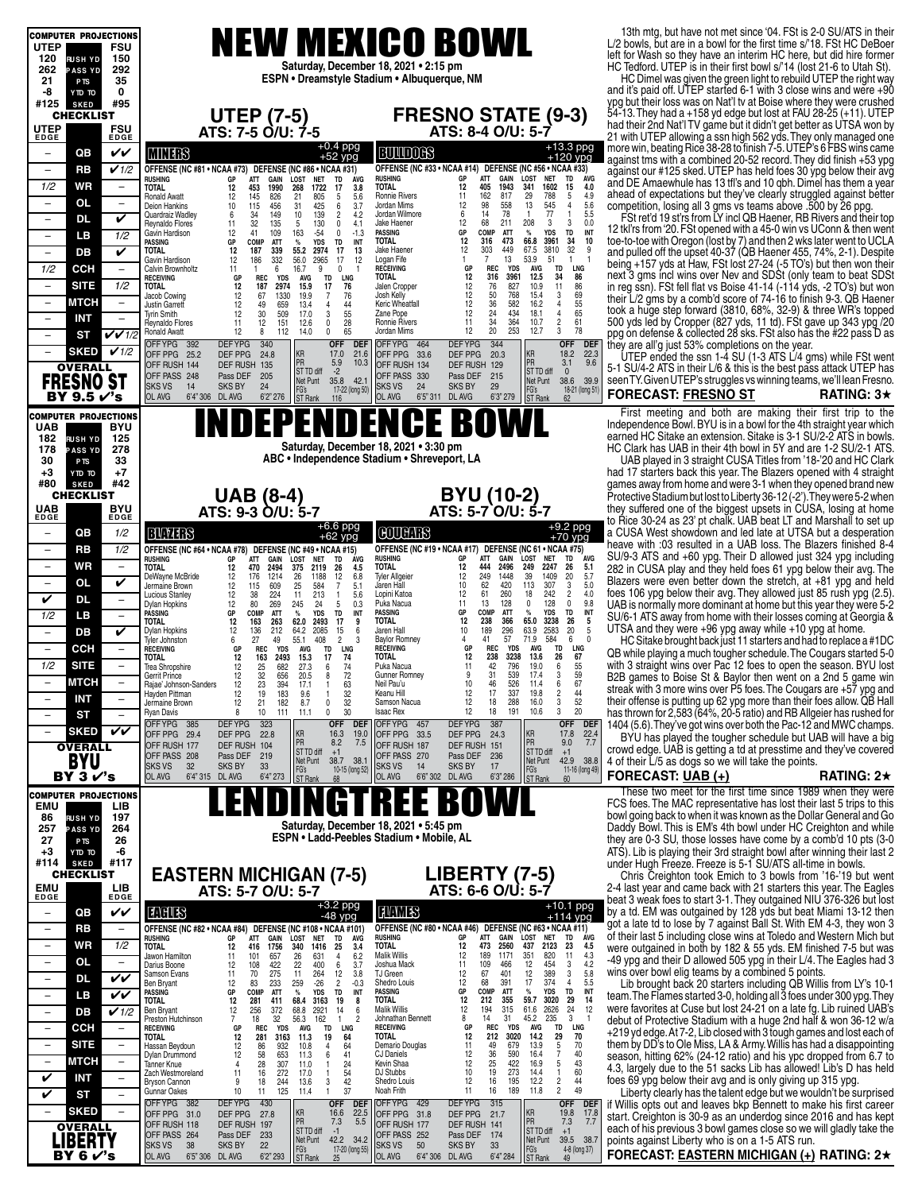# NEW MEXICO BOWL

**Saturday, December 18, 2021 • 2:15 pm**
**ESPN • Dreamstyle Stadium • Albuquerque, NM**

## COMPUTER PROJECTIONS

| UTEP | | FSU |
|---|---|---|
| 120 | RUSH YD | 150 |
| 262 | PASS YD | 292 |
| 21 | PTS | 35 |
| -8 | YTD TO | 0 |
| #125 | SKED | #95 |

## CHECKLIST

| UTEP EDGE | | FSU EDGE |
|---|---|---|
| – | QB | ✔✔ |
| – | RB | ✔1/2 |
| 1/2 | WR | – |
| – | OL | – |
| – | DL | ✔ |
| – | LB | 1/2 |
| – | DB | ✔ |
| 1/2 | CCH | – |
| – | SITE | 1/2 |
| – | MTCH | – |
| – | INT | – |
| – | ST | ✔✔1/2 |
| – | SKED | ✔1/2 |

**OVERALL: FRESNO ST BY 9.5 ✔'s**

## UTEP (7-5)
**ATS: 7-5 O/U: 7-5**

**MINERS** +0.4 ppg / +52 ypg

OFFENSE (NC #81 • NCAA #73) DEFENSE (NC #86 • NCAA #81)

| RUSHING | GP | ATT | GAIN | LOST | NET | TD | AVG |
|---|---|---|---|---|---|---|---|
| TOTAL | 12 | 453 | 1990 | 268 | 1722 | 17 | 3.8 |
| Ronald Awatt | 12 | 145 | 826 | 21 | 805 | 5 | 5.6 |
| Deion Hankins | 10 | 115 | 456 | 31 | 425 | 6 | 3.7 |
| Quardraiz Wadley | 6 | 34 | 149 | 10 | 139 | 2 | 4.2 |
| Reynaldo Flores | 11 | 32 | 135 | 5 | 130 | 0 | 4.1 |
| Gavin Hardison | 12 | 41 | 109 | 163 | -54 | 0 | -1.3 |

| PASSING | GP | COMP | ATT | % | YDS | TD | INT |
|---|---|---|---|---|---|---|---|
| TOTAL | 12 | 187 | 339 | 55.2 | 2974 | 17 | 13 |
| Gavin Hardison | 12 | 186 | 332 | 56.0 | 2965 | 17 | 12 |
| Calvin Brownholtz | 11 | 1 | 6 | 16.7 | 9 | 0 | 1 |

| RECEIVING | GP | REC | YDS | AVG | TD | LNG |
|---|---|---|---|---|---|---|
| TOTAL | 12 | 187 | 2974 | 15.9 | 17 | 76 |
| Jacob Cowing | 12 | 67 | 1330 | 19.9 | 7 | 76 |
| Justin Garrett | 12 | 49 | 659 | 13.4 | 4 | 44 |
| Tyrin Smith | 12 | 30 | 509 | 17.0 | 3 | 55 |
| Reynaldo Flores | 11 | 12 | 151 | 12.6 | 0 | 28 |
| Ronald Awatt | 12 | 8 | 112 | 14.0 | 0 | 65 |

| | | | | | OFF | DEF |
|---|---|---|---|---|---|---|
| OFF YPG 392 | DEF YPG 340 | | | | | |
| OFF PPG 25.2 | DEF PPG 24.8 | | | KR | 17.0 | 21.6 |
| OFF RUSH 144 | DEF RUSH 135 | | | PR | 5.9 | 10.3 |
| OFF PASS 248 | Pass DEF 205 | | | ST TD diff | -2 | |
| SKS VS 14 | SKS BY 24 | | | Net Punt | 35.8 | 42.1 |
| OL AVG 6'4" 306 | DL AVG 6'2" 276 | | | FG's | 17-22 (long 50) | |
| | | | | ST Rank | 116 | |

## FRESNO STATE (9-3)
**ATS: 8-4 O/U: 5-7**

**BULLDOGS** +13.3 ppg / +120 ypg

OFFENSE (NC #33 • NCAA #14) DEFENSE (NC #56 • NCAA #33)

| RUSHING | GP | ATT | GAIN | LOST | NET | TD | AVG |
|---|---|---|---|---|---|---|---|
| TOTAL | 12 | 405 | 1943 | 341 | 1602 | 15 | 4.0 |
| Ronnie Rivers | 11 | 162 | 817 | 29 | 788 | 5 | 4.9 |
| Jordan Mims | 12 | 98 | 558 | 13 | 545 | 4 | 5.6 |
| Jordan Wilmore | 6 | 14 | 78 | 1 | 77 | 1 | 5.5 |
| Jake Haener | 12 | 68 | 211 | 208 | 3 | 3 | 0.0 |

| PASSING | GP | COMP | ATT | % | YDS | TD | INT |
|---|---|---|---|---|---|---|---|
| TOTAL | 12 | 316 | 473 | 66.8 | 3961 | 34 | 10 |
| Jake Haener | 12 | 303 | 449 | 67.5 | 3810 | 32 | 9 |
| Logan Fife | 1 | 7 | 13 | 53.9 | 51 | 1 | 1 |

| RECEIVING | GP | REC | YDS | AVG | TD | LNG |
|---|---|---|---|---|---|---|
| TOTAL | 12 | 316 | 3961 | 12.5 | 34 | 86 |
| Jalen Cropper | 12 | 76 | 827 | 10.9 | 11 | 86 |
| Josh Kelly | 12 | 50 | 768 | 15.4 | 3 | 69 |
| Keric Wheatfall | 12 | 36 | 582 | 16.2 | 4 | 55 |
| Zane Pope | 12 | 24 | 434 | 18.1 | 4 | 65 |
| Ronnie Rivers | 11 | 34 | 364 | 10.7 | 2 | 61 |
| Jordan Mims | 12 | 20 | 253 | 12.7 | 3 | 78 |

| | | | | | OFF | DEF |
|---|---|---|---|---|---|---|
| OFF YPG 464 | DEF YPG 344 | | | | | |
| OFF PPG 33.6 | DEF PPG 20.3 | | | KR | 18.2 | 22.3 |
| OFF RUSH 134 | DEF RUSH 129 | | | PR | 3.1 | 9.6 |
| OFF PASS 330 | Pass DEF 215 | | | ST TD diff | 0 | |
| SKS VS 24 | SKS BY 29 | | | Net Punt | 38.6 | 39.9 |
| OL AVG 6'5" 311 | DL AVG 6'3" 279 | | | FG's | 18-21 (long 51) | |
| | | | | ST Rank | 62 | |

13th mtg, but have not met since '04. FSt is 2-0 SU/ATS in their L/2 bowls, but are in a bowl for the first time s/'18. FSt HC DeBoer left for Wash so they have an interim HC here, but did hire former HC Tedford. UTEP is in their first bowl s/'14 (lost 21-6 to Utah St).

HC Dimel was given the green light to rebuild UTEP the right way and it's paid off. UTEP started 6-1 with 3 close wins and were +90 ypg but their loss was on Nat'l tv at Boise where they were crushed 54-13. They had a +158 yd edge but lost at FAU 28-25 (+11). UTEP had their 2nd Nat'l TV game but it didn't get better as UTSA won by 21 with UTEP allowing a ssn high 562 yds. They only managed one more win, beating Rice 38-28 to finish 7-5. UTEP's 6 FBS wins came against tms with a combined 20-52 record. They did finish +53 ypg against our #125 sked. UTEP has held foes 30 ypg below their avg and DE Amaewhule has 13 tfl's and 10 qbh. Dimel has them a year ahead of expectations but they've clearly struggled against better competition, losing all 3 gms vs teams above .500 by 26 ppg.

FSt ret'd 19 st'rs from LY incl QB Haener, RB Rivers and their top 12 tkl'rs from '20. FSt opened with a 45-0 win vs UConn & then went toe-to-toe with Oregon (lost by 7) and then 2 wks later went to UCLA and pulled off the upset 40-37 (QB Haener 455, 74%, 2-1). Despite being +157 yds at Haw, FSt lost 27-24 (-5 TO's) but then won their next 3 gms incl wins over Nev and SDSt (only team to beat SDSt in reg ssn). FSt fell flat vs Boise 41-14 (-114 yds, -2 TO's) but won their L/2 gms by a comb'd score of 74-16 to finish 9-3. QB Haener took a huge step forward (3810, 68%, 32-9) & three WR's topped 500 yds led by Cropper (827 yds, 11 td). FSt gave up 343 ypg /20 ppg on defense & collected 28 sks. FSt also has the #22 pass D as they are all'g just 53% completions on the year.

UTEP ended the ssn 1-4 SU (1-3 ATS L/4 gms) while FSt went 5-1 SU/4-2 ATS in their L/6 & this is the best pass attack UTEP has seen TY. Given UTEP's struggles vs winning teams, we'll lean Fresno.

**FORECAST: FRESNO ST RATING: 3★**

---

# INDEPENDENCE BOWL

**Saturday, December 18, 2021 • 3:30 pm**
**ABC • Independence Stadium • Shreveport, LA**

## COMPUTER PROJECTIONS

| UAB | | BYU |
|---|---|---|
| 182 | RUSH YD | 125 |
| 178 | PASS YD | 278 |
| 30 | PTS | 33 |
| +3 | YTD TO | +7 |
| #80 | SKED | #42 |

## CHECKLIST

| UAB EDGE | | BYU EDGE |
|---|---|---|
| – | QB | 1/2 |
| – | RB | 1/2 |
| – | WR | – |
| – | OL | ✔ |
| ✔ | DL | – |
| 1/2 | LB | – |
| – | DB | ✔ |
| – | CCH | – |
| 1/2 | SITE | – |
| – | MTCH | – |
| – | INT | – |
| – | ST | – |
| – | SKED | ✔✔ |

**OVERALL: BYU BY 3 ✔'s**

## UAB (8-4)
**ATS: 9-3 O/U: 5-7**

**BLAZERS** +6.6 ppg / +62 ypg

OFFENSE (NC #64 • NCAA #78) DEFENSE (NC #49 • NCAA #15)

| RUSHING | GP | ATT | GAIN | LOST | NET | TD | AVG |
|---|---|---|---|---|---|---|---|
| TOTAL | 12 | 470 | 2494 | 375 | 2119 | 26 | 4.5 |
| DeWayne McBride | 12 | 176 | 1214 | 26 | 1188 | 12 | 6.8 |
| Jermaine Brown | 12 | 115 | 609 | 25 | 584 | 7 | 5.1 |
| Lucious Stanley | 12 | 38 | 224 | 11 | 213 | 1 | 5.6 |
| Dylan Hopkins | 12 | 80 | 269 | 245 | 24 | 5 | 0.3 |

| PASSING | GP | COMP | ATT | % | YDS | TD | INT |
|---|---|---|---|---|---|---|---|
| TOTAL | 12 | 163 | 263 | 62.0 | 2493 | 17 | 9 |
| Dylan Hopkins | 12 | 136 | 212 | 64.2 | 2085 | 15 | 6 |
| Tyler Johnston | 6 | 27 | 49 | 55.1 | 408 | 2 | 3 |

| RECEIVING | GP | REC | YDS | AVG | TD | LNG |
|---|---|---|---|---|---|---|
| TOTAL | 12 | 163 | 2493 | 15.3 | 17 | 74 |
| Trea Shropshire | 12 | 25 | 682 | 27.3 | 6 | 74 |
| Gerrit Prince | 12 | 32 | 656 | 20.5 | 8 | 72 |
| Rajae' Johnson-Sanders | 12 | 23 | 394 | 17.1 | 1 | 63 |
| Hayden Pittman | 12 | 19 | 183 | 9.6 | 1 | 32 |
| Jermaine Brown | 12 | 21 | 182 | 8.7 | 0 | 32 |
| Ryan Davis | 8 | 10 | 111 | 11.1 | 0 | 30 |

| | | | | | OFF | DEF |
|---|---|---|---|---|---|---|
| OFF YPG 385 | DEF YPG 323 | | | | | |
| OFF PPG 29.4 | DEF PPG 22.8 | | | KR | 16.3 | 19.0 |
| OFF RUSH 177 | DEF RUSH 104 | | | PR | 8.2 | 7.5 |
| OFF PASS 208 | Pass DEF 219 | | | ST TD diff | +1 | |
| SKS VS 32 | SKS BY 33 | | | Net Punt | 38.7 | 38.1 |
| OL AVG 6'4" 315 | DL AVG 6'4" 273 | | | FG's | 10-15 (long 52) | |
| | | | | ST Rank | 68 | |

## BYU (10-2)
**ATS: 5-7 O/U: 5-7**

**COUGARS** +9.2 ppg / +70 ypg

OFFENSE (NC #19 • NCAA #17) DEFENSE (NC 61 • NCAA #75)

| RUSHING | GP | ATT | GAIN | LOST | NET | TD | AVG |
|---|---|---|---|---|---|---|---|
| TOTAL | 12 | 444 | 2496 | 249 | 2247 | 26 | 5.1 |
| Tyler Allgeier | 12 | 249 | 1448 | 39 | 1409 | 20 | 5.7 |
| Jaren Hall | 10 | 62 | 420 | 113 | 307 | 3 | 5.0 |
| Lopini Katoa | 12 | 61 | 260 | 18 | 242 | 2 | 4.0 |
| Puka Nacua | 11 | 13 | 128 | 0 | 128 | 0 | 9.8 |

| PASSING | GP | COMP | ATT | % | YDS | TD | INT |
|---|---|---|---|---|---|---|---|
| TOTAL | 12 | 238 | 366 | 65.0 | 3238 | 26 | 5 |
| Jaren Hall | 10 | 189 | 296 | 63.9 | 2583 | 20 | 5 |
| Baylor Romney | 4 | 41 | 57 | 71.9 | 584 | 6 | 0 |

| RECEIVING | GP | REC | YDS | AVG | TD | LNG |
|---|---|---|---|---|---|---|
| TOTAL | 12 | 238 | 3238 | 13.6 | 26 | 67 |
| Puka Nacua | 11 | 42 | 796 | 19.0 | 6 | 55 |
| Gunner Romney | 9 | 31 | 539 | 17.4 | 3 | 59 |
| Neil Pau'u | 10 | 46 | 526 | 11.4 | 6 | 67 |
| Keanu Hill | 12 | 17 | 337 | 19.8 | 2 | 44 |
| Samson Nacua | 12 | 18 | 288 | 16.0 | 3 | 52 |
| Isaac Rex | 12 | 18 | 191 | 10.6 | 3 | 20 |

| | | | | | OFF | DEF |
|---|---|---|---|---|---|---|
| OFF YPG 457 | DEF YPG 387 | | | | | |
| OFF PPG 33.5 | DEF PPG 24.3 | | | KR | 17.8 | 22.4 |
| OFF RUSH 187 | DEF RUSH 151 | | | PR | 9.0 | 7.7 |
| OFF PASS 270 | Pass DEF 236 | | | ST TD diff | +1 | |
| SKS VS 14 | SKS BY 17 | | | Net Punt | 42.9 | 38.8 |
| OL AVG 6'6" 302 | DL AVG 6'3" 286 | | | FG's | 11-16 (long 49) | |
| | | | | ST Rank | 60 | |

First meeting and both are making their first trip to the Independence Bowl. BYU is in a bowl for the 4th straight year which earned HC Sitake an extension. Sitake is 3-1 SU/2-2 ATS in bowls. HC Clark has UAB in their 4th bowl in 5Y and are 1-2 SU/2-1 ATS.

UAB played in 3 straight CUSA Titles from '18-'20 and HC Clark had 17 starters back this year. The Blazers opened with 4 straight games away from home and were 3-1 when they opened brand new Protective Stadium but lost to Liberty 36-12 (-2'). They were 5-2 when they suffered one of the biggest upsets in CUSA, losing at home to Rice 30-24 as 23' pt chalk. UAB beat LT and Marshall to set up a CUSA West showdown and led late at UTSA but a desperation heave with :03 resulted in a UAB loss. The Blazers finished 8-4 SU/9-3 ATS and +60 ypg. Their D allowed just 324 ypg including 282 in CUSA play and they held foes 61 ypg below their avg. The Blazers were even better down the stretch, at +81 ypg and held foes 106 ypg below their avg. They allowed just 85 rush ypg (2.5). UAB is normally more dominant at home but this year they were 5-2 SU/6-1 ATS away from home with their losses coming at Georgia & UTSA and they were +96 ypg away while +10 ypg at home.

HC Sitake brought back just 11 starters and had to replace a #1DC QB while playing a much tougher schedule. The Cougars started 5-0 with 3 straight wins over Pac 12 foes to open the season. BYU lost B2B games to Boise St & Baylor then went on a 2nd 5 game win streak with 3 more wins over P5 foes. The Cougars are +57 ypg and their offense is putting up 62 ypg more than their foes allow. QB Hall has thrown for 2,583 (64%, 20-5 ratio) and RB Allgeier has rushed for 1404 (5.6). They've got wins over both the Pac-12 and MWC champs.

BYU has played the tougher schedule but UAB will have a big crowd edge. UAB is getting a td at presstime and they've covered 4 of their L/5 as dogs so we will take the points.

**FORECAST: UAB (+) RATING: 2★**

---

# LENDINGTREE BOWL

**Saturday, December 18, 2021 • 5:45 pm**
**ESPN • Ladd-Peebles Stadium • Mobile, AL**

## COMPUTER PROJECTIONS

| EMU | | LIB |
|---|---|---|
| 86 | RUSH YD | 197 |
| 257 | PASS YD | 264 |
| 27 | PTS | 26 |
| +3 | YTD TO | -6 |
| #114 | SKED | #117 |

## CHECKLIST

| EMU EDGE | | LIB EDGE |
|---|---|---|
| – | QB | ✔✔ |
| – | RB | – |
| – | WR | 1/2 |
| – | OL | – |
| – | DL | ✔✔ |
| – | LB | ✔✔ |
| – | DB | ✔1/2 |
| – | CCH | – |
| – | SITE | – |
| – | MTCH | – |
| ✔ | INT | – |
| ✔ | ST | – |
| – | SKED | – |

**OVERALL: LIBERTY BY 6 ✔'s**

## EASTERN MICHIGAN (7-5)
**ATS: 5-7 O/U: 5-7**

**EAGLES** +3.2 ppg / -48 ypg

OFFENSE (NC #82 • NCAA #84) DEFENSE (NC #108 • NCAA #101)

| RUSHING | GP | ATT | GAIN | LOST | NET | TD | AVG |
|---|---|---|---|---|---|---|---|
| TOTAL | 12 | 416 | 1756 | 340 | 1416 | 25 | 3.4 |
| Jawon Hamilton | 11 | 101 | 657 | 26 | 631 | 4 | 6.2 |
| Darius Boone | 12 | 108 | 422 | 22 | 400 | 6 | 3.7 |
| Samson Evans | 11 | 70 | 275 | 11 | 264 | 12 | 3.8 |
| Ben Bryant | 12 | 83 | 233 | 259 | -26 | 2 | -0.3 |

| PASSING | GP | COMP | ATT | % | YDS | TD | INT |
|---|---|---|---|---|---|---|---|
| TOTAL | 12 | 281 | 411 | 68.4 | 3163 | 19 | 8 |
| Ben Bryant | 12 | 256 | 372 | 68.8 | 2921 | 14 | 6 |
| Preston Hutchinson | 7 | 18 | 32 | 56.3 | 162 | 1 | 2 |

| RECEIVING | GP | REC | YDS | AVG | TD | LNG |
|---|---|---|---|---|---|---|
| TOTAL | 12 | 281 | 3163 | 11.3 | 19 | 64 |
| Hassan Beydoun | 12 | 86 | 932 | 10.8 | 4 | 64 |
| Dylan Drummond | 12 | 58 | 653 | 11.3 | 6 | 41 |
| Tanner Knue | 4 | 28 | 307 | 11.0 | 1 | 24 |
| Zach Westmoreland | 11 | 16 | 272 | 17.0 | 1 | 54 |
| Bryson Cannon | 9 | 18 | 244 | 13.6 | 3 | 42 |
| Gunnar Oakes | 10 | 11 | 125 | 11.4 | 1 | 37 |

| | | | | | OFF | DEF |
|---|---|---|---|---|---|---|
| OFF YPG 382 | DEF YPG 430 | | | | | |
| OFF PPG 31.0 | DEF PPG 27.8 | | | KR | 16.6 | 22.5 |
| OFF RUSH 118 | DEF RUSH 197 | | | PR | 7.3 | 5.5 |
| OFF PASS 264 | Pass DEF 233 | | | ST TD diff | -1 | |
| SKS VS 38 | SKS BY 22 | | | Net Punt | 42.2 | 34.2 |
| OL AVG 6'5" 306 | DL AVG 6'2" 293 | | | FG's | 17-20 (long 55) | |
| | | | | ST Rank | 25 | |

## LIBERTY (7-5)
**ATS: 6-6 O/U: 5-7**

**FLAMES** +10.1 ppg / +114 ypg

OFFENSE (NC #80 • NCAA #46) DEFENSE (NC #63 • NCAA #11)

| RUSHING | GP | ATT | GAIN | LOST | NET | TD | AVG |
|---|---|---|---|---|---|---|---|
| TOTAL | 12 | 473 | 2560 | 437 | 2123 | 23 | 4.5 |
| Malik Willis | 12 | 189 | 1171 | 351 | 820 | 11 | 4.3 |
| Joshua Mack | 11 | 109 | 466 | 12 | 454 | 3 | 4.2 |
| TJ Green | 12 | 67 | 401 | 12 | 389 | 3 | 5.8 |
| Shedro Louis | 12 | 68 | 391 | 17 | 374 | 4 | 5.5 |

| PASSING | GP | COMP | ATT | % | YDS | TD | INT |
|---|---|---|---|---|---|---|---|
| TOTAL | 12 | 212 | 355 | 59.7 | 3020 | 29 | 14 |
| Malik Willis | 12 | 194 | 315 | 61.6 | 2626 | 24 | 12 |
| Johnathan Bennett | 8 | 14 | 31 | 45.2 | 235 | 3 | 1 |

| RECEIVING | GP | REC | YDS | AVG | TD | LNG |
|---|---|---|---|---|---|---|
| TOTAL | 12 | 212 | 3020 | 14.2 | 29 | 70 |
| Demario Douglas | 11 | 49 | 679 | 13.9 | 5 | 70 |
| CJ Daniels | 12 | 36 | 590 | 16.4 | 7 | 40 |
| Kevin Shaa | 12 | 25 | 422 | 16.9 | 5 | 43 |
| DJ Stubbs | 10 | 19 | 273 | 14.4 | 1 | 60 |
| Shedro Louis | 12 | 16 | 195 | 12.2 | 2 | 44 |
| Noah Frith | 11 | 16 | 189 | 11.8 | 2 | 49 |

| | | | | | OFF | DEF |
|---|---|---|---|---|---|---|
| OFF YPG 429 | DEF YPG 315 | | | | | |
| OFF PPG 31.8 | DEF PPG 21.7 | | | KR | 19.8 | 17.8 |
| OFF RUSH 177 | DEF RUSH 141 | | | PR | 7.3 | 7.7 |
| OFF PASS 252 | Pass DEF 174 | | | ST TD diff | +1 | |
| SKS VS 50 | SKS BY 33 | | | Net Punt | 39.5 | 38.7 |
| OL AVG 6'4" 306 | DL AVG 6'4" 284 | | | FG's | 4-8 (long 37) | |
| | | | | ST Rank | 49 | |

These two meet for the first time since 1989 when they were FCS foes. The MAC representative has lost their last 5 trips to this bowl going back to when it was known as the Dollar General and Go Daddy Bowl. This is EM's 4th bowl under HC Creighton and while they are 0-3 SU, those losses have come by a comb'd 10 pts (3-0 ATS). Lib is playing their 3rd straight bowl after winning their last 2 under Hugh Freeze. Freeze is 5-1 SU/ATS all-time in bowls.

Chris Creighton took Emich to 3 bowls from '16-'19 but went 2-4 last year and came back with 21 starters this year. The Eagles beat 3 weak foes to start 3-1. They outgained NIU 376-326 but lost by a td. EM was outgained by 128 yds but beat Miami 13-12 then got a late td to lose by 7 against Ball St. With EM 4-3, they won 3 of their last 5 including close wins at Toledo and Western Mich but were outgained in both by 182 & 55 yds. EM finished 7-5 but was -49 ypg and their D allowed 505 ypg in their L/4. The Eagles had 3 wins over bowl elig teams by a combined 5 points.

Lib brought back 20 starters including QB Willis from LY's 10-1 team. The Flames started 3-0, holding all 3 foes under 300 ypg. They were favorites at Cuse but lost 24-21 on a late fg. Lib ruined UAB's debut of Protective Stadium with a huge 2nd half & won 36-12 w/a +219 yd edge. At 7-2, Lib closed with 3 tough games and lost each of them by DD's to Ole Miss, LA & Army. Willis has had a disappointing season, hitting 62% (24-12 ratio) and his ypc dropped from 6.7 to 4.3, largely due to the 51 sacks Lib has allowed! Lib's D has held foes 69 ypg below their avg and is only giving up 315 ypg.

Liberty clearly has the talent edge but we wouldn't be surprised if Willis opts out and leaves bkp Bennett to make his first career start. Creighton is 30-9 as an underdog since 2016 and has kept each of his previous 3 bowl games close so we will gladly take the points against Liberty who is on a 1-5 ATS run.

**FORECAST: EASTERN MICHIGAN (+) RATING: 2★**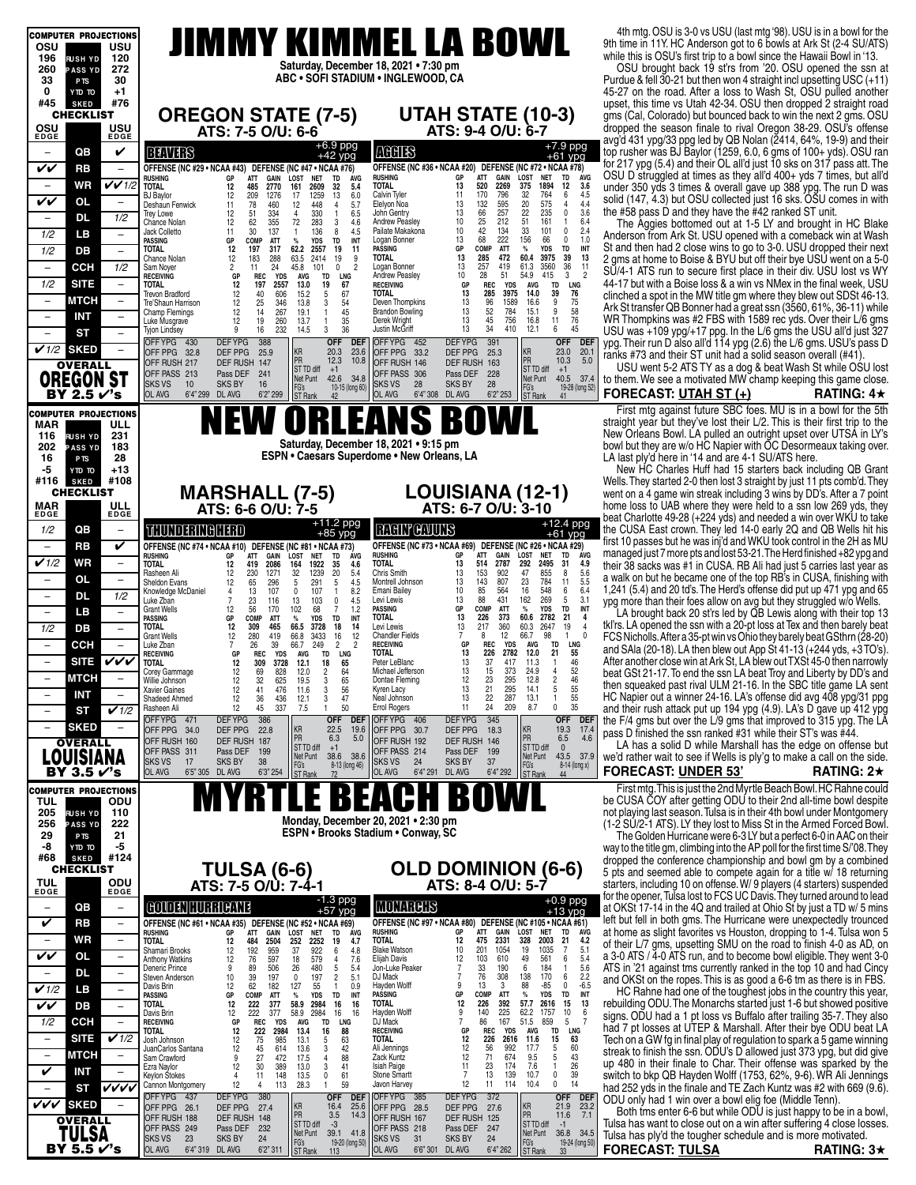# JIMMY KIMMEL LA BOWL

**Saturday, December 18, 2021 • 7:30 pm**
**ABC • SOFI STADIUM • INGLEWOOD, CA**

## OREGON STATE (7-5) — ATS: 7-5 O/U: 6-6
## UTAH STATE (10-3) — ATS: 9-4 O/U: 6-7

| COMPUTER PROJECTIONS | OSU | USU |
|---|---|---|
| RUSH YD | 196 | 120 |
| PASS YD | 260 | 272 |
| PTS | 33 | 30 |
| YTD TO | 0 | +1 |
| SKED | #45 | #76 |

| CHECKLIST | OSU EDGE | USU EDGE |
|---|---|---|
| QB | – | ✓ |
| RB | ✓✓ | – |
| WR | – | ✓✓1/2 |
| OL | ✓✓ | – |
| DL | – | 1/2 |
| LB | 1/2 | – |
| DB | 1/2 | – |
| CCH | – | 1/2 |
| SITE | 1/2 | – |
| MTCH | – | – |
| INT | – | – |
| ST | – | – |
| SKED | ✓1/2 | – |

**OVERALL: OREGON ST BY 2.5 ✓'s**

### BEAVERS (+6.9 ppg, +42 ypg)
OFFENSE (NC #29 • NCAA #43) DEFENSE (NC #47 • NCAA #76)

| RUSHING | GP | ATT | GAIN | LOST | NET | TD | AVG |
|---|---|---|---|---|---|---|---|
| TOTAL | 12 | 485 | 2770 | 161 | 2609 | 32 | 5.4 |
| BJ Baylor | 12 | 209 | 1276 | 17 | 1259 | 13 | 6.0 |
| Deshaun Fenwick | 11 | 78 | 460 | 12 | 448 | 4 | 5.7 |
| Trey Lowe | 12 | 51 | 334 | 4 | 330 | 1 | 6.5 |
| Chance Nolan | 12 | 62 | 355 | 72 | 283 | 3 | 4.6 |
| Jack Colletto | 11 | 30 | 137 | 1 | 136 | 8 | 4.5 |

| PASSING | GP | COMP | ATT | % | YDS | TD | INT |
|---|---|---|---|---|---|---|---|
| TOTAL | 12 | 197 | 317 | 62.2 | 2557 | 19 | 11 |
| Chance Nolan | 12 | 183 | 288 | 63.5 | 2414 | 19 | 9 |
| Sam Noyer | 2 | 11 | 24 | 45.8 | 101 | 0 | 2 |

| RECEIVING | GP | REC | YDS | AVG | TD | LNG |
|---|---|---|---|---|---|---|
| TOTAL | 12 | 197 | 2557 | 13.0 | 19 | 67 |
| Trevon Bradford | 12 | 40 | 606 | 15.2 | 5 | 67 |
| Tre'Shaun Harrison | 12 | 25 | 346 | 13.8 | 3 | 54 |
| Champ Flemings | 12 | 14 | 267 | 19.1 | 1 | 45 |
| Luke Musgrave | 12 | 19 | 260 | 13.7 | 1 | 35 |
| Tyjon Lindsey | 9 | 16 | 232 | 14.5 | 3 | 36 |

| | | | | | OFF | DEF |
|---|---|---|---|---|---|---|
| OFF YPG 430 | DEF YPG 388 | | | | | |
| OFF PPG 32.8 | DEF PPG 25.9 | KR | | | 20.3 | 23.6 |
| OFF RUSH 217 | DEF RUSH 147 | PR | | | 12.3 | 10.8 |
| OFF PASS 213 | Pass DEF 241 | ST TD diff | | | +1 | |
| SKS VS 10 | SKS BY 16 | Net Punt | | | 42.6 | 34.8 |
| OL AVG 6'4" 299 | DL AVG 6'2" 299 | FG's | | | 10-15 (long 60) | |
| | | ST Rank | | | 42 | |

### AGGIES (+7.9 ppg, +61 ypg)
OFFENSE (NC #36 • NCAA #20) DEFENSE (NC #72 • NCAA #78)

| RUSHING | GP | ATT | GAIN | LOST | NET | TD | AVG |
|---|---|---|---|---|---|---|---|
| TOTAL | 13 | 520 | 2269 | 375 | 1894 | 12 | 3.6 |
| Calvin Tyler | 11 | 170 | 796 | 32 | 764 | 6 | 4.5 |
| Elelyon Noa | 13 | 132 | 595 | 20 | 575 | 4 | 4.4 |
| John Gentry | 13 | 66 | 257 | 22 | 235 | 0 | 3.6 |
| Andrew Peasley | 10 | 25 | 212 | 51 | 161 | 1 | 6.4 |
| Pailate Makakona | 10 | 42 | 134 | 33 | 101 | 0 | 2.4 |
| Logan Bonner | 13 | 68 | 222 | 156 | 66 | 0 | 1.0 |

| PASSING | GP | COMP | ATT | % | YDS | TD | INT |
|---|---|---|---|---|---|---|---|
| TOTAL | 13 | 285 | 472 | 60.4 | 3975 | 39 | 13 |
| Logan Bonner | 13 | 257 | 419 | 61.3 | 3560 | 36 | 11 |
| Andrew Peasley | 10 | 28 | 51 | 54.9 | 415 | 3 | 2 |

| RECEIVING | GP | REC | YDS | AVG | TD | LNG |
|---|---|---|---|---|---|---|
| TOTAL | 13 | 285 | 3975 | 14.0 | 39 | 76 |
| Deven Thompkins | 13 | 96 | 1589 | 16.6 | 9 | 75 |
| Brandon Bowling | 13 | 52 | 784 | 15.1 | 9 | 58 |
| Derek Wright | 13 | 45 | 756 | 16.8 | 11 | 76 |
| Justin McGriff | 13 | 34 | 410 | 12.1 | 6 | 45 |

| | | | | | OFF | DEF |
|---|---|---|---|---|---|---|
| OFF YPG 452 | DEF YPG 391 | | | | | |
| OFF PPG 33.2 | DEF PPG 25.3 | KR | | | 23.0 | 20.1 |
| OFF RUSH 146 | DEF RUSH 163 | PR | | | 10.3 | 5.0 |
| OFF PASS 306 | Pass DEF 228 | ST TD diff | | | +1 | |
| SKS VS 28 | SKS BY 28 | Net Punt | | | 40.5 | 37.4 |
| OL AVG 6'4" 308 | DL AVG 6'2" 253 | FG's | | | 19-28 (long 52) | |
| | | ST Rank | | | 41 | |

4th mtg. OSU is 3-0 vs USU (last mtg '98). USU is in a bowl for the 9th time in 11Y. HC Anderson got to 6 bowls at Ark St (2-4 SU/ATS) while this is OSU's first trip to a bowl since the Hawaii Bowl in '13.

OSU brought back 19 st'rs from '20. OSU opened the ssn at Purdue & fell 30-21 but then won 4 straight incl upsetting USC (+11) 45-27 on the road. After a loss to Wash St, OSU pulled another upset, this time vs Utah 42-34. OSU then dropped 2 straight road gms (Cal, Colorado) but bounced back to win the next 2 gms. OSU dropped the season finale to rival Oregon 38-29. OSU's offense avg'd 431 ypg/33 ppg led by QB Nolan (2414, 64%, 19-9) and their top rusher was BJ Baylor (1259, 6.0, 6 gms of 100+ yds). OSU ran for 217 ypg (5.4) and their OL all'd just 10 sks on 317 pass att. The OSU D struggled at times as they all'd 400+ yds 7 times, but all'd under 350 yds 3 times & overall gave up 388 ypg. The run D was solid (147, 4.3) but OSU collected just 16 sks. OSU comes in with the #58 pass D and they have the #42 ranked ST unit.

The Aggies bottomed out at 1-5 LY and brought in HC Blake Anderson from Ark St. USU opened with a comeback win at Wash St and then had 2 close wins to go to 3-0. USU dropped their next 2 gms at home to Boise & BYU but off their bye USU went on a 5-0 SU/4-1 ATS run to secure first place in their div. USU lost vs WY 44-17 but with a Boise loss & a win vs NMex in the final week, USU clinched a spot in the MW title gm where they blew out SDSt 46-13. Ark St transfer QB Bonner had a great ssn (3560, 61%, 36-11) while WR Thompkins was #2 FBS with 1589 rec yds. Over their L/6 gms USU was +109 ypg/+17 ppg. In the L/6 gms the USU all'd just 327 ypg. Their run D also all'd 114 ypg (2.6) the L/6 gms. USU's pass D ranks #73 and their ST unit had a solid season overall (#41).

USU went 5-2 ATS TY as a dog & beat Wash St while OSU lost to them. We see a motivated MW champ keeping this game close.

**FORECAST: UTAH ST (+)** — **RATING: 4★**

---

# NEW ORLEANS BOWL

**Saturday, December 18, 2021 • 9:15 pm**
**ESPN • Caesars Superdome • New Orleans, LA**

## MARSHALL (7-5) — ATS: 6-6 O/U: 7-5
## LOUISIANA (12-1) — ATS: 6-7 O/U: 3-10

| COMPUTER PROJECTIONS | MAR | ULL |
|---|---|---|
| RUSH YD | 116 | 231 |
| PASS YD | 202 | 183 |
| PTS | 16 | 28 |
| YTD TO | -5 | +13 |
| SKED | #116 | #108 |

| CHECKLIST | MAR EDGE | ULL EDGE |
|---|---|---|
| QB | 1/2 | – |
| RB | – | ✓ |
| WR | ✓1/2 | – |
| OL | – | – |
| DL | – | 1/2 |
| LB | – | – |
| DB | 1/2 | – |
| CCH | – | – |
| SITE | – | ✓✓✓ |
| MTCH | – | – |
| INT | – | – |
| ST | – | ✓1/2 |
| SKED | – | – |

**OVERALL: LOUISIANA BY 3.5 ✓'s**

### THUNDERING HERD (+11.2 ppg, +85 ypg)
OFFENSE (NC #74 • NCAA #10) DEFENSE (NC #81 • NCAA #73)

| RUSHING | GP | ATT | GAIN | LOST | NET | TD | AVG |
|---|---|---|---|---|---|---|---|
| TOTAL | 12 | 419 | 2086 | 164 | 1922 | 35 | 4.6 |
| Rasheen Ali | 12 | 230 | 1271 | 32 | 1239 | 20 | 5.4 |
| Sheldon Evans | 12 | 65 | 296 | 5 | 291 | 5 | 4.5 |
| Knowledge McDaniel | 4 | 13 | 107 | 0 | 107 | 1 | 8.2 |
| Luke Zban | 7 | 23 | 116 | 13 | 103 | 0 | 4.5 |
| Grant Wells | 12 | 56 | 170 | 102 | 68 | 7 | 1.2 |

| PASSING | GP | COMP | ATT | % | YDS | TD | INT |
|---|---|---|---|---|---|---|---|
| TOTAL | 12 | 309 | 465 | 66.5 | 3728 | 18 | 14 |
| Grant Wells | 12 | 280 | 419 | 66.8 | 3433 | 16 | 12 |
| Luke Zban | 7 | 26 | 39 | 66.7 | 249 | 2 | 2 |

| RECEIVING | GP | REC | YDS | AVG | TD | LNG |
|---|---|---|---|---|---|---|
| TOTAL | 12 | 309 | 3728 | 12.1 | 18 | 65 |
| Corey Gammage | 12 | 69 | 828 | 12.0 | 2 | 64 |
| Willie Johnson | 12 | 32 | 625 | 19.5 | 3 | 65 |
| Xavier Gaines | 12 | 41 | 476 | 11.6 | 3 | 56 |
| Shadeed Ahmed | 12 | 36 | 436 | 12.1 | 3 | 47 |
| Rasheen Ali | 12 | 45 | 337 | 7.5 | 1 | 50 |

| | | | | | OFF | DEF |
|---|---|---|---|---|---|---|
| OFF YPG 471 | DEF YPG 386 | | | | | |
| OFF PPG 34.0 | DEF PPG 22.8 | KR | | | 22.5 | 19.6 |
| OFF RUSH 160 | DEF RUSH 187 | PR | | | 6.3 | 5.0 |
| OFF PASS 311 | Pass DEF 199 | ST TD diff | | | +1 | |
| SKS VS 17 | SKS BY 38 | Net Punt | | | 38.6 | 38.6 |
| OL AVG 6'5" 305 | DL AVG 6'3" 254 | FG's | | | 8-13 (long 46) | |
| | | ST Rank | | | 72 | |

### RAGIN' CAJUNS (+12.4 ppg, +61 ypg)
OFFENSE (NC #73 • NCAA #69) DEFENSE (NC #26 • NCAA #29)

| RUSHING | GP | ATT | GAIN | LOST | NET | TD | AVG |
|---|---|---|---|---|---|---|---|
| TOTAL | 13 | 514 | 2787 | 292 | 2495 | 31 | 4.9 |
| Chris Smith | 13 | 153 | 902 | 47 | 855 | 8 | 5.6 |
| Montrell Johnson | 13 | 143 | 807 | 23 | 784 | 11 | 5.5 |
| Emani Bailey | 10 | 85 | 564 | 16 | 548 | 6 | 6.4 |
| Levi Lewis | 13 | 88 | 431 | 162 | 269 | 5 | 3.1 |

| PASSING | GP | COMP | ATT | % | YDS | TD | INT |
|---|---|---|---|---|---|---|---|
| TOTAL | 13 | 226 | 373 | 60.6 | 2782 | 21 | 4 |
| Levi Lewis | 13 | 217 | 360 | 60.3 | 2647 | 19 | 4 |
| Chandler Fields | 7 | 8 | 12 | 66.7 | 98 | 1 | 0 |

| RECEIVING | GP | REC | YDS | AVG | TD | LNG |
|---|---|---|---|---|---|---|
| TOTAL | 13 | 226 | 2782 | 12.0 | 21 | 55 |
| Peter LeBlanc | 13 | 37 | 417 | 11.3 | 1 | 46 |
| Michael Jefferson | 13 | 15 | 373 | 24.9 | 4 | 52 |
| Dontae Fleming | 12 | 23 | 295 | 12.8 | 2 | 46 |
| Kyren Lacy | 13 | 21 | 295 | 14.1 | 5 | 55 |
| Neal Johnson | 13 | 22 | 287 | 13.1 | 1 | 55 |
| Errol Rogers | 11 | 24 | 209 | 8.7 | 0 | 35 |

| | | | | | OFF | DEF |
|---|---|---|---|---|---|---|
| OFF YPG 406 | DEF YPG 345 | | | | | |
| OFF PPG 30.7 | DEF PPG 18.3 | KR | | | 19.3 | 17.4 |
| OFF RUSH 192 | DEF RUSH 146 | PR | | | 6.5 | 4.6 |
| OFF PASS 214 | Pass DEF 199 | ST TD diff | | | 0 | |
| SKS VS 24 | SKS BY 37 | Net Punt | | | 43.5 | 38.6 |
| OL AVG 6'4" 291 | DL AVG 6'4" 292 | FG's | | | 8-14 (long x) | |
| | | ST Rank | | | 44 | |

First mtg against future SBC foes. MU is in a bowl for the 5th straight year but they've lost their L/2. This is their first trip to the New Orleans Bowl. LA pulled an outright upset over UTSA in LY's bowl but they are w/o HC Napier with OC Desormeaux taking over. LA last ply'd here in '14 and are 4-1 SU/ATS here.

New HC Charles Huff had 15 starters back including QB Grant Wells. They started 2-0 then lost 3 straight by just 11 pts comb'd. They went on a 4 game win streak including 3 wins by DD's. After a 7 point home loss to UAB where they were held to a ssn low 269 yds, they beat Charlotte 49-28 (+224 yds) and needed a win over WKU to take the CUSA East crown. They led 14-0 early 2Q and QB Wells hit his first 10 passes but he was inj'd and WKU took control in the 2H as MU managed just 7 more pts and lost 53-21. The Herd finished +82 yg and their 38 sacks was #1 in CUSA. RB Ali had just 5 carries last year as a walk on but he became one of the top RB's in CUSA, finishing with 1,241 (5.4) and 20 td's. The Herd's offense did put up 471 ypg and 65 ypg more than their foes allow on avg but they struggled w/o Wells.

LA brought back 20 st'rs led by QB Lewis along with their top 13 tkl'rs. LA opened the ssn with a 20-pt loss at Tex and then barely beat FCS Nicholls. After a 35-pt win vs Ohio they barely beat GSthrn (28-20) and SAla (20-18). LA then blew out App St 41-13 (+244 yds, +3 TO's). After another close win at Ark St, LA blew out TXSt 45-0 then narrowly beat GSt 21-17. To end the ssn LA beat Troy and Liberty by DD's and then squeaked past rival ULM 21-16. In the SBC title game LA sent HC Napier out a winner 24-16. LA's offense did avg 408 ygp/31 ppg and their rush attack put up 194 ypg (4.9). LA's D gave up 412 ypg the F/4 gms but over the L/9 gms that improved to 315 ypg. The LA pass D finished the ssn ranked #31 while their ST's was #44.

LA has a solid D while Marshall has the edge on offense but we'd rather wait to see if Wells is ply'g to make a call on the side.

**FORECAST: UNDER 53'** — **RATING: 2★**

---

# MYRTLE BEACH BOWL

**Monday, December 20, 2021 • 2:30 pm**
**ESPN • Brooks Stadium • Conway, SC**

## TULSA (6-6) — ATS: 7-5 O/U: 7-4-1
## OLD DOMINION (6-6) — ATS: 8-4 O/U: 5-7

| COMPUTER PROJECTIONS | TUL | ODU |
|---|---|---|
| RUSH YD | 205 | 110 |
| PASS YD | 256 | 222 |
| PTS | 29 | 21 |
| YTD TO | -8 | -5 |
| SKED | #68 | #124 |

| CHECKLIST | TUL EDGE | ODU EDGE |
|---|---|---|
| QB | – | – |
| RB | ✓ | – |
| WR | – | – |
| OL | ✓✓ | – |
| DL | – | – |
| LB | ✓1/2 | – |
| DB | ✓✓ | – |
| CCH | 1/2 | – |
| SITE | – | ✓1/2 |
| MTCH | – | – |
| INT | ✓ | – |
| ST | – | ✓✓✓✓ |
| SKED | ✓✓✓ | – |

**OVERALL: TULSA BY 5.5 ✓'s**

### GOLDEN HURRICANE (-1.3 ppg, +57 ypg)
OFFENSE (NC #61 • NCAA #35) DEFENSE (NC #52 • NCAA #69)

| RUSHING | GP | ATT | GAIN | LOST | NET | TD | AVG |
|---|---|---|---|---|---|---|---|
| TOTAL | 12 | 484 | 2504 | 252 | 2252 | 19 | 4.7 |
| Shamari Brooks | 12 | 192 | 959 | 37 | 922 | 6 | 4.8 |
| Anthony Watkins | 12 | 76 | 597 | 18 | 579 | 4 | 7.6 |
| Deneric Prince | 9 | 89 | 506 | 26 | 480 | 5 | 5.4 |
| Steven Anderson | 10 | 39 | 197 | 0 | 197 | 2 | 5.1 |
| Davis Brin | 12 | 62 | 182 | 127 | 55 | 1 | 0.9 |

| PASSING | GP | COMP | ATT | % | YDS | TD | INT |
|---|---|---|---|---|---|---|---|
| TOTAL | 12 | 222 | 377 | 58.9 | 2984 | 16 | 16 |
| Davis Brin | 12 | 222 | 377 | 58.9 | 2984 | 16 | 16 |

| RECEIVING | GP | REC | YDS | AVG | TD | LNG |
|---|---|---|---|---|---|---|
| TOTAL | 12 | 222 | 2984 | 13.4 | 16 | 88 |
| Josh Johnson | 12 | 75 | 985 | 13.1 | 5 | 63 |
| JuanCarlos Santana | 12 | 45 | 614 | 13.6 | 3 | 42 |
| Sam Crawford | 9 | 27 | 472 | 17.5 | 4 | 88 |
| Ezra Naylor | 12 | 30 | 389 | 13.0 | 3 | 41 |
| Keylon Stokes | 4 | 11 | 148 | 13.5 | 0 | 61 |
| Cannon Montgomery | 12 | 4 | 113 | 28.3 | 1 | 59 |

| | | | | | OFF | DEF |
|---|---|---|---|---|---|---|
| OFF YPG 437 | DEF YPG 380 | | | | | |
| OFF PPG 26.1 | DEF PPG 27.4 | KR | | | 16.4 | 25.6 |
| OFF RUSH 188 | DEF RUSH 148 | PR | | | 3.5 | 14.3 |
| OFF PASS 249 | Pass DEF 232 | ST TD diff | | | -3 | |
| SKS VS 23 | SKS BY 24 | Net Punt | | | 39.1 | 41.8 |
| OL AVG 6'4" 319 | DL AVG 6'2" 311 | FG's | | | 19-20 (long 50) | |
| | | ST Rank | | | 113 | |

### MONARCHS (+0.9 ppg, +13 ypg)
OFFENSE (NC #97 • NCAA #80) DEFENSE (NC #105 • NCAA #61)

| RUSHING | GP | ATT | GAIN | LOST | NET | TD | AVG |
|---|---|---|---|---|---|---|---|
| TOTAL | 12 | 475 | 2331 | 328 | 2003 | 21 | 4.2 |
| Blake Watson | 10 | 201 | 1054 | 19 | 1035 | 7 | 5.1 |
| Elijah Davis | 12 | 103 | 610 | 49 | 561 | 6 | 5.4 |
| Jon-Luke Peaker | 7 | 33 | 190 | 6 | 184 | 1 | 5.6 |
| DJ Mack | 7 | 76 | 308 | 138 | 170 | 6 | 2.2 |
| Hayden Wolff | 9 | 13 | 3 | 88 | -85 | 0 | -6.5 |

| PASSING | GP | COMP | ATT | % | YDS | TD | INT |
|---|---|---|---|---|---|---|---|
| TOTAL | 12 | 226 | 392 | 57.7 | 2616 | 15 | 13 |
| Hayden Wolff | 9 | 140 | 225 | 62.2 | 1757 | 10 | 6 |
| DJ Mack | 7 | 86 | 167 | 51.5 | 859 | 5 | 7 |

| RECEIVING | GP | REC | YDS | AVG | TD | LNG |
|---|---|---|---|---|---|---|
| TOTAL | 12 | 226 | 2616 | 11.6 | 15 | 63 |
| Ali Jennings | 12 | 56 | 992 | 17.7 | 5 | 60 |
| Zack Kuntz | 12 | 71 | 674 | 9.5 | 5 | 43 |
| Isiah Paige | 11 | 23 | 174 | 7.6 | 1 | 26 |
| Stone Smartt | 7 | 13 | 139 | 10.7 | 0 | 39 |
| Javon Harvey | 12 | 11 | 114 | 10.4 | 0 | 14 |

| | | | | | OFF | DEF |
|---|---|---|---|---|---|---|
| OFF YPG 385 | DEF YPG 372 | | | | | |
| OFF PPG 28.5 | DEF PPG 27.6 | KR | | | 21.9 | 23.2 |
| OFF RUSH 167 | DEF RUSH 125 | PR | | | 11.6 | 7.1 |
| OFF PASS 218 | Pass DEF 247 | ST TD diff | | | -1 | |
| SKS VS 31 | SKS BY 24 | Net Punt | | | 36.8 | 34.5 |
| OL AVG 6'6" 301 | DL AVG 6'4" 262 | FG's | | | 19-24 (long 50) | |
| | | ST Rank | | | 33 | |

First mtg. This is just the 2nd Myrtle Beach Bowl. HC Rahne could be CUSA COY after getting ODU to their 2nd all-time bowl despite not playing last season. Tulsa is in their 4th bowl under Montgomery (1-2 SU/2-1 ATS). LY they lost to Miss St in the Armed Forced Bowl.

The Golden Hurricane were 6-3 LY but a perfect 6-0 in AAC on their way to the title gm, climbing into the AP poll for the first time S/'08. They dropped the conference championship and bowl gm by a combined 5 pts and seemed able to compete again for a title w/ 18 returning starters, including 10 on offense. W/ 9 players (4 starters) suspended for the opener, Tulsa lost to FCS UC Davis. They turned around to lead at OKSt 17-14 in the 4Q and trailed at Ohio St by just a TD w/ 5 mins left but fell in both gms. The Hurricane were unexpectedly trounced at home as slight favorites vs Houston, dropping to 1-4. Tulsa won 5 of their L/7 gms, upsetting SMU on the road to finish 4-0 as AD, on a 3-0 ATS / 4-0 ATS run, and to become bowl eligible. They went 3-0 ATS in '21 against tms currently ranked in the top 10 and had Cincy and OKSt on the ropes. This is as good a 6-6 tm as there is in FBS.

HC Rahne had one of the toughest jobs in the country this year, rebuilding ODU. The Monarchs started just 1-6 but showed positive signs. ODU had a 1 pt loss vs Buffalo after trailing 35-7. They also had 7 pt losses at UTEP & Marshall. After their bye ODU beat LA Tech on a GW fg in final play of regulation to spark a 5 game winning streak to finish the ssn. ODU's D allowed just 373 ypg, but did give up 480 in their finale to Char. Their offense was sparked by the switch to bkp QB Hayden Wolff (1753, 62%, 9-6). WR Ali Jennings had 252 yds in the finale and TE Zach Kuntz was #2 with 669 (9.6). ODU only had 1 win over a bowl elig foe (Middle Tenn).

Both tms enter 6-6 but while ODU is just happy to be in a bowl, Tulsa has want to close out on a win after suffering 4 close losses. Tulsa has ply'd the tougher schedule and is more motivated.

**FORECAST: TULSA** — **RATING: 3★**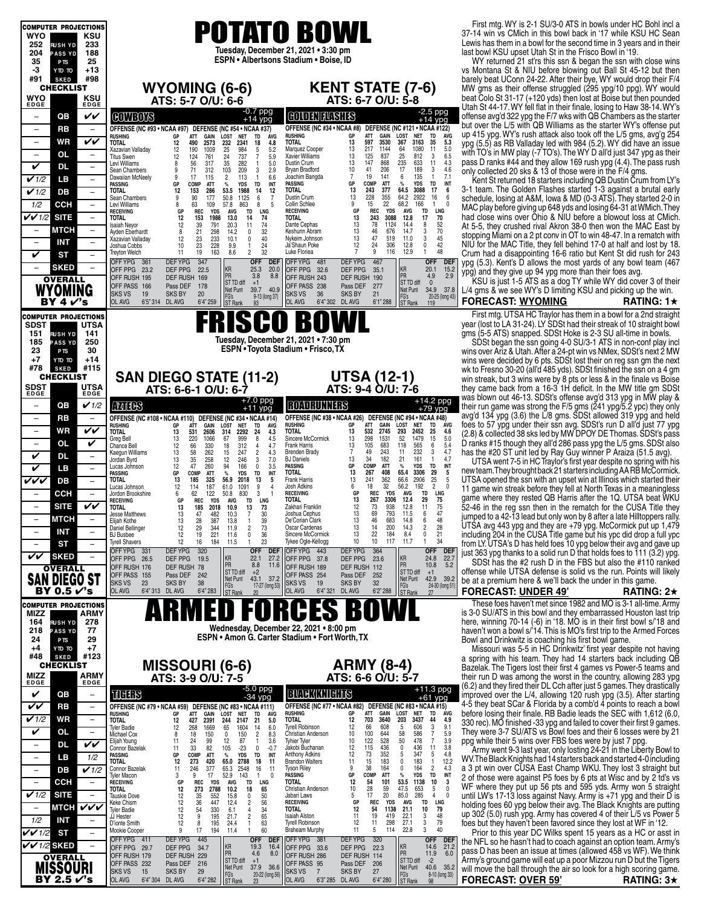# POTATO BOWL

**Tuesday, December 21, 2021 • 3:30 pm**
**ESPN • Albertsons Stadium • Boise, ID**

## COMPUTER PROJECTIONS

| WYO | | KSU |
|---|---|---|
| 252 | RUSH YD | 233 |
| 204 | PASS YD | 188 |
| 35 | PTS | 25 |
| -3 | YTD TO | +13 |
| #91 | SKED | #98 |

## CHECKLIST

| WYO EDGE | | KSU EDGE |
|---|---|---|
| – | QB | ✓✓ |
| – | RB | – |
| – | WR | ✓✓ |
| – | OL | – |
| ✓ | DL | – |
| ✓1/2 | LB | – |
| ✓1/2 | DB | – |
| 1/2 | CCH | – |
| ✓✓1/2 | SITE | – |
| – | MTCH | – |
| – | INT | – |
| ✓ | ST | – |
| – | SKED | – |

**OVERALL: WYOMING BY 4 ✓'s**

## WYOMING (6-6)
ATS: 5-7 O/U: 6-6

### COWBOYS
-0.7 ppg / +14 ypg

OFFENSE (NC #93 • NCAA #97) DEFENSE (NC #54 • NCAA #37)

| RUSHING | GP | ATT | GAIN | LOST | NET | TD | AVG |
|---|---|---|---|---|---|---|---|
| TOTAL | 12 | 490 | 2573 | 232 | 2341 | 18 | 4.8 |
| Xazavian Valladay | 12 | 190 | 1009 | 25 | 984 | 5 | 5.2 |
| Titus Swen | 12 | 124 | 761 | 24 | 737 | 7 | 5.9 |
| Levi Williams | 8 | 56 | 317 | 35 | 282 | 1 | 5.0 |
| Sean Chambers | 9 | 71 | 312 | 103 | 209 | 3 | 2.9 |
| Dawaiian McNeely | 9 | 17 | 115 | 2 | 113 | 1 | 6.6 |

| PASSING | GP | COMP | ATT | % | YDS | TD | INT |
|---|---|---|---|---|---|---|---|
| TOTAL | 12 | 153 | 286 | 53.5 | 1988 | 14 | 12 |
| Sean Chambers | 9 | 90 | 177 | 50.8 | 1125 | 6 | 7 |
| Levi Williams | 8 | 63 | 109 | 57.8 | 863 | 8 | 5 |

| RECEIVING | GP | REC | YDS | AVG | TD | LNG |
|---|---|---|---|---|---|---|
| TOTAL | 12 | 153 | 1988 | 13.0 | 14 | 74 |
| Isaiah Neyor | 12 | 39 | 791 | 20.3 | 11 | 74 |
| Ayden Eberhardt | 8 | 21 | 298 | 14.2 | 0 | 32 |
| Xazavian Valladay | 12 | 23 | 233 | 10.1 | 0 | 40 |
| Joshua Cobbs | 10 | 23 | 228 | 9.9 | 1 | 24 |
| Treyton Welch | 11 | 19 | 163 | 8.6 | 2 | 32 |

| | | | | | OFF | DEF |
|---|---|---|---|---|---|---|
| OFF YPG | 361 | DEF YPG | 347 | | | |
| OFF PPG | 23.2 | DEF PPG | 22.5 | KR | 25.3 | 20.0 |
| OFF RUSH | 195 | DEF RUSH | 169 | PR | 3.8 | 8.8 |
| OFF PASS | 166 | Pass DEF | 178 | ST TD diff | +1 | |
| SKS VS | 19 | SKS BY | 20 | Net Punt | 39.7 | 40.9 |
| OL AVG | 6'5" 314 | DL AVG | 6'4" 259 | FG's | 9-13 (long 37) | |
| | | | | ST Rank | 93 | |

## KENT STATE (7-6)
ATS: 6-7 O/U: 5-8

### GOLDEN FLASHES
-2.5 ppg / +14 ypg

OFFENSE (NC #34 • NCAA #8) DEFENSE (NC #121 • NCAA #122)

| RUSHING | GP | ATT | GAIN | LOST | NET | TD | AVG |
|---|---|---|---|---|---|---|---|
| TOTAL | 13 | 597 | 3530 | 367 | 3163 | 35 | 5.3 |
| Marquez Cooper | 13 | 217 | 1144 | 64 | 1080 | 11 | 5.0 |
| Xavier Williams | 13 | 125 | 837 | 25 | 812 | 3 | 6.5 |
| Dustin Crum | 13 | 147 | 868 | 235 | 633 | 11 | 4.3 |
| Bryan Bradford | 10 | 41 | 206 | 17 | 189 | 3 | 4.6 |
| Joachim Bangda | 7 | 19 | 141 | 6 | 135 | 1 | 7.1 |

| PASSING | GP | COMP | ATT | % | YDS | TD | INT |
|---|---|---|---|---|---|---|---|
| TOTAL | 13 | 243 | 377 | 64.5 | 3088 | 17 | 6 |
| Dustin Crum | 13 | 228 | 355 | 64.2 | 2922 | 16 | 6 |
| Collin Schlee | 9 | 15 | 22 | 68.2 | 166 | 1 | 0 |

| RECEIVING | GP | REC | YDS | AVG | TD | LNG |
|---|---|---|---|---|---|---|
| TOTAL | 13 | 243 | 3088 | 12.8 | 17 | 70 |
| Dante Cephas | 13 | 78 | 1124 | 14.4 | 8 | 52 |
| Keshunn Abram | 13 | 46 | 676 | 14.7 | 3 | 70 |
| Nykeim Johnson | 13 | 47 | 519 | 11.0 | 3 | 45 |
| Ja'Shaun Poke | 12 | 24 | 306 | 12.8 | 0 | 42 |
| Luke Floriea | 7 | 9 | 116 | 12.9 | 1 | 48 |

| | | | | | OFF | DEF |
|---|---|---|---|---|---|---|
| OFF YPG | 481 | DEF YPG | 467 | | | |
| OFF PPG | 32.6 | DEF PPG | 35.1 | KR | 20.1 | 15.2 |
| OFF RUSH | 243 | DEF RUSH | 190 | PR | 4.9 | 2.9 |
| OFF PASS | 238 | Pass DEF | 277 | ST TD diff | 0 | |
| SKS VS | 36 | SKS BY | 21 | Net Punt | 34.9 | 37.8 |
| OL AVG | 6'4" 302 | DL AVG | 6'1" 288 | FG's | 20-25 (long 43) | |
| | | | | ST Rank | 119 | |

First mtg. WY is 2-1 SU/3-0 ATS in bowls under HC Bohl incl a 37-14 win vs CMich in this bowl back in '17 while KSU HC Sean Lewis has them in a bowl for the second time in 3 years and in their last bowl KSU upset Utah St in the Frisco Bowl in '19.

WY returned 21 st'rs this ssn & began the ssn with close wins vs Montana St & NIU before blowing out Ball St 45-12 but then barely beat UConn 24-22. After their bye, WY would drop their F/4 MW gms as their offense struggled (295 ypg/10 ppg). WY would beat Colo St 31-17 (+120 yds) then lost at Boise but then pounded Utah St 44-17. WY fell flat in their finale, losing to Haw 38-14. WY's offense avg'd 322 ypg the F/7 wks with QB Chambers as the starter but over the L/5 with QB Williams as the starter WY's offense put up 415 ypg. WY's rush attack also took off the L/5 gms, avg'g 254 ypg (5.5) as RB Valladay led with 984 (5.2). WY did have an issue with TO's in MW play (-7 TO's). The WY D all'd just 347 ypg as their pass D ranks #44 and they allow 169 rush ypg (4.4). The pass rush only collected 20 sks & 13 of those were in the F/4 gms.

Kent St returned 18 starters including QB Dustin Crum from LY's 3-1 team. The Golden Flashes started 1-3 against a brutal early schedule, losing at A&M, Iowa & MD (0-3 ATS). They started 2-0 in MAC play before giving up 648 yds and losing 64-31 at WMich. They had close wins over Ohio & NIU before a blowout loss at CMich. At 5-5, they crushed rival Akron 38-0 then won the MAC East by stopping Miami on a 2 pt conv in OT to win 48-47. In a rematch with NIU for the MAC Title, they fell behind 17-0 at half and lost by 18. Crum had a disappointing 16-6 ratio but Kent St did rush for 243 ypg (5.3). Kent's D allows the most yards of any bowl team (467 ypg) and they give up 94 ypg more than their foes avg.

KSU is just 1-5 ATS as a dog TY while WY did cover 3 of their L/4 gms & we see WY's D limiting KSU and picking up the win.

**FORECAST: WYOMING** **RATING: 1★**

---

# FRISCO BOWL

**Tuesday, December 21, 2021 • 7:30 pm**
**ESPN • Toyota Stadium • Frisco, TX**

## COMPUTER PROJECTIONS

| SDST | | UTSA |
|---|---|---|
| 151 | RUSH YD | 141 |
| 185 | PASS YD | 250 |
| 23 | PTS | 30 |
| +7 | YTD TO | +14 |
| #78 | SKED | #115 |

## CHECKLIST

| SDST EDGE | | UTSA EDGE |
|---|---|---|
| – | QB | ✓1/2 |
| – | RB | – |
| – | WR | ✓✓ |
| – | OL | ✓ |
| ✓ | DL | – |
| ✓ | LB | – |
| ✓✓✓ | DB | – |
| – | CCH | – |
| – | SITE | ✓✓ |
| – | MTCH | – |
| – | INT | – |
| – | ST | – |
| ✓✓ | SKED | – |

**OVERALL: SAN DIEGO ST BY 0.5 ✓'s**

## SAN DIEGO STATE (11-2)
ATS: 6-6-1 O/U: 6-7

### AZTECS
+7.0 ppg / +11 ypg

OFFENSE (NC #108 • NCAA #110) DEFENSE (NC #34 • NCAA #14)

| RUSHING | GP | ATT | GAIN | LOST | NET | TD | AVG |
|---|---|---|---|---|---|---|---|
| TOTAL | 13 | 531 | 2606 | 314 | 2292 | 24 | 4.3 |
| Greg Bell | 13 | 220 | 1066 | 67 | 999 | 8 | 4.5 |
| Chance Bell | 12 | 66 | 330 | 18 | 312 | 4 | 4.7 |
| Kaegun Williams | 13 | 58 | 262 | 15 | 247 | 2 | 4.3 |
| Jordan Byrd | 13 | 35 | 258 | 12 | 246 | 3 | 7.0 |
| Lucas Johnson | 12 | 47 | 260 | 94 | 166 | 0 | 3.5 |

| PASSING | GP | COMP | ATT | % | YDS | TD | INT |
|---|---|---|---|---|---|---|---|
| TOTAL | 13 | 185 | 325 | 56.9 | 2018 | 13 | 5 |
| Lucas Johnson | 12 | 114 | 187 | 61.0 | 1091 | 9 | 4 |
| Jordon Brookshire | 6 | 62 | 122 | 50.8 | 830 | 3 | 1 |

| RECEIVING | GP | REC | YDS | AVG | TD | LNG |
|---|---|---|---|---|---|---|
| TOTAL | 13 | 185 | 2018 | 10.9 | 13 | 73 |
| Jesse Matthews | 13 | 47 | 482 | 10.3 | 7 | 30 |
| Elijah Kothe | 13 | 28 | 387 | 13.8 | 1 | 39 |
| Daniel Bellinger | 12 | 29 | 344 | 11.9 | 2 | 73 |
| BJ Busbee | 12 | 19 | 221 | 11.6 | 0 | 36 |
| Tyrell Shavers | 12 | 16 | 184 | 11.5 | 1 | 23 |

| | | | | | OFF | DEF |
|---|---|---|---|---|---|---|
| OFF YPG | 331 | DEF YPG | 320 | | | |
| OFF PPG | 26.5 | DEF PPG | 19.5 | KR | 22.1 | 27.2 |
| OFF RUSH | 176 | DEF RUSH | 78 | PR | 8.8 | 11.6 |
| OFF PASS | 155 | Pass DEF | 242 | ST TD diff | +2 | |
| SKS VS | 23 | SKS BY | 38 | Net Punt | 43.1 | 37.2 |
| OL AVG | 6'4" 313 | DL AVG | 6'4" 283 | FG's | 17-27 (long 53) | |
| | | | | ST Rank | 20 | |

## UTSA (12-1)
ATS: 9-4 O/U: 7-6

### ROADRUNNERS
+14.2 ppg / +79 ypg

OFFENSE (NC #38 • NCAA #26) DEFENSE (NC #94 • NCAA #48)

| RUSHING | GP | ATT | GAIN | LOST | NET | TD | AVG |
|---|---|---|---|---|---|---|---|
| TOTAL | 13 | 532 | 2745 | 293 | 2452 | 25 | 4.6 |
| Sincere McCormick | 13 | 298 | 1531 | 52 | 1479 | 15 | 5.0 |
| Frank Harris | 13 | 105 | 683 | 118 | 565 | 6 | 5.4 |
| Brenden Brady | 7 | 49 | 243 | 11 | 232 | 3 | 4.7 |
| BJ Daniels | 13 | 34 | 182 | 21 | 161 | 1 | 4.7 |

| PASSING | GP | COMP | ATT | % | YDS | TD | INT |
|---|---|---|---|---|---|---|---|
| TOTAL | 13 | 267 | 408 | 65.4 | 3306 | 29 | 5 |
| Frank Harris | 13 | 241 | 362 | 66.6 | 2906 | 25 | 5 |
| Josh Adkins | 6 | 18 | 32 | 56.2 | 192 | 2 | 0 |

| RECEIVING | GP | REC | YDS | AVG | TD | LNG |
|---|---|---|---|---|---|---|
| TOTAL | 13 | 267 | 3306 | 12.4 | 29 | 75 |
| Zakhari Franklin | 12 | 73 | 938 | 12.8 | 11 | 75 |
| Joshua Cephus | 13 | 69 | 793 | 11.5 | 6 | 47 |
| De'Corian Clark | 13 | 46 | 683 | 14.8 | 6 | 48 |
| Oscar Cardenas | 13 | 14 | 200 | 14.3 | 2 | 28 |
| Sincere McCormick | 13 | 22 | 184 | 8.4 | 0 | 21 |
| Tykee Ogle-Kellogg | 10 | 10 | 117 | 11.7 | 1 | 34 |

| | | | | | OFF | DEF |
|---|---|---|---|---|---|---|
| OFF YPG | 443 | DEF YPG | 364 | | | |
| OFF PPG | 37.8 | DEF PPG | 23.6 | KR | 24.8 | 22.7 |
| OFF RUSH | 189 | DEF RUSH | 112 | PR | 10.8 | 5.2 |
| OFF PASS | 254 | Pass DEF | 252 | ST TD diff | +1 | |
| SKS VS | 19 | SKS BY | 32 | Net Punt | 42.9 | 39.2 |
| OL AVG | 6'4" 321 | DL AVG | 6'2" 288 | FG's | 24-30 (long 51) | |
| | | | | ST Rank | 27 | |

First mtg. UTSA HC Traylor has them in a bowl for a 2nd straight year (lost to LA 31-24). LY SDSt had their streak of 10 straight bowl gms (5-5 ATS) snapped. SDSt Hoke is 2-3 SU all-time in bowls.

SDSt began the ssn going 4-0 SU/3-1 ATS in non-conf play incl wins over Ariz & Utah. After a 24-pt win vs NMex, SDSt's next 2 MW wins were decided by 6 pts. SDSt lost their on reg ssn gm the next wk to Fresno 30-20 (all'd 485 yds). SDSt finished the ssn on a 4 gm win streak, but 3 wins were by 8 pts or less & in the finale vs Boise they came back from a 16-3 1H deficit. In the MW title gm SDSt was blown out 46-13. SDSt's offense avg'd 313 ypg in MW play & their run game was strong the F/5 gms (241 ypg/5.2 ypc) they only avg'd 134 ypg (3.6) the L/8 gms. SDSt allowed 319 ypg and held foes to 57 ypg under their ssn avg. SDSt's run D all'd just 77 ypg (2.8) & collected 38 sks led by MW DPOY DE Thomas. SDSt's pass D ranks #15 though they all'd 286 pass ypg the L/5 gms. SDSt also has the #20 ST unit led by Ray Guy winner P Araiza (51.5 avg).

UTSA went 7-5 in HC Traylor's first year despite not giving the new team. They brought back 21 starters including AA RB McCormick. UTSA opened the ssn with an upset win at Illinois which started their 11 game win streak before they fell at North Texas in a meaningless game where they rested QB Harris after the 1Q. UTSA beat WKU 52-46 in the reg ssn then in the rematch for the CUSA Title they jumped to a 42-13 lead but only won by 8 after a late Hilltoppers rally. UTSA avg 443 ypg and they are +79 ypg. McCormick put up 1,479 including 204 in the CUSA Title game but his ypc did drop a full ypc from LY. UTSA's D has held foes 10 ypg below their avg and gave up just 363 ypg thanks to a solid run D that holds foes to 111 (3.2) ypg.

SDSt has the #2 rush D in the FBS but also the #110 ranked offense while UTSA defense is solid vs the run. Points will likely be at a premium here & we'll back the under in this game.

**FORECAST: UNDER 49'** **RATING: 2★**

---

# ARMED FORCES BOWL

**Wednesday, December 22, 2021 • 8:00 pm**
**ESPN • Amon G. Carter Stadium • Fort Worth, TX**

## COMPUTER PROJECTIONS

| MIZZ | | ARMY |
|---|---|---|
| 164 | RUSH YD | 278 |
| 218 | PASS YD | 77 |
| 24 | PTS | 29 |
| +4 | YTD TO | +7 |
| #48 | SKED | #123 |

## CHECKLIST

| MIZZ EDGE | | ARMY EDGE |
|---|---|---|
| ✓ | QB | – |
| ✓✓ | RB | – |
| ✓1/2 | WR | – |
| ✓ | OL | – |
| – | DL | ✓✓ |
| – | LB | 1/2 |
| – | DB | ✓1/2 |
| – | CCH | – |
| ✓1/2 | SITE | – |
| – | MTCH | ✓✓✓ |
| 1/2 | INT | – |
| ✓✓1/2 | ST | – |
| ✓✓1/2 | SKED | – |

**OVERALL: MISSOURI BY 2.5 ✓'s**

## MISSOURI (6-6)
ATS: 3-9 O/U: 7-5

### TIGERS
-5.0 ppg / -34 ypg

OFFENSE (NC #79 • NCAA #59) DEFENSE (NC #83 • NCAA #111)

| RUSHING | GP | ATT | GAIN | LOST | NET | TD | AVG |
|---|---|---|---|---|---|---|---|
| TOTAL | 12 | 427 | 2391 | 244 | 2147 | 21 | 5.0 |
| Tyler Badie | 12 | 268 | 1669 | 65 | 1604 | 14 | 6.0 |
| Michael Cox | 8 | 18 | 150 | 0 | 150 | 2 | 8.3 |
| Elijah Young | 11 | 24 | 99 | 12 | 87 | 1 | 3.6 |
| Connor Bazelak | 11 | 33 | 82 | 105 | -23 | 0 | -0.7 |

| PASSING | GP | COMP | ATT | % | YDS | TD | INT |
|---|---|---|---|---|---|---|---|
| TOTAL | 12 | 273 | 420 | 65.0 | 2788 | 18 | 11 |
| Connor Bazelak | 11 | 246 | 377 | 65.3 | 2548 | 16 | 11 |
| Tyler Macon | 3 | 9 | 17 | 52.9 | 143 | 1 | 0 |

| RECEIVING | GP | REC | YDS | AVG | TD | LNG |
|---|---|---|---|---|---|---|
| TOTAL | 12 | 273 | 2788 | 10.2 | 18 | 65 |
| Tauskie Dove | 12 | 35 | 552 | 15.8 | 0 | 50 |
| Keke Chism | 12 | 36 | 447 | 12.4 | 2 | 56 |
| Tyler Badie | 12 | 54 | 330 | 6.1 | 4 | 34 |
| JJ Hester | 12 | 9 | 195 | 21.7 | 2 | 65 |
| D'ionte Smith | 12 | 8 | 195 | 24.4 | 1 | 63 |
| Mookie Cooper | 9 | 17 | 194 | 11.4 | 1 | 60 |

| | | | | | OFF | DEF |
|---|---|---|---|---|---|---|
| OFF YPG | 411 | DEF YPG | 445 | | | |
| OFF PPG | 29.7 | DEF PPG | 34.7 | KR | 19.3 | 16.4 |
| OFF RUSH | 179 | DEF RUSH | 229 | PR | 4.6 | 8.0 |
| OFF PASS | 232 | Pass DEF | 216 | ST TD diff | +1 | |
| SKS VS | 15 | SKS BY | 29 | Net Punt | 37.9 | 36.6 |
| OL AVG | 6'4" 304 | DL AVG | 6'4" 282 | FG's | 20-22 (long 56) | |
| | | | | ST Rank | 23 | |

## ARMY (8-4)
ATS: 6-6 O/U: 5-7

### BLACK KNIGHTS
+11.3 ppg / +61 ypg

OFFENSE (NC #77 • NCAA #82) DEFENSE (NC #83 • NCAA #15)

| RUSHING | GP | ATT | GAIN | LOST | NET | TD | AVG |
|---|---|---|---|---|---|---|---|
| TOTAL | 12 | 703 | 3640 | 203 | 3437 | 44 | 4.9 |
| Tyrell Robinson | 12 | 66 | 608 | 5 | 606 | 3 | 9.1 |
| Christian Anderson | 10 | 100 | 644 | 58 | 586 | 7 | 5.9 |
| Tyhier Tyler | 10 | 122 | 528 | 50 | 478 | 7 | 3.9 |
| Jakobi Buchanan | 12 | 115 | 436 | 0 | 436 | 11 | 3.8 |
| Anthony Adkins | 12 | 73 | 352 | 5 | 347 | 5 | 4.8 |
| Brandon Walters | 11 | 15 | 183 | 0 | 183 | 1 | 12.2 |
| Tyson Riley | 9 | 38 | 164 | 0 | 164 | 2 | 4.3 |

| PASSING | GP | COMP | ATT | % | YDS | TD | INT |
|---|---|---|---|---|---|---|---|
| TOTAL | 12 | 54 | 101 | 53.5 | 1138 | 10 | 3 |
| Christian Anderson | 10 | 28 | 59 | 47.5 | 653 | 5 | 0 |
| Jabari Laws | 5 | 17 | 20 | 85.0 | 285 | 4 | 0 |

| RECEIVING | GP | REC | YDS | AVG | TD | LNG |
|---|---|---|---|---|---|---|
| TOTAL | 12 | 54 | 1138 | 21.1 | 10 | 79 |
| Isaiah Alston | 11 | 19 | 419 | 22.1 | 3 | 48 |
| Tyrell Robinson | 12 | 11 | 298 | 27.1 | 3 | 79 |
| Braheam Murphy | 11 | 5 | 114 | 22.8 | 3 | 40 |

| | | | | | OFF | DEF |
|---|---|---|---|---|---|---|
| OFF YPG | 381 | DEF YPG | 320 | | | |
| OFF PPG | 33.6 | DEF PPG | 22.3 | KR | 14.6 | 21.2 |
| OFF RUSH | 286 | DEF RUSH | 114 | PR | 11.9 | 6.0 |
| OFF PASS | 95 | Pass DEF | 206 | ST TD diff | -2 | |
| SKS VS | 7 | SKS BY | 27 | Net Punt | 40.6 | 35.2 |
| OL AVG | 6'3" 285 | DL AVG | 6'4" 280 | FG's | 8-10 (long 33) | |
| | | | | ST Rank | 98 | |

These foes haven't met since 1982 and MO is 3-1 all-time. Army is 3-0 SU/ATS in this bowl and they embarrassed Houston last trip here, winning 70-14 (-6) in '18. MO is in their first bowl s/'18 and haven't won a bowl s/'14. This is MO's first trip to the Armed Forces Bowl and Drinkwitz is coaching his first bowl game.

Missouri was 5-5 in HC Drinkwitz' first year despite not having a spring with his team. They had 14 starters back including QB Bazelak. The Tigers lost their first 4 games vs Power-5 teams and their run D was among the worst in the country, allowing 283 ypg (6.2) and they fired their DL Cch after just 5 games. They drastically improved over the L/4, allowing 120 rush ypg (3.5). After starting 4-5 they beat SCar & Florida by a comb'd 4 points to reach a bowl before losing their finale. RB Badie leads the SEC with 1,612 (6.0, 330 rec). MO finished -33 ypg and failed to cover their first 9 games. They were 3-7 SU/ATS vs Bowl foes and their 6 losses were by 21 ppg while their 5 wins over FBS foes were by just 7 ppg.

Army went 9-3 last year, only losing 24-21 in the Liberty Bowl to WV. The Black Knights had 14 starters back and started 4-0 including a 3 pt win over CUSA East Champ WKU. They lost 3 straight but 2 of those were against P5 foes by 6 pts at Wisc and by 2 td's vs WF where they put up 56 pts and 595 yds. Army won 5 straight until LW's 17-13 loss against Navy. Army is +71 ypg and their D is holding foes 60 ypg below their avg. The Black Knights are putting up 302 (5.0) rush ypg. Army has covered 4 of their L/5 vs Power 5 foes but they haven't been favored since they lost at WF in '12.

Prior to this year DC Wilks spent 15 years as a HC or asst in the NFL so he hasn't had to coach against an option team. Army's pass D has been an issue at times (allowed 458 vs WF). We think Army's ground game will eat up a poor Mizzou run D but the Tigers will move the ball through the air so look for a high scoring game.

**FORECAST: OVER 59'** **RATING: 3★**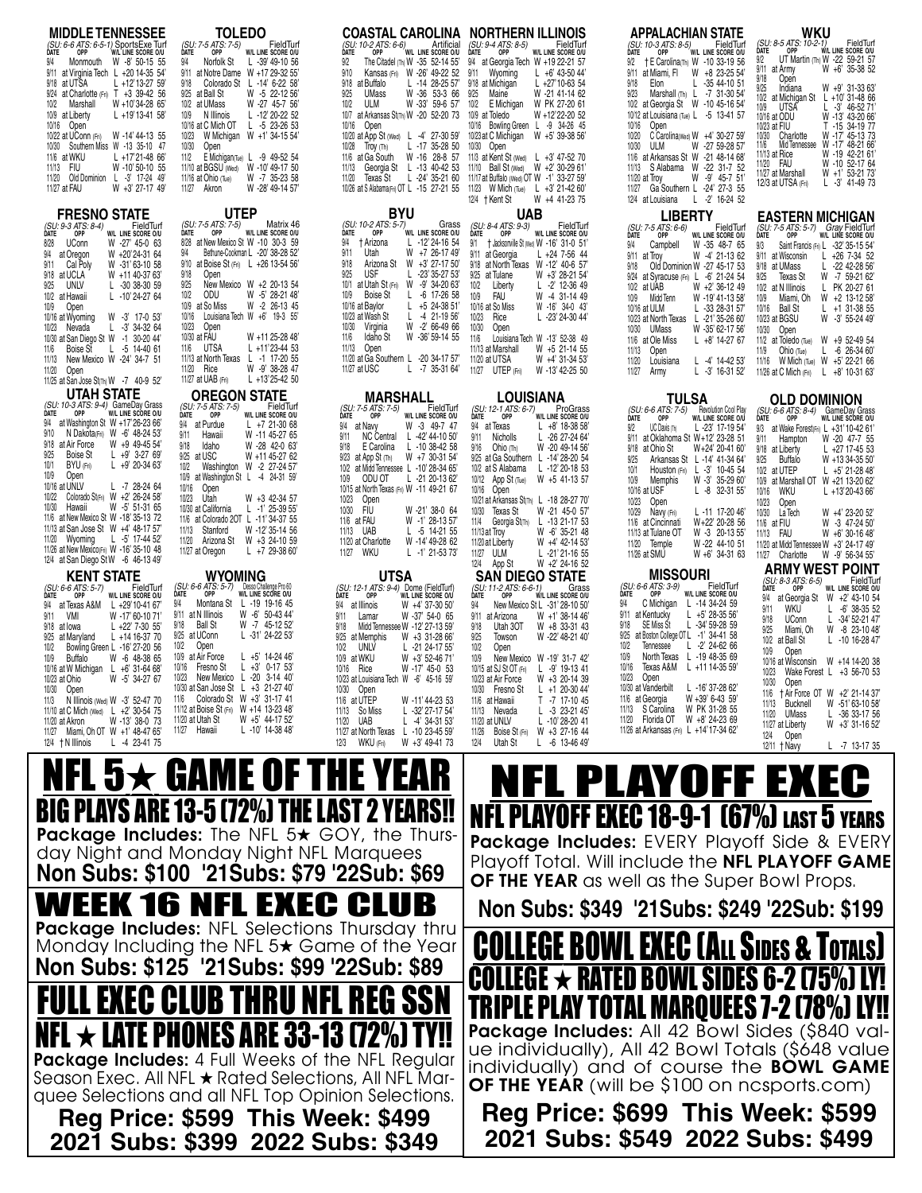## MIDDLE TENNESSEE

*(SU: 6-6 ATS: 6-5-1)* SportsExe Turf

| DATE | OPP | W/L LINE SCORE O/U |
|---|---|---|
| 9/4 | Monmouth | W -8' 50-15 55 |
| 9/11 | at Virginia Tech | L +20 14-35 54' |
| 9/18 | at UTSA | L +12' 13-27 59' |
| 9/24 | at Charlotte (Fri) | T +3 39-42 56 |
| 10/2 | Marshall | W +10' 34-28 65' |
| 10/9 | at Liberty | L +19' 13-41 58' |
| 10/16 | Open | |
| 10/22 | at UConn (Fri) | W -14' 44-13 55 |
| 10/30 | Southern Miss | W -13 35-10 47 |
| 11/6 | at WKU | L +17' 21-48 66' |
| 11/13 | FIU | W -10' 50-10 55 |
| 11/20 | Old Dominion | L -3' 17-24 49' |
| 11/27 | at FAU | W +3' 27-17 49' |

## TOLEDO

*(SU: 7-5 ATS: 7-5)* FieldTurf

| DATE | OPP | W/L LINE SCORE O/U |
|---|---|---|
| 9/4 | Norfolk St | L -39' 49-10 56 |
| 9/11 | at Notre Dame | W +17 29-32 55' |
| 9/18 | Colorado St | L -14' 6-22 58' |
| 9/25 | at Ball St | W -5 22-12 56' |
| 10/2 | at UMass | W -27 45-7 56' |
| 10/9 | N Illinois | L -12' 20-22 52 |
| 10/16 | at C Mich OT | L -5 23-26 53 |
| 10/23 | W Michigan | W +1' 34-15 54' |
| 10/30 | Open | |
| 11/2 | E Michigan(Tue) | L -9 49-52 54 |
| 11/10 | at BGSU (Wed) | W -10' 49-17 50 |
| 11/16 | at Ohio (Tue) | W -7 35-23 58 |
| 11/27 | Akron | W -28' 49-14 57' |

## COASTAL CAROLINA

*(SU: 10-2 ATS: 6-6)* Artificial

| DATE | OPP | W/L LINE SCORE O/U |
|---|---|---|
| 9/2 | The Citadel (Th) | W -35 52-14 55' |
| 9/10 | Kansas (Fri) | W -26' 49-22 52 |
| 9/18 | at Buffalo | L -14 28-25 57' |
| 9/25 | UMass | W -36 53-3 66 |
| 10/2 | ULM | W -33' 59-6 57' |
| 10/7 | at Arkansas St(Th) | W -20 52-20 73 |
| 10/16 | Open | |
| 10/20 | at App St (Wed) | L -4' 27-30 59' |
| 10/28 | Troy (Th) | L -17 35-28 50 |
| 11/6 | at Ga South | W -16 28-8 57 |
| 11/13 | Georgia St | L -13 40-42 53 |
| 11/20 | Texas St | L -24' 35-21 60 |
| 10/26 | at S Alabama(Fri) OT | L -15 27-21 55 |

## NORTHERN ILLINOIS

*(SU: 9-4 ATS: 8-5)* FieldTurf

| DATE | OPP | W/L LINE SCORE O/U |
|---|---|---|
| 9/4 | at Georgia Tech | W +19 22-21 57 |
| 9/11 | Wyoming | L +6' 43-50 44' |
| 9/18 | at Michigan | L +27' 10-63 54 |
| 9/25 | Maine | W -21 41-14 62 |
| 10/2 | E Michigan | W PK 27-20 61 |
| 10/9 | at Toledo | W +12' 22-20 52 |
| 10/16 | Bowling Green | L -9 34-26 45 |
| 10/23 | at C Michigan | W +5' 39-38 56' |
| 10/30 | Open | |
| 11/3 | at Kent St (Wed) | L +3' 47-52 70 |
| 11/10 | Ball St (Wed) | W +2' 30-29 61' |
| 11/17 | at Buffalo (Wed) OT | W -1' 33-27 59' |
| 11/23 | W Mich (Tue) | L +3' 21-42 60' |
| 12/4 | † Kent St | W +4 41-23 75 |

## APPALACHIAN STATE

*(SU: 10-3 ATS: 8-5)* FieldTurf

| DATE | OPP | W/L LINE SCORE O/U |
|---|---|---|
| 9/2 | † E Carolina(Th) | W -10 33-19 56 |
| 9/11 | at Miami, Fl | W +8 23-25 54' |
| 9/18 | Elon | L -35 44-10 51 |
| 9/23 | Marshall (Th) | L -7 31-30 54' |
| 10/2 | at Georgia St | W -10 45-16 54' |
| 10/12 | at Louisiana (Tue) | L -5 13-41 57 |
| 10/16 | Open | |
| 10/20 | C Carolina(Wed) | W +4' 30-27 59' |
| 10/30 | ULM | W -27 59-28 57' |
| 11/6 | at Arkansas St | W -21 48-14 68' |
| 11/13 | S Alabama | W -22 31-7 52 |
| 11/20 | at Troy | W -9' 45-7 51' |
| 11/27 | Ga Southern | L -24' 27-3 55 |
| 12/4 | at Louisiana | L -2' 16-24 52 |

## WKU

*(SU: 8-5 ATS: 10-2-1)* FieldTurf

| DATE | OPP | W/L LINE SCORE O/U |
|---|---|---|
| 9/2 | UT Martin (Th) | W -22 59-21 57 |
| 9/11 | at Army | W +6' 35-38 52 |
| 9/18 | Open | |
| 9/25 | Indiana | W +9' 31-33 63' |
| 10/2 | at Michigan St | L +10' 31-48 66 |
| 10/9 | UTSA | L -3' 46-52 71' |
| 10/16 | at ODU | W -13' 43-20 66' |
| 10/23 | at FIU | T -15 34-19 77 |
| 10/30 | Charlotte | W -17' 45-13 73 |
| 11/6 | Mid Tennessee | W -17' 48-21 66' |
| 11/13 | at Rice | W -19 42-21 61' |
| 11/20 | FAU | W -10 52-17 64 |
| 11/27 | at Marshall | W +1' 53-21 73' |
| 12/3 | at UTSA (Fri) | L -3' 41-49 73 |

## FRESNO STATE

*(SU: 9-3 ATS: 8-4)* FieldTurf

| DATE | OPP | W/L LINE SCORE O/U |
|---|---|---|
| 8/28 | UConn | W -27' 45-0 63 |
| 9/4 | at Oregon | W +20' 24-31 64 |
| 9/11 | Cal Poly | W -31' 63-10 58 |
| 9/18 | at UCLA | W +11 40-37 63' |
| 9/25 | UNLV | L -30 38-30 59 |
| 10/2 | at Hawaii | L -10' 24-27 64 |
| 10/9 | Open | |
| 10/16 | at Wyoming | W -3' 17-0 53' |
| 10/23 | Nevada | L -3' 34-32 64 |
| 10/30 | at San Diego St | W -1 30-20 44' |
| 11/6 | Boise St | L -5 14-40 61 |
| 11/13 | New Mexico | W -24' 34-7 51 |
| 11/20 | Open | |
| 11/25 | at San Jose St(Th) | W -7 40-9 52' |

## UTEP

*(SU: 7-5 ATS: 7-5)* Matrix 46

| DATE | OPP | W/L LINE SCORE O/U |
|---|---|---|
| 8/28 | at New Mexico St | W -10 30-3 59 |
| 9/4 | Bethune-Cookman | L -20' 38-28 52' |
| 9/10 | at Boise St (Fri) | L +26 13-54 56' |
| 9/18 | Open | |
| 9/25 | New Mexico | W +2 20-13 54 |
| 10/2 | ODU | W -5' 28-21 48' |
| 10/9 | at So Miss | W -2 26-13 45 |
| 10/16 | Louisiana Tech | W +6' 19-3 55' |
| 10/23 | Open | |
| 10/30 | at FAU | W +11 25-28 48' |
| 11/6 | UTSA | L +11' 23-44 53 |
| 11/13 | at North Texas | L -1 17-20 55 |
| 11/20 | Rice | W -9' 38-28 47 |
| 11/27 | at UAB (Fri) | L +13' 25-42 50 |

## BYU

*(SU: 10-2 ATS: 5-7)* Grass

| DATE | OPP | W/L LINE SCORE O/U |
|---|---|---|
| 9/4 | † Arizona | L -12' 24-16 54 |
| 9/11 | Utah | W +7 26-17 49' |
| 9/18 | Arizona St | W +3' 27-17 50' |
| 9/25 | USF | L -23' 35-27 53' |
| 10/1 | at Utah St (Fri) | W -9' 34-20 63' |
| 10/9 | Boise St | L -6 17-26 58 |
| 10/16 | at Baylor | L +5 24-38 51' |
| 10/23 | at Wash St | L -4 21-19 56' |
| 10/30 | Virginia | W -2' 66-49 66 |
| 11/6 | Idaho St | W -36' 59-14 55 |
| 11/13 | Open | |
| 11/20 | at Ga Southern | L -20 34-17 57' |
| 11/27 | at USC | L -7 35-31 64' |

## UAB

*(SU: 8-4 ATS: 9-3)* FieldTurf

| DATE | OPP | W/L LINE SCORE O/U |
|---|---|---|
| 9/1 | † Jacksonville St (Wed) | W -16' 31-0 51' |
| 9/11 | at Georgia | L +24 7-56 44 |
| 9/18 | at North Texas | W -12' 40-6 57' |
| 9/25 | at Tulane | W +3' 28-21 54' |
| 10/2 | Liberty | L -2' 12-36 49 |
| 10/9 | FAU | W -4 31-14 49 |
| 10/16 | at So Miss | W -16' 34-0 43' |
| 10/23 | Rice | L -23' 24-30 44' |
| 10/30 | Open | |
| 11/6 | Louisiana Tech | W -13' 52-38 49 |
| 11/13 | at Marshall | W +5 21-14 55 |
| 11/20 | at UTSA | W +4' 31-34 53' |
| 11/27 | UTEP (Fri) | W -13' 42-25 50 |

## LIBERTY

*(SU: 7-5 ATS: 6-6)* FieldTurf

| DATE | OPP | W/L LINE SCORE O/U |
|---|---|---|
| 9/4 | Campbell | W -35 48-7 65 |
| 9/11 | at Troy | W -4' 21-13 62 |
| 9/18 | Old Dominion | W -27 45-17 53 |
| 9/24 | at Syracuse (Fri) | L -6' 21-24 54 |
| 10/2 | at UAB | W +2' 36-12 49 |
| 10/9 | Midd Tenn | W -19' 41-13 58' |
| 10/16 | at ULM | L -33 28-31 57' |
| 10/23 | at North Texas | L -21' 35-26 60' |
| 10/30 | UMass | W -35' 62-17 56' |
| 11/6 | at Ole Miss | L +8' 14-27 67 |
| 11/13 | Open | |
| 11/20 | Louisiana | L -4' 14-42 53' |
| 11/27 | Army | L -3' 16-31 52' |

## EASTERN MICHIGAN

*(SU: 7-5 ATS: 5-7)* Gray FieldTurf

| DATE | OPP | W/L LINE SCORE O/U |
|---|---|---|
| 9/3 | Saint Francis (Fri) | L -32' 35-15 54' |
| 9/11 | at Wisconsin | L +26 7-34 52 |
| 9/18 | at UMass | L -22 42-28 56' |
| 9/25 | Texas St | W -7 59-21 62' |
| 10/2 | at N Illinois | L PK 20-27 61 |
| 10/9 | Miami, Oh | W +2 13-12 58' |
| 10/16 | Ball St | L +1 31-38 55 |
| 10/23 | at BGSU | W -3' 55-24 49' |
| 10/30 | Open | |
| 11/2 | at Toledo (Tue) | W +9 52-49 54 |
| 11/9 | Ohio (Tue) | L -6 26-34 60' |
| 11/16 | W Mich (Tue) | W +5' 22-21 66 |
| 11/26 | at C Mich (Fri) | L +8' 10-31 63' |

## UTAH STATE

*(SU: 10-3 ATS: 9-4)* GameDay Grass

| DATE | OPP | W/L LINE SCORE O/U |
|---|---|---|
| 9/4 | at Washington St | W +17' 26-23 66' |
| 9/10 | N Dakota(Fri) | W -6' 48-24 53' |
| 9/18 | at Air Force | W +9 49-45 54' |
| 9/25 | Boise St | L +9' 3-27 69' |
| 10/1 | BYU (Fri) | L +9' 20-34 63' |
| 10/9 | Open | |
| 10/16 | at UNLV | L -7 28-24 64 |
| 10/22 | Colorado St(Fri) | W +2' 26-24 58' |
| 10/30 | Hawaii | W -5' 51-31 65 |
| 11/6 | at New Mexico St | W -18' 35-13 72 |
| 11/13 | at San Jose St | W +4' 48-17 57' |
| 11/20 | Wyoming | L -5' 17-44 52' |
| 11/26 | at New Mexico(Fri) | W -16' 35-10 48 |
| 12/4 | at San Diego St | W -6 46-13 49' |

## OREGON STATE

*(SU: 7-5 ATS: 7-5)* FieldTurf

| DATE | OPP | W/L LINE SCORE O/U |
|---|---|---|
| 9/4 | at Purdue | L +7 21-30 68 |
| 9/11 | Hawaii | W -11 45-27 65 |
| 9/18 | Idaho | W -28 42-0 63' |
| 9/25 | at USC | W +11 45-27 62 |
| 10/2 | Washington | W -2 27-24 57' |
| 10/9 | at Washington St | L -4 24-31 59' |
| 10/16 | Open | |
| 10/23 | Utah | W +3 42-34 57 |
| 10/30 | at California | L -1' 25-39 55' |
| 11/6 | at Colorado 2OT | L -11' 34-37 55 |
| 11/13 | Stanford | W -12' 35-14 56 |
| 11/20 | Arizona St | W +3 24-10 59 |
| 11/27 | at Oregon | L +7 29-38 60' |

## MARSHALL

*(SU: 7-5 ATS: 7-5)* FieldTurf

| DATE | OPP | W/L LINE SCORE O/U |
|---|---|---|
| 9/4 | at Navy | W -3 49-7 47 |
| 9/11 | NC Central | L -42' 44-10 50' |
| 9/18 | E Carolina | L -10 38-42 58 |
| 9/23 | at App St (Th) | W +7 30-31 54' |
| 10/2 | at Midd Tennessee | L -10' 28-34 65' |
| 10/9 | ODU OT | L -21 20-13 62' |
| 10/15 | at North Texas (Fri) | W -11 49-21 67 |
| 10/23 | Open | |
| 10/30 | FIU | W -21' 38-0 64 |
| 11/6 | at FAU | W -1' 28-13 57' |
| 11/13 | UAB | L -5 14-21 55 |
| 11/20 | at Charlotte | W -14' 49-28 62 |
| 11/27 | WKU | L -1' 21-53 73' |

## LOUISIANA

*(SU: 12-1 ATS: 6-7)* ProGrass

| DATE | OPP | W/L LINE SCORE O/U |
|---|---|---|
| 9/4 | at Texas | L +8' 18-38 58' |
| 9/11 | Nicholls | L -26 27-24 64' |
| 9/16 | Ohio (Th) | W -20 49-14 56' |
| 9/25 | at Ga Southern | L -14' 28-20 54 |
| 10/2 | at S Alabama | L -12' 20-18 53 |
| 10/12 | App St (Tue) | W +5 41-13 57 |
| 10/16 | Open | |
| 10/21 | at Arkansas St(Th) | L -18 28-27 70' |
| 10/30 | Texas St | W -21 45-0 57' |
| 11/4 | Georgia St(Th) | L -13 21-17 53 |
| 11/13 | at Troy | W -6' 35-21 48 |
| 11/20 | at Liberty | W +4' 42-14 53' |
| 11/27 | ULM | L -21' 21-16 55 |
| 12/4 | App St | W +2' 24-16 52 |

## TULSA

*(SU: 6-6 ATS: 7-5)* Revolution Cool Play

| DATE | OPP | W/L LINE SCORE O/U |
|---|---|---|
| 9/2 | UC Davis (Th) | L -23' 17-19 54' |
| 9/11 | at Oklahoma St | W +12' 23-28 51 |
| 9/18 | at Ohio St | W +24' 20-41 60' |
| 9/25 | Arkansas St | L -14' 41-34 64' |
| 10/1 | Houston (Fri) | L -3' 10-45 54 |
| 10/9 | Memphis | W -3' 35-29 60' |
| 10/16 | at USF | L -8 32-31 55' |
| 10/23 | Open | |
| 10/29 | Navy (Fri) | L -11 17-20 46' |
| 11/6 | at Cincinnati | W +22' 20-28 56 |
| 11/13 | at Tulane OT | W -3 20-13 55' |
| 11/20 | Temple | W -22 44-10 51 |
| 11/26 | at SMU | W +6' 34-31 63 |

## OLD DOMINION

*(SU: 6-6 ATS: 8-4)* GameDay Grass

| DATE | OPP | W/L LINE SCORE O/U |
|---|---|---|
| 9/3 | at Wake Forest(Fri) | L +31' 10-42 61' |
| 9/11 | Hampton | W -20 47-7 55 |
| 9/18 | at Liberty | L +27 17-45 53 |
| 9/25 | Buffalo | W +13 34-35 50' |
| 10/2 | at UTEP | L +5' 21-28 48' |
| 10/9 | at Marshall OT | W +21 13-20 62' |
| 10/16 | WKU | L +13' 20-43 66' |
| 10/23 | Open | |
| 10/30 | La Tech | W +4' 23-20 52' |
| 11/6 | at FIU | W -3 47-24 50' |
| 11/13 | FAU | W +6' 30-16 48' |
| 11/20 | at Midd Tennessee | W +3' 24-17 49' |
| 11/27 | Charlotte | W -9' 56-34 55' |

## KENT STATE

*(SU: 6-7 ATS: 5-7)* FieldTurf

| DATE | OPP | W/L LINE SCORE O/U |
|---|---|---|
| 9/4 | at Texas A&M | L +29' 10-41 67' |
| 9/11 | VMI | W -17' 60-10 71' |
| 9/18 | at Iowa | L +22' 7-30 55' |
| 9/25 | at Maryland | L +14 16-37 70 |
| 10/2 | Bowling Green | L -16' 27-20 56 |
| 10/9 | Buffalo | W -6 48-38 65 |
| 10/16 | at W Michigan | L +6' 31-64 68' |
| 10/23 | at Ohio | W -5' 34-27 67 |
| 10/30 | Open | |
| 11/3 | N Illinois (Wed) | W -3' 52-47 70 |
| 11/10 | at C Mich (Wed) | L +2' 30-54 75 |
| 11/20 | at Akron | W -13' 38-0 73 |
| 11/27 | Miami, Oh OT | W +1' 48-47 65' |
| 12/4 | † N Illinois | L -4 23-41 75 |

## WYOMING

*(SU: 6-6 ATS: 5-7)* Desso Challenge Pro 60

| DATE | OPP | W/L LINE SCORE O/U |
|---|---|---|
| 9/4 | Montana St | L -19 19-16 45 |
| 9/11 | at N Illinois | W -6' 50-43 44' |
| 9/18 | Ball St | W -7 45-12 52' |
| 9/25 | at UConn | L -31' 24-22 53' |
| 10/2 | Open | |
| 10/9 | at Air Force | L +5' 14-24 46' |
| 10/16 | Fresno St | L +3' 0-17 53' |
| 10/23 | New Mexico | L -20 3-14 40' |
| 10/30 | at San Jose St | L +3 21-27 40' |
| 11/6 | Colorado St | W +3' 31-17 41 |
| 11/12 | at Boise St (Fri) | W +14 13-23 48' |
| 11/20 | at Utah St | W +5' 44-17 52' |
| 11/27 | Hawaii | L -10' 14-38 48' |

## UTSA

*(SU: 12-1 ATS: 9-4)* Dome (FieldTurf)

| DATE | OPP | W/L LINE SCORE O/U |
|---|---|---|
| 9/4 | at Illinois | W +4' 37-30 50' |
| 9/11 | Lamar | W -37' 54-0 65 |
| 9/18 | Midd Tennessee | W -12' 27-13 59' |
| 9/25 | at Memphis | W +3 31-28 66' |
| 10/2 | UNLV | L -21 24-17 55' |
| 10/9 | at WKU | W +3' 52-46 71' |
| 10/16 | Rice | W -17' 45-0 53 |
| 10/23 | at Louisiana Tech | W -6' 45-16 59' |
| 10/30 | Open | |
| 11/6 | at UTEP | W -11' 44-23 53 |
| 11/13 | So Miss | L -32' 27-17 54' |
| 11/20 | UAB | L -4' 34-31 53' |
| 11/27 | at North Texas | L -10 23-45 59' |
| 12/3 | WKU (Fri) | W +3' 49-41 73 |

## SAN DIEGO STATE

*(SU: 11-2 ATS: 6-6-1)* Grass

| DATE | OPP | W/L LINE SCORE O/U |
|---|---|---|
| 9/4 | New Mexico St | L -31' 28-10 50' |
| 9/11 | at Arizona | W +1' 38-14 46' |
| 9/18 | Utah 3OT | W +8 33-31 43 |
| 9/25 | Towson | W -22' 48-21 40' |
| 10/2 | Open | |
| 10/9 | New Mexico | W -19' 31-7 42' |
| 10/15 | at SJ St OT (Fri) | L -9' 19-13 41 |
| 10/23 | at Air Force | W +3 20-14 39 |
| 10/30 | Fresno St | L +1 20-30 44' |
| 11/6 | at Hawaii | T -7 17-10 45 |
| 11/13 | Nevada | L -3 23-21 45' |
| 11/20 | at UNLV | L -10' 28-20 41 |
| 11/26 | Boise St (Fri) | W +3 27-16 44 |
| 12/4 | Utah St | L -6 13-46 49' |

## MISSOURI

*(SU: 6-6 ATS: 3-9)* FieldTurf

| DATE | OPP | W/L LINE SCORE O/U |
|---|---|---|
| 9/4 | C Michigan | L -14 34-24 59 |
| 9/11 | at Kentucky | L +5' 28-35 56' |
| 9/18 | SE Miss St | L -34' 59-28 59 |
| 9/25 | at Boston College OT | L -1' 34-41 58 |
| 10/2 | Tennessee | L -2' 24-62 66 |
| 10/9 | North Texas | L -19 48-35 69 |
| 10/16 | Texas A&M | L +11 14-35 59' |
| 10/23 | Open | |
| 10/30 | at Vanderbilt | L -16' 37-28 62' |
| 11/6 | at Georgia | W +39' 6-43 59' |
| 11/13 | S Carolina | W PK 31-28 55 |
| 11/20 | Florida OT | W +8' 24-23 69 |
| 11/26 | at Arkansas (Fri) | L +14' 17-34 62' |

## ARMY WEST POINT

*(SU: 8-3 ATS: 5-7)* FieldTurf

| DATE | OPP | W/L LINE SCORE O/U |
|---|---|---|
| 9/4 | at Georgia St | W +2' 43-10 54 |
| 9/11 | WKU | L -6' 38-35 52 |
| 9/18 | UConn | L -34' 52-21 47' |
| 9/25 | Miami, Oh | W -8 23-10 48' |
| 10/2 | at Ball St | L -10 16-28 47 |
| 10/9 | Open | |
| 10/16 | at Wisconsin | W +14 14-20 38 |
| 10/23 | Wake Forest | L +3 56-70 53 |
| 10/30 | Open | |
| 11/6 | † Air Force OT | W +2' 21-14 37' |
| 11/13 | Bucknell | W -51' 63-10 58' |
| 11/20 | UMass | L -36 33-17 56 |
| 11/27 | at Liberty | W +3' 31-16 52' |
| 12/4 | Open | |
| 12/11 | † Navy | L -7 13-17 35 |

# NFL 5★ GAME OF THE YEAR

## BIG PLAYS ARE 13-5 (72%) THE LAST 2 YEARS!!

**Package Includes:** The NFL 5★ GOY, the Thursday Night and Monday Night NFL Marquees

**Non Subs: $100 '21Subs: $79 '22Sub: $69**

# WEEK 16 NFL EXEC CLUB

**Package Includes:** NFL Selections Thursday thru Monday Including the NFL 5★ Game of the Year

**Non Subs: $125 '21Subs: $99 '22Sub: $89**

# FULL EXEC CLUB THRU NFL REG SSN

## NFL ★ LATE PHONES ARE 33-13 (72%) TY!!

**Package Includes:** 4 Full Weeks of the NFL Regular Season Exec. All NFL ★ Rated Selections, All NFL Marquee Selections and all NFL Top Opinion Selections.

**Reg Price: $599 This Week: $499**
**2021 Subs: $399 2022 Subs: $349**

# NFL PLAYOFF EXEC

## NFL PLAYOFF EXEC 18-9-1 (67%) LAST 5 YEARS

**Package Includes:** EVERY Playoff Side & EVERY Playoff Total. Will include the **NFL PLAYOFF GAME OF THE YEAR** as well as the Super Bowl Props.

**Non Subs: $349 '21Subs: $249 '22Sub: $199**

# COLLEGE BOWL EXEC (ALL SIDES & TOTALS)

## COLLEGE ★ RATED BOWL SIDES 6-2 (75%) LY!

## TRIPLE PLAY TOTAL MARQUEES 7-2 (78%) LY!!

**Package Includes:** All 42 Bowl Sides ($840 value individually), All 42 Bowl Totals ($648 value individually) and of course the **BOWL GAME OF THE YEAR** (will be $100 on ncsports.com)

**Reg Price: $699 This Week: $599**
**2021 Subs: $549 2022 Subs: $499**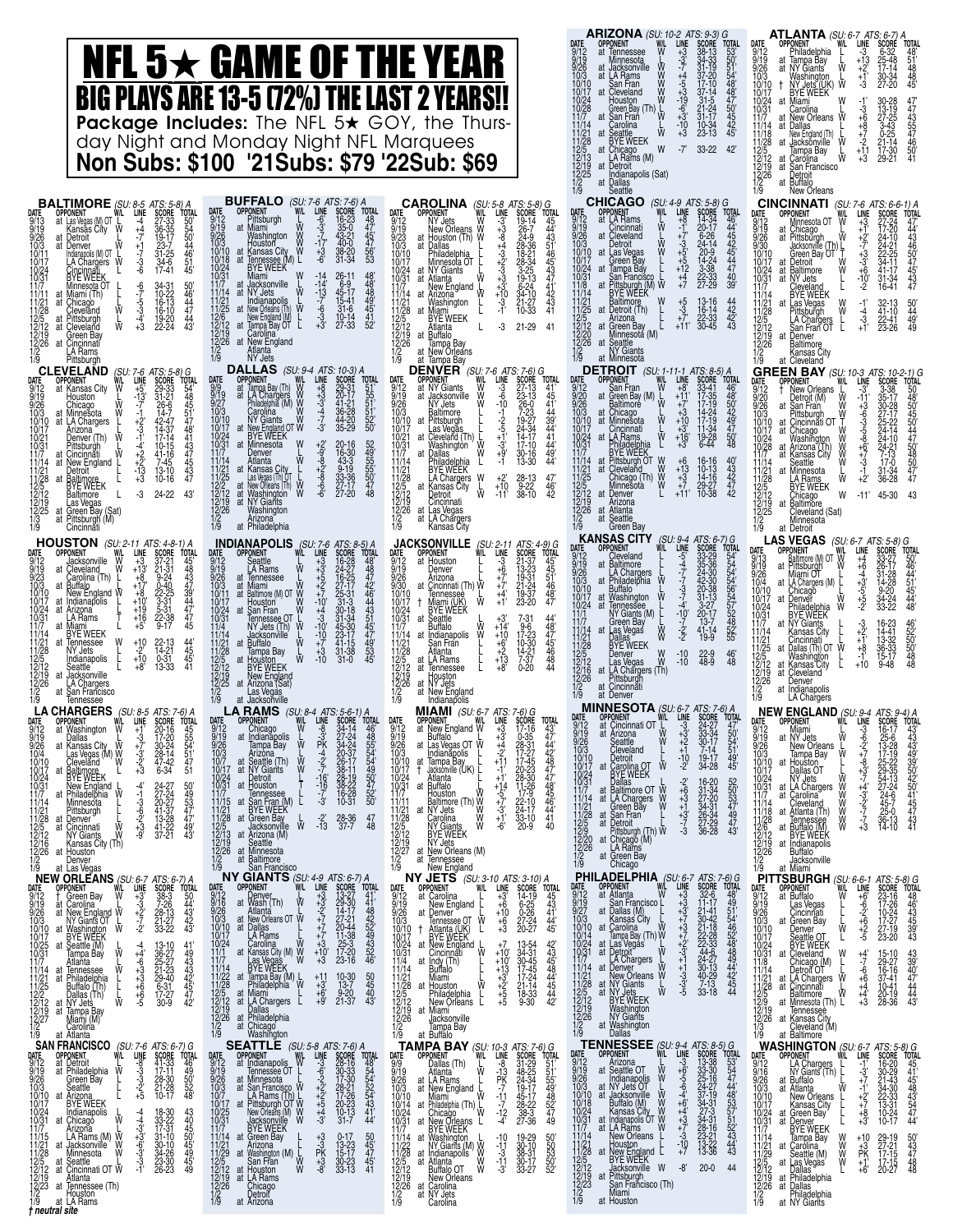# NFL 5★ GAME OF THE YEAR

## BIG PLAYS ARE 13-5 (72%) THE LAST 2 YEARS!!

**Package Includes:** The NFL 5★ GOY, the Thursday Night and Monday Night NFL Marquees

**Non Subs: $100 '21Subs: $79 '22Sub: $69**

### ARIZONA (SU: 10-2 ATS: 9-3) G

| DATE | OPPONENT | W/L | LINE | SCORE | TOTAL |
|---|---|---|---|---|---|
| 9/12 | at Tennessee | W | -3 | 38-13 | 53' |
| 9/19 | Minnesota | W | -3' | 34-33 | 50' |
| 9/26 | at Jacksonville | W | -7 | 31-19 | 51 |
| 10/3 | at LA Rams | W | +4 | 37-20 | 54' |
| 10/10 | San Fran | W | -5 | 17-10 | 48' |
| 10/17 | at Cleveland | W | +3 | 37-14 | 48' |
| 10/24 | Houston | W | -19 | 31-5 | 47' |
| 10/28 | Green Bay (Th) | L | -6' | 21-24 | 50' |
| 11/7 | at San Fran | W | +3' | 31-17 | 45 |
| 11/14 | Carolina | L | -10 | 10-34 | 42 |
| 11/21 | at Seattle | W | +3 | 23-13 | 45 |
| 11/28 | BYE WEEK | | | | |
| 12/5 | at Chicago | W | -7' | 33-22 | 42' |
| 12/13 | LA Rams (M) | | | | |
| 12/19 | at Detroit | | | | |
| 12/25 | Indianapolis (Sat) | | | | |
| 1/2 | at Dallas | | | | |
| 1/9 | Seattle | | | | |

### ATLANTA (SU: 6-7 ATS: 6-7) A

| DATE | OPPONENT | W/L | LINE | SCORE | TOTAL |
|---|---|---|---|---|---|
| 9/12 | Philadelphia | L | -3 | 6-32 | 48' |
| 9/19 | at Tampa Bay | L | +13 | 25-48 | 51' |
| 9/26 | at NY Giants | W | +2' | 17-14 | 48 |
| 10/3 | Washington | L | +1' | 30-34 | 48 |
| 10/10 | † NY Jets (UK) | W | -3 | 27-20 | 45' |
| 10/17 | BYE WEEK | | | | |
| 10/24 | at Miami | W | -1' | 30-28 | 47' |
| 10/31 | Carolina | L | -3 | 13-19 | 47 |
| 11/7 | at New Orleans | W | +6 | 27-25 | 43 |
| 11/14 | at Dallas | L | +8 | 3-43 | 55 |
| 11/18 | New England (Th) | L | +7 | 0-25 | 47' |
| 11/28 | at Jacksonville | W | -2 | 21-14 | 46 |
| 12/5 | Tampa Bay | L | +11 | 17-30 | 50' |
| 12/12 | at Carolina | W | +3 | 29-21 | 41 |
| 12/19 | at San Francisco | | | | |
| 12/26 | Detroit | | | | |
| 1/2 | at Buffalo | | | | |
| 1/9 | New Orleans | | | | |

### BALTIMORE (SU: 8-5 ATS: 5-8) A

| DATE | OPPONENT | W/L | LINE | SCORE | TOTAL |
|---|---|---|---|---|---|
| 9/13 | at Las Vegas (M) OT | L | -4 | 27-33 | 50' |
| 9/19 | Kansas City | W | +4 | 36-35 | 54 |
| 9/26 | at Detroit | W | -7' | 19-17 | 50' |
| 10/3 | at Denver | W | +1 | 23-7 | 44 |
| 10/11 | Indianapolis (M) OT | W | -7 | 31-25 | 46' |
| 10/17 | LA Chargers | W | -3 | 34-6 | 51 |
| 10/24 | Cincinnati | L | -6 | 17-41 | 45' |
| 10/31 | BYE WEEK | | | | |
| 11/7 | Minnesota OT | W | -6 | 34-31 | 50' |
| 11/11 | at Miami (Th) | L | -7' | 10-22 | 46' |
| 11/21 | at Chicago | W | -5 | 16-13 | 44 |
| 11/28 | Cleveland | W | -3 | 16-10 | 47 |
| 12/5 | at Pittsburgh | L | -4 | 19-20 | 44 |
| 12/12 | at Cleveland | L | +3 | 22-24 | 43' |
| 12/19 | Green Bay | | | | |
| 12/26 | at Cincinnati | | | | |
| 1/2 | LA Rams | | | | |
| 1/9 | Pittsburgh | | | | |

### BUFFALO (SU: 7-6 ATS: 7-6) A

| DATE | OPPONENT | W/L | LINE | SCORE | TOTAL |
|---|---|---|---|---|---|
| 9/12 | Pittsburgh | L | -6' | 16-23 | 48 |
| 9/19 | at Miami | W | -3' | 35-0 | 47' |
| 9/26 | Washington | W | -7 | 43-21 | 45' |
| 10/3 | Houston | W | -17' | 40-0 | 47 |
| 10/10 | at Kansas City | W | +3 | 38-20 | 56' |
| 10/18 | at Tennessee (M) | L | -6' | 31-34 | 53 |
| 10/24 | BYE WEEK | | | | |
| 10/31 | Miami | W | -14 | 26-11 | 48' |
| 11/7 | at Jacksonville | L | -14' | 6-9 | 48' |
| 11/14 | at NY Jets | W | -13 | 45-17 | 48 |
| 11/21 | Indianapolis | L | -7 | 15-41 | 49' |
| 11/25 | at New Orleans (Th) | W | -6 | 31-6 | 45' |
| 12/6 | New England (M) | L | -3 | 10-14 | 41 |
| 12/12 | at Tampa Bay OT | L | +3' | 27-33 | 52' |
| 12/18 | Carolina | | | | |
| 12/26 | at New England | | | | |
| 1/2 | Atlanta | | | | |
| 1/9 | NY Jets | | | | |

### CAROLINA (SU: 5-8 ATS: 5-8) G

| DATE | OPPONENT | W/L | LINE | SCORE | TOTAL |
|---|---|---|---|---|---|
| 9/12 | NY Jets | W | -3' | 19-14 | 45 |
| 9/19 | New Orleans | W | +3 | 26-7 | 44' |
| 9/23 | at Houston (Th) | W | -8 | 24-9 | 43 |
| 10/3 | at Dallas | L | +4 | 28-36 | 51' |
| 10/10 | Philadelphia | L | -3 | 18-21 | 46' |
| 10/17 | Minnesota OT | L | +2' | 28-34 | 45 |
| 10/24 | at NY Giants | L | -3 | 3-25 | 43 |
| 10/31 | at Atlanta | W | +3 | 19-13 | 47 |
| 11/7 | New England | L | +3' | 6-24 | 41' |
| 11/14 | at Arizona | W | +10 | 34-10 | 42 |
| 11/21 | Washington | L | -3 | 21-27 | 43 |
| 11/28 | at Miami | L | -1' | 10-33 | 41 |
| 12/5 | BYE WEEK | | | | |
| 12/12 | Atlanta | L | -3 | 21-29 | 41 |
| 12/19 | at Buffalo | | | | |
| 12/26 | Tampa Bay | | | | |
| 1/2 | at New Orleans | | | | |
| 1/9 | at Tampa Bay | | | | |

### CHICAGO (SU: 4-9 ATS: 5-8) G

| DATE | OPPONENT | W/L | LINE | SCORE | TOTAL |
|---|---|---|---|---|---|
| 9/12 | at LA Rams | L | +8 | 14-34 | 46' |
| 9/19 | Cincinnati | W | -1 | 20-17 | 44' |
| 9/26 | at Cleveland | L | +7' | 6-26 | 45 |
| 10/3 | Detroit | W | -3 | 24-14 | 42' |
| 10/10 | at Las Vegas | W | +5' | 20-9 | 45 |
| 10/17 | Green Bay | L | +5 | 14-24 | 44' |
| 10/24 | at Tampa Bay | L | +12 | 3-38 | 47' |
| 10/31 | San Francisco | L | +4 | 22-33 | 40 |
| 11/8 | at Pittsburgh (M) | W | +7' | 27-29 | 39' |
| 11/14 | BYE WEEK | | | | |
| 11/21 | Baltimore | L | +5 | 13-16 | 44 |
| 11/25 | at Detroit (Th) | L | -3 | 16-14 | 42 |
| 12/5 | Arizona | L | +7' | 22-33 | 42' |
| 12/12 | at Green Bay | L | +11' | 30-45 | 43 |
| 12/20 | Minnesota (M) | | | | |
| 12/26 | at Seattle | | | | |
| 1/2 | NY Giants | | | | |
| 1/9 | at Minnesota | | | | |

### CINCINNATI (SU: 7-6 ATS: 6-6-1) A

| DATE | OPPONENT | W/L | LINE | SCORE | TOTAL |
|---|---|---|---|---|---|
| 9/12 | Minnesota OT | W | +3 | 27-24 | 47' |
| 9/19 | at Chicago | L | +1' | 17-20 | 44' |
| 9/26 | at Pittsburgh | W | +2' | 24-10 | 43 |
| 9/30 | Jacksonville (Th) | L | -7' | 24-21 | 46 |
| 10/10 | Green Bay OT | L | +3 | 22-25 | 50' |
| 10/17 | at Detroit | W | -3' | 34-11 | 47 |
| 10/24 | at Baltimore | W | +6 | 41-17 | 45' |
| 10/31 | at NY Jets | L | -10' | 31-34 | 43 |
| 11/7 | Cleveland | L | -2 | 16-41 | 47 |
| 11/14 | BYE WEEK | | | | |
| 11/21 | at Las Vegas | W | -1' | 32-13 | 50' |
| 11/28 | Pittsburgh | W | -4 | 41-10 | 44 |
| 12/5 | LA Chargers | L | -3 | 22-41 | 49' |
| 12/12 | San Fran OT | L | +1' | 23-26 | 49 |
| 12/19 | at Denver | | | | |
| 12/26 | Baltimore | | | | |
| 1/2 | Kansas City | | | | |
| 1/9 | at Cleveland | | | | |

### CLEVELAND (SU: 7-6 ATS: 5-8) G

| DATE | OPPONENT | W/L | LINE | SCORE | TOTAL |
|---|---|---|---|---|---|
| 9/12 | at Kansas City | W | +5' | 29-33 | 54' |
| 9/19 | Houston | W | -13' | 31-21 | 48 |
| 9/26 | Chicago | W | -7' | 26-6 | 45 |
| 10/3 | at Minnesota | W | -1 | 14-7 | 51' |
| 10/10 | at LA Chargers | L | +2' | 42-47 | 47 |
| 10/17 | Arizona | L | -3 | 14-37 | 48' |
| 10/21 | Denver (Th) | W | -1' | 17-14 | 41 |
| 10/31 | Pittsburgh | L | -4' | 10-15 | 43 |
| 11/7 | at Cincinnati | W | +2 | 41-16 | 47 |
| 11/14 | at New England | L | +2 | 7-45 | 45 |
| 11/21 | Detroit | L | -13 | 13-10 | 43 |
| 11/28 | at Baltimore | W | +3 | 10-16 | 47 |
| 12/5 | BYE WEEK | | | | |
| 12/12 | Baltimore | L | -3 | 24-22 | 43' |
| 12/20 | Las Vegas | | | | |
| 12/25 | at Green Bay (Sat) | | | | |
| 1/3 | at Pittsburgh (M) | | | | |
| 1/9 | Cincinnati | | | | |

### DALLAS (SU: 9-4 ATS: 10-3) A

| DATE | OPPONENT | W/L | LINE | SCORE | TOTAL |
|---|---|---|---|---|---|
| 9/9 | at Tampa Bay (Th) | W | +8 | 29-31 | 51' |
| 9/19 | at LA Chargers | W | +3 | 20-17 | 55 |
| 9/27 | Philadelphia (M) | W | -3 | 41-21 | 51' |
| 10/3 | Carolina | W | -4 | 36-28 | 51' |
| 10/10 | NY Giants | W | -7 | 44-20 | 52 |
| 10/17 | at New England OT | W | -3' | 35-29 | 50' |
| 10/24 | BYE WEEK | | | | |
| 10/31 | at Minnesota | W | +2' | 20-16 | 52 |
| 11/7 | Denver | L | -9' | 16-30 | 49' |
| 11/14 | Atlanta | W | -8 | 43-3 | 55 |
| 11/21 | at Kansas City | L | +2' | 9-19 | 55' |
| 11/25 | Las Vegas (Th) OT | L | -8 | 33-36 | 50' |
| 12/2 | at New Orleans (Th) | W | -6 | 27-17 | 47 |
| 12/12 | at Washington | W | -6 | 27-20 | 48 |
| 12/19 | at NY Giants | | | | |
| 12/26 | Washington | | | | |
| 1/2 | Arizona | | | | |
| 1/9 | at Philadelphia | | | | |

### DENVER (SU: 7-6 ATS: 7-6) G

| DATE | OPPONENT | W/L | LINE | SCORE | TOTAL |
|---|---|---|---|---|---|
| 9/12 | at NY Giants | W | -3 | 27-13 | 41' |
| 9/19 | at Jacksonville | W | -6 | 23-13 | 45 |
| 9/26 | NY Jets | W | -10 | 26-0 | 41 |
| 10/3 | Baltimore | L | -1 | 7-23 | 44 |
| 10/10 | at Pittsburgh | L | -2 | 19-27 | 39' |
| 10/17 | Las Vegas | L | -5 | 24-34 | 44' |
| 10/21 | at Cleveland (Th) | L | +1' | 14-17 | 41 |
| 10/31 | Washington | W | -3' | 17-10 | 44' |
| 11/7 | at Dallas | W | +9' | 30-16 | 49' |
| 11/14 | Philadelphia | L | -1 | 13-30 | 44' |
| 11/21 | BYE WEEK | | | | |
| 11/28 | LA Chargers | W | +2' | 28-13 | 47' |
| 12/5 | at Kansas City | L | +10 | 9-22 | 46' |
| 12/12 | Detroit | W | -11' | 38-10 | 42 |
| 12/19 | Cincinnati | | | | |
| 12/26 | at Las Vegas | | | | |
| 1/2 | at LA Chargers | | | | |
| 1/9 | Kansas City | | | | |

### DETROIT (SU: 1-11-1 ATS: 8-5) A

| DATE | OPPONENT | W/L | LINE | SCORE | TOTAL |
|---|---|---|---|---|---|
| 9/12 | San Fran | W | +8 | 33-41 | 46' |
| 9/20 | at Green Bay (M) | L | +11' | 17-35 | 48' |
| 9/26 | Baltimore | W | +7' | 17-19 | 50' |
| 10/3 | at Chicago | L | +3 | 14-24 | 42' |
| 10/10 | at Minnesota | W | +10 | 17-19 | 49' |
| 10/17 | Cincinnati | L | +3' | 11-34 | 47 |
| 10/24 | at LA Rams | W | +16' | 19-28 | 50' |
| 10/31 | Philadelphia | L | +3 | 6-44 | 48 |
| 11/7 | BYE WEEK | | | | |
| 11/14 | at Pittsburgh OT | W | +6 | 16-16 | 40' |
| 11/21 | at Cleveland | W | +13 | 10-13 | 43 |
| 11/25 | Chicago (Th) | W | +3 | 14-16 | 42 |
| 12/5 | Minnesota | W | +7 | 29-27 | 47 |
| 12/12 | at Denver | L | +11' | 10-38 | 42 |
| 12/19 | Arizona | | | | |
| 12/26 | at Atlanta | | | | |
| 1/2 | at Seattle | | | | |
| 1/9 | Green Bay | | | | |

### GREEN BAY (SU: 10-3 ATS: 10-2-1) G

| DATE | OPPONENT | W/L | LINE | SCORE | TOTAL |
|---|---|---|---|---|---|
| 9/12 | † New Orleans | L | -3' | 3-38 | 50 |
| 9/20 | Detroit (M) | W | -11' | 35-17 | 48' |
| 9/26 | at San Fran | W | +3 | 30-28 | 50' |
| 10/3 | Pittsburgh | W | -6 | 27-17 | 45' |
| 10/10 | at Cincinnati OT | W | -3 | 25-22 | 50' |
| 10/17 | at Chicago | W | -5 | 24-14 | 44 |
| 10/24 | Washington | W | -8 | 24-10 | 47 |
| 10/28 | at Arizona (Th) | W | +6' | 24-21 | 50' |
| 11/7 | at Kansas City | W | +7 | 7-13 | 48 |
| 11/14 | Seattle | W | -3 | 17-0 | 50 |
| 11/21 | at Minnesota | L | -1 | 31-34 | 47' |
| 11/28 | LA Rams | W | -1' | 36-28 | 47 |
| 12/5 | BYE WEEK | | | | |
| 12/12 | Chicago | W | -11' | 45-30 | 43 |
| 12/19 | at Baltimore | | | | |
| 12/25 | Cleveland (Sat) | | | | |
| 1/2 | Minnesota | | | | |
| 1/9 | at Detroit | | | | |

### HOUSTON (SU: 2-11 ATS: 4-8-1) A

| DATE | OPPONENT | W/L | LINE | SCORE | TOTAL |
|---|---|---|---|---|---|
| 9/12 | Jacksonville | W | +3 | 37-21 | 45' |
| 9/19 | at Cleveland | W | +13' | 21-31 | 48 |
| 9/23 | Carolina (Th) | L | +8 | 9-24 | 43 |
| 10/3 | at Buffalo | L | +17' | 0-40 | 47 |
| 10/10 | New England | W | +8 | 22-25 | 39' |
| 10/17 | at Indianapolis | L | +10' | 3-31 | 44 |
| 10/24 | at Arizona | L | +19 | 5-31 | 47' |
| 10/31 | LA Rams | L | +16 | 22-38 | 47 |
| 11/7 | at Miami | L | +5' | 9-17 | 45 |
| 11/14 | BYE WEEK | | | | |
| 11/21 | at Tennessee | W | +10 | 22-13 | 44' |
| 11/28 | NY Jets | L | -2' | 14-21 | 45 |
| 12/5 | Indianapolis | L | +10 | 0-31 | 45' |
| 12/12 | Seattle | L | +8' | 13-33 | 41 |
| 12/19 | at Jacksonville | | | | |
| 12/26 | LA Chargers | | | | |
| 1/2 | at San Francisco | | | | |
| 1/9 | Tennessee | | | | |

### INDIANAPOLIS (SU: 7-6 ATS: 8-5) A

| DATE | OPPONENT | W/L | LINE | SCORE | TOTAL |
|---|---|---|---|---|---|
| 9/12 | Seattle | L | +3 | 16-28 | 48' |
| 9/19 | LA Rams | L | +3' | 24-27 | 48 |
| 9/26 | at Tennessee | L | +5 | 16-25 | 47 |
| 10/3 | at Miami | W | +2' | 27-17 | 42' |
| 10/11 | at Baltimore (M) OT | W | +7 | 25-31 | 46' |
| 10/17 | Houston | W | -10' | 31-3 | 44 |
| 10/24 | at San Fran | W | +4 | 30-18 | 43 |
| 10/31 | Tennessee OT | L | -3 | 31-34 | 51' |
| 11/4 | NY Jets (Th) | W | -10' | 45-30 | 45' |
| 11/14 | Jacksonville | L | -10 | 23-17 | 47' |
| 11/21 | at Buffalo | W | +7 | 41-15 | 49' |
| 11/28 | Tampa Bay | L | +3 | 31-38 | 53 |
| 12/5 | at Houston | W | -10 | 31-0 | 45' |
| 12/12 | BYE WEEK | | | | |
| 12/18 | New England (Sat) | | | | |
| 12/25 | at Arizona (Sat) | | | | |
| 1/2 | Las Vegas | | | | |
| 1/9 | at Jacksonville | | | | |

### JACKSONVILLE (SU: 2-11 ATS: 4-9) G

| DATE | OPPONENT | W/L | LINE | SCORE | TOTAL |
|---|---|---|---|---|---|
| 9/12 | at Houston | L | -3 | 21-37 | 45' |
| 9/19 | Denver | L | +6 | 13-23 | 45 |
| 9/26 | Arizona | L | +7 | 19-31 | 51' |
| 9/30 | at Cincinnati (Th) | W | +7' | 21-24 | 46' |
| 10/10 | Tennessee | L | +4' | 19-37 | 48' |
| 10/17 | † Miami (UK) | W | +1' | 23-20 | 47' |
| 10/24 | BYE WEEK | | | | |
| 10/31 | at Seattle | L | +3' | 7-31 | 44' |
| 11/7 | Buffalo | W | +14' | 9-6 | 48' |
| 11/14 | at Indianapolis | W | +10 | 17-23 | 47' |
| 11/21 | San Fran | L | +6' | 10-30 | 45' |
| 11/28 | Atlanta | L | +2 | 14-21 | 46 |
| 12/5 | at LA Rams | L | +13 | 7-37 | 48 |
| 12/12 | at Tennessee | L | +8 | 0-20 | 44 |
| 12/19 | Houston | | | | |
| 12/26 | at NY Jets | | | | |
| 1/2 | at New England | | | | |
| 1/9 | Indianapolis | | | | |

### KANSAS CITY (SU: 9-4 ATS: 6-7) G

| DATE | OPPONENT | W/L | LINE | SCORE | TOTAL |
|---|---|---|---|---|---|
| 9/12 | Cleveland | L | -5' | 33-29 | 54' |
| 9/19 | at Baltimore | L | -4 | 35-36 | 54' |
| 9/26 | LA Chargers | L | -7' | 24-30 | 55' |
| 10/3 | at Philadelphia | W | -7 | 42-30 | 54' |
| 10/10 | Buffalo | L | -3 | 20-38 | 56' |
| 10/17 | at Washington | W | -7 | 31-13 | 54 |
| 10/24 | at Tennessee | L | -4' | 3-27 | 57 |
| 11/1 | NY Giants (M) | L | -10' | 20-17 | 52' |
| 11/7 | Green Bay | L | -7 | 13-7 | 48 |
| 11/14 | at Las Vegas | W | -3 | 41-14 | 52' |
| 11/21 | Dallas | W | -2' | 19-9 | 55 |
| 11/28 | BYE WEEK | | | | |
| 12/5 | Denver | W | -10 | 22-9 | 46' |
| 12/12 | Las Vegas | W | -10 | 48-9 | 48 |
| 12/16 | at LA Chargers (Th) | | | | |
| 12/26 | Pittsburgh | | | | |
| 1/2 | at Cincinnati | | | | |
| 1/9 | at Denver | | | | |

### LAS VEGAS (SU: 6-7 ATS: 5-8) G

| DATE | OPPONENT | W/L | LINE | SCORE | TOTAL |
|---|---|---|---|---|---|
| 9/13 | Baltimore (M) OT | W | +4 | 33-27 | 50' |
| 9/19 | at Pittsburgh | W | +6 | 26-17 | 46' |
| 9/26 | Miami OT | L | -4 | 31-28 | 44' |
| 10/4 | at LA Chargers (M) | L | +3' | 14-28 | 51' |
| 10/10 | Chicago | L | -5' | 9-20 | 45' |
| 10/17 | at Denver | W | +5 | 34-24 | 44' |
| 10/24 | Philadelphia | W | -2 | 33-22 | 48' |
| 10/31 | BYE WEEK | | | | |
| 11/7 | at NY Giants | L | -3 | 16-23 | 46' |
| 11/14 | Kansas City | L | +3 | 14-41 | 52' |
| 11/21 | Cincinnati | L | +1' | 13-32 | 50' |
| 11/25 | at Dallas (Th) OT | W | +8 | 36-33 | 50' |
| 12/5 | Washington | L | -1 | 15-17 | 48 |
| 12/12 | at Kansas City | L | +10 | 9-48 | 48 |
| 12/20 | at Cleveland | | | | |
| 12/26 | Denver | | | | |
| 1/2 | at Indianapolis | | | | |
| 1/9 | LA Chargers | | | | |

### LA CHARGERS (SU: 8-5 ATS: 7-5-1) A

| DATE | OPPONENT | W/L | LINE | SCORE | TOTAL |
|---|---|---|---|---|---|
| 9/12 | at Washington | W | +1' | 20-16 | 45 |
| 9/19 | Dallas | L | -3 | 17-20 | 55 |
| 9/26 | at Kansas City | W | +7' | 30-24 | 54' |
| 10/4 | Las Vegas (M) | W | -3' | 28-14 | 51' |
| 10/10 | Cleveland | W | -2' | 47-42 | 47 |
| 10/17 | at Baltimore | L | +3 | 6-34 | 51 |
| 10/24 | BYE WEEK | | | | |
| 10/31 | New England | L | -4' | 24-27 | 50' |
| 11/7 | at Philadelphia | W | -1 | 27-24 | 49' |
| 11/14 | Minnesota | L | -3 | 20-27 | 53 |
| 11/21 | Pittsburgh | L | -6 | 41-37 | 47' |
| 11/28 | at Denver | L | -2' | 13-28 | 47' |
| 12/5 | at Cincinnati | W | +3 | 41-22 | 49' |
| 12/12 | NY Giants | W | -9' | 37-21 | 43' |
| 12/16 | Kansas City (Th) | | | | |
| 12/26 | at Houston | | | | |
| 1/2 | Denver | | | | |
| 1/9 | at Las Vegas | | | | |

### LA RAMS (SU: 8-4 ATS: 5-6-1) A

| DATE | OPPONENT | W/L | LINE | SCORE | TOTAL |
|---|---|---|---|---|---|
| 9/12 | Chicago | W | -8 | 34-14 | 46' |
| 9/19 | at Indianapolis | W | -3' | 27-24 | 48 |
| 9/26 | Tampa Bay | W | PK | 34-24 | 55' |
| 10/3 | Arizona | L | -4 | 20-37 | 54 |
| 10/7 | at Seattle (Th) | W | -2 | 26-17 | 54' |
| 10/17 | at NY Giants | W | -7' | 38-11 | 49 |
| 10/24 | Detroit | L | -16' | 28-19 | 50' |
| 10/31 | at Houston | | -16 | 38-22 | 47 |
| 11/7 | Tennessee | L | -7 | 16-28 | 52' |
| 11/15 | at San Fran (M) | L | -3' | 10-31 | 50' |
| 11/21 | BYE WEEK | | | | |
| 11/28 | at Green Bay | L | -2' | 28-36 | 47' |
| 12/5 | Jacksonville | W | -13 | 37-7 | 48 |
| 12/13 | at Arizona (M) | | | | |
| 12/19 | Seattle | | | | |
| 12/26 | at Minnesota | | | | |
| 1/2 | at Baltimore | | | | |
| 1/9 | San Francisco | | | | |

### MIAMI (SU: 6-7 ATS: 7-6) G

| DATE | OPPONENT | W/L | LINE | SCORE | TOTAL |
|---|---|---|---|---|---|
| 9/12 | at New England | W | +3 | 17-16 | 43' |
| 9/19 | Buffalo | L | +3 | 0-35 | 47' |
| 9/26 | at Las Vegas OT | W | +4 | 28-31 | 44' |
| 10/3 | Indianapolis | L | -2 | 17-27 | 42' |
| 10/10 | at Tampa Bay | L | +11 | 17-45 | 48 |
| 10/17 | † Jacksonville (UK) | L | -1' | 20-23 | 47' |
| 10/24 | Atlanta | L | +1' | 28-30 | 47' |
| 10/31 | at Buffalo | W | +14 | 11-26 | 48 |
| 11/7 | Houston | W | -5' | 17-9 | 45 |
| 11/11 | Baltimore (Th) | W | +7' | 22-10 | 46' |
| 11/21 | at NY Jets | W | -3' | 24-17 | 44' |
| 11/28 | Carolina | W | +1' | 33-10 | 41 |
| 12/5 | NY Giants | W | -6' | 20-9 | 40 |
| 12/12 | BYE WEEK | | | | |
| 12/19 | NY Jets | | | | |
| 12/27 | at New Orleans (M) | | | | |
| 1/2 | at Tennessee | | | | |
| 1/9 | New England | | | | |

### MINNESOTA (SU: 6-7 ATS: 7-6) A

| DATE | OPPONENT | W/L | LINE | SCORE | TOTAL |
|---|---|---|---|---|---|
| 9/12 | at Cincinnati OT | L | -3 | 24-27 | 47' |
| 9/19 | at Arizona | W | +3 | 33-34 | 50' |
| 9/26 | Seattle | W | +2 | 30-17 | 54' |
| 10/3 | Cleveland | L | +1 | 7-14 | 51 |
| 10/10 | Detroit | L | -10 | 19-17 | 49' |
| 10/17 | at Carolina OT | W | -2' | 34-28 | 45 |
| 10/24 | BYE WEEK | | | | |
| 10/31 | Dallas | L | -2' | 16-20 | 52 |
| 11/7 | at Baltimore OT | W | +6 | 31-34 | 50' |
| 11/14 | at LA Chargers | W | +3 | 27-20 | 53 |
| 11/21 | Green Bay | W | +1 | 34-31 | 47' |
| 11/28 | at San Fran | L | +3 | 26-34 | 49 |
| 12/5 | at Detroit | L | -7 | 27-29 | 47 |
| 12/9 | Pittsburgh (Th) | W | -3 | 36-28 | 43' |
| 12/20 | at Chicago (M) | | | | |
| 12/26 | LA Rams | | | | |
| 1/2 | at Green Bay | | | | |
| 1/9 | Chicago | | | | |

### NEW ENGLAND (SU: 9-4 ATS: 9-4) A

| DATE | OPPONENT | W/L | LINE | SCORE | TOTAL |
|---|---|---|---|---|---|
| 9/12 | Miami | L | -3 | 16-17 | 43' |
| 9/19 | at NY Jets | W | -6 | 25-6 | 43 |
| 9/26 | New Orleans | L | -2' | 13-28 | 43' |
| 10/3 | Tampa Bay | W | +7 | 17-19 | 49' |
| 10/10 | at Houston | L | -8 | 25-22 | 39' |
| 10/17 | Dallas OT | L | +3 | 29-35 | 50' |
| 10/24 | NY Jets | W | -6 | 54-13 | 43 |
| 10/31 | at LA Chargers | W | +4 | 27-24 | 47 |
| 11/7 | at Carolina | W | -3' | 24-6 | 41' |
| 11/14 | Cleveland | W | -2 | 45-7 | 45' |
| 11/18 | at Atlanta (Th) | W | -7 | 25-0 | 47' |
| 11/28 | Tennessee | W | -7 | 36-13 | 43 |
| 12/6 | at Buffalo (M) | W | +3 | 14-10 | 41 |
| 12/12 | BYE WEEK | | | | |
| 12/18 | at Indianapolis | | | | |
| 12/26 | Buffalo | | | | |
| 1/2 | Jacksonville | | | | |
| 1/9 | at Miami | | | | |

### NEW ORLEANS (SU: 6-7 ATS: 6-7) A

| DATE | OPPONENT | W/L | LINE | SCORE | TOTAL |
|---|---|---|---|---|---|
| 9/12 | † Green Bay | W | +3' | 38-3 | 50 |
| 9/19 | at Carolina | L | -3 | 7-26 | 44' |
| 9/26 | at New England | W | +2' | 28-13 | 43' |
| 10/3 | NY Giants OT | L | -7 | 21-27 | 42 |
| 10/10 | at Washington | W | -2' | 33-22 | 43 |
| 10/17 | BYE WEEK | | | | |
| 10/25 | at Seattle (M) | L | -4 | 13-10 | 41 |
| 10/31 | Tampa Bay | W | +4' | 36-27 | 49 |
| 11/7 | Atlanta | L | -6 | 25-27 | 43 |
| 11/14 | at Tennessee | W | +3 | 21-23 | 43 |
| 11/21 | at Philadelphia | L | +3 | 29-40 | 42' |
| 11/25 | Buffalo (Th) | L | +6 | 6-31 | 45' |
| 12/2 | Dallas (Th) | L | +5 | 17-27 | 47 |
| 12/12 | at NY Jets | W | -5 | 30-9 | 42' |
| 12/19 | at Tampa Bay | | | | |
| 12/27 | Miami (M) | | | | |
| 1/2 | Carolina | | | | |
| 1/9 | at Atlanta | | | | |

### NY GIANTS (SU: 4-9 ATS: 6-7) A

| DATE | OPPONENT | W/L | LINE | SCORE | TOTAL |
|---|---|---|---|---|---|
| 9/12 | Denver | L | +3 | 13-27 | 41' |
| 9/16 | at Wash (Th) | W | +3 | 29-30 | 41' |
| 9/26 | Atlanta | L | -2 | 14-17 | 48 |
| 10/3 | at New Orleans OT | W | +7 | 27-21 | 42 |
| 10/10 | at Dallas | L | +7 | 20-44 | 52' |
| 10/17 | LA Rams | L | +7' | 11-38 | 49 |
| 10/24 | Carolina | W | +3 | 25-3 | 43 |
| 11/1 | at Kansas City (M) | W | +10' | 17-20 | 52' |
| 11/7 | Las Vegas | W | +3 | 23-16 | 46' |
| 11/14 | BYE WEEK | | | | |
| 11/22 | at Tampa Bay (M) | L | +11 | 10-30 | 50 |
| 11/28 | Philadelphia | W | +3 | 13-7 | 45 |
| 12/5 | at Miami | L | +6' | 9-20 | 40 |
| 12/12 | at LA Chargers | L | +9' | 21-37 | 43 |
| 12/19 | Dallas | | | | |
| 12/26 | at Philadelphia | | | | |
| 1/2 | at Chicago | | | | |
| 1/9 | Washington | | | | |

### NY JETS (SU: 3-10 ATS: 3-10) A

| DATE | OPPONENT | W/L | LINE | SCORE | TOTAL |
|---|---|---|---|---|---|
| 9/12 | at Carolina | L | +3 | 14-19 | 45 |
| 9/19 | New England | L | +6 | 6-25 | 43 |
| 9/26 | at Denver | L | +10 | 0-26 | 41' |
| 10/3 | Tennessee OT | W | +6 | 27-24 | 44' |
| 10/10 | † Atlanta (UK) | L | +3 | 20-27 | 45' |
| 10/17 | BYE WEEK | | | | |
| 10/24 | at New England | L | +7 | 13-54 | 42' |
| 10/31 | Cincinnati | W | +10' | 34-31 | 43 |
| 11/4 | at Indy (Th) | L | +10' | 30-45 | 45' |
| 11/14 | Buffalo | L | +13 | 17-45 | 48 |
| 11/21 | Miami | L | +3 | 17-24 | 44' |
| 11/28 | at Houston | W | +2' | 21-14 | 45 |
| 12/5 | Philadelphia | L | +5 | 18-33 | 44 |
| 12/12 | New Orleans | L | +5 | 9-30 | 42' |
| 12/19 | at Miami | | | | |
| 12/26 | Jacksonville | | | | |
| 1/2 | Tampa Bay | | | | |
| 1/9 | Buffalo | | | | |

### PHILADELPHIA (SU: 6-7 ATS: 7-6) G

| DATE | OPPONENT | W/L | LINE | SCORE | TOTAL |
|---|---|---|---|---|---|
| 9/12 | at Atlanta | W | +3 | 32-6 | 48' |
| 9/19 | San Francisco | L | +3 | 11-17 | 49 |
| 9/27 | at Dallas (M) | L | +3 | 21-41 | 51' |
| 10/3 | Kansas City | L | +7 | 30-42 | 54' |
| 10/10 | at Carolina | W | +3 | 21-18 | 46' |
| 10/14 | Tampa Bay (Th) | W | +7 | 22-28 | 52' |
| 10/24 | at Las Vegas | L | +2' | 22-33 | 48' |
| 10/31 | at Detroit | W | -3 | 44-6 | 48 |
| 11/7 | LA Chargers | L | +1 | 24-27 | 49' |
| 11/14 | at Denver | W | +1 | 30-13 | 44' |
| 11/21 | New Orleans | W | -3 | 40-29 | 42' |
| 11/28 | at NY Giants | L | -3' | 7-13 | 45 |
| 12/5 | at NY Jets | W | -5 | 33-18 | 44 |
| 12/12 | BYE WEEK | | | | |
| 12/19 | Washington | | | | |
| 12/26 | NY Giants | | | | |
| 1/2 | at Washington | | | | |
| 1/8 | Dallas | | | | |

### PITTSBURGH (SU: 6-6-1 ATS: 5-8) G

| DATE | OPPONENT | W/L | LINE | SCORE | TOTAL |
|---|---|---|---|---|---|
| 9/12 | at Buffalo | W | +6' | 23-16 | 48 |
| 9/19 | Las Vegas | L | -6 | 17-26 | 46' |
| 9/26 | Cincinnati | L | -2' | 10-24 | 43 |
| 10/3 | at Green Bay | L | +6 | 17-27 | 45' |
| 10/10 | Denver | W | -1' | 27-19 | 39' |
| 10/17 | Seattle OT | L | -5 | 23-20 | 43 |
| 10/24 | BYE WEEK | | | | |
| 10/31 | at Cleveland | W | +4' | 15-10 | 43 |
| 11/8 | Chicago (M) | L | -7 | 29-27 | 39' |
| 11/14 | Detroit OT | L | -6 | 16-16 | 40' |
| 11/21 | at LA Chargers | W | +6 | 37-41 | 47' |
| 11/28 | at Cincinnati | L | +4 | 10-41 | 44 |
| 12/5 | Baltimore | W | +4 | 20-19 | 44 |
| 12/9 | at Minnesota (Th) | L | +3 | 28-36 | 43 |
| 12/19 | Tennessee | | | | |
| 12/26 | at Kansas City | | | | |
| 1/3 | Cleveland (M) | | | | |
| 1/9 | at Baltimore | | | | |

### SAN FRANCISCO (SU: 7-6 ATS: 6-7) G

| DATE | OPPONENT | W/L | LINE | SCORE | TOTAL |
|---|---|---|---|---|---|
| 9/12 | at Detroit | L | -8' | 41-33 | 46' |
| 9/19 | at Philadelphia | W | -3 | 17-11 | 49 |
| 9/26 | Green Bay | L | -3 | 28-30 | 50' |
| 10/3 | Seattle | L | -2' | 21-28 | 52 |
| 10/10 | at Arizona | L | +5 | 10-17 | 48 |
| 10/17 | BYE WEEK | | | | |
| 10/24 | Indianapolis | L | -4 | 18-30 | 43 |
| 10/31 | at Chicago | W | -4 | 33-22 | 40 |
| 11/7 | Arizona | L | -3' | 17-31 | 45 |
| 11/15 | LA Rams (M) | W | +3' | 31-10 | 50' |
| 11/21 | at Jacksonville | W | -6' | 30-10 | 45' |
| 11/28 | Minnesota | W | -3 | 34-26 | 49 |
| 12/5 | at Seattle | L | -3' | 23-30 | 45 |
| 12/12 | at Cincinnati OT | W | -1' | 26-23 | 49 |
| 12/19 | Atlanta | | | | |
| 12/23 | at Tennessee (Th) | | | | |
| 1/2 | Houston | | | | |
| 1/9 | at LA Rams | | | | |

### SEATTLE (SU: 5-8 ATS: 5-7-1) G

| DATE | OPPONENT | W/L | LINE | SCORE | TOTAL |
|---|---|---|---|---|---|
| 9/12 | at Indianapolis | W | -3 | 28-16 | 48' |
| 9/19 | Tennessee OT | L | -6' | 30-33 | 54 |
| 9/26 | at Minnesota | L | -2 | 17-30 | 54' |
| 10/3 | at San Francisco | W | +2' | 28-21 | 52' |
| 10/7 | LA Rams (Th) | L | +2 | 17-26 | 54' |
| 10/17 | at Pittsburgh OT | W | +5 | 20-23 | 43 |
| 10/25 | New Orleans (M) | W | +4 | 10-13 | 41 |
| 10/31 | Jacksonville | W | -3' | 31-7 | 44' |
| 11/7 | BYE WEEK | | | | |
| 11/14 | at Green Bay | L | +3 | 0-17 | 50 |
| 11/21 | Arizona | L | -3 | 13-23 | 45' |
| 11/29 | at Washington (M) | L | PK | 15-17 | 47 |
| 12/5 | San Fran | W | +3 | 30-23 | 45 |
| 12/12 | at Houston | W | -8 | 33-13 | 41 |
| 12/19 | at LA Rams | | | | |
| 12/26 | Chicago | | | | |
| 1/2 | Detroit | | | | |
| 1/9 | at Arizona | | | | |

### TAMPA BAY (SU: 10-3 ATS: 7-6) A

| DATE | OPPONENT | W/L | LINE | SCORE | TOTAL |
|---|---|---|---|---|---|
| 9/9 | Dallas (Th) | L | -8 | 31-29 | 51' |
| 9/19 | Atlanta | W | -13 | 48-25 | 51' |
| 9/26 | at LA Rams | L | PK | 24-34 | 55' |
| 10/3 | at New England | L | -7 | 19-17 | 49 |
| 10/10 | Miami | W | -11 | 45-17 | 48 |
| 10/14 | at Philadelphia (Th) | L | -7 | 28-22 | 52' |
| 10/24 | Chicago | W | -12 | 38-3 | 47' |
| 10/31 | at New Orleans | L | -4 | 27-36 | 49 |
| 11/7 | BYE WEEK | | | | |
| 11/14 | at Washington | L | -10 | 19-29 | 50' |
| 11/22 | NY Giants (M) | W | -11 | 30-10 | 50 |
| 11/28 | at Indianapolis | W | -3 | 38-31 | 53 |
| 12/5 | at Atlanta | W | -11 | 30-17 | 50' |
| 12/12 | Buffalo OT | W | -3 | 33-27 | 52' |
| 12/19 | New Orleans | | | | |
| 12/26 | at Carolina | | | | |
| 1/2 | at NY Jets | | | | |
| 1/9 | Carolina | | | | |

### TENNESSEE (SU: 9-4 ATS: 8-5) G

| DATE | OPPONENT | W/L | LINE | SCORE | TOTAL |
|---|---|---|---|---|---|
| 9/12 | Arizona | L | +3 | 13-38 | 53' |
| 9/19 | at Seattle OT | W | +6' | 33-30 | 54 |
| 9/26 | Indianapolis | W | -5 | 25-16 | 47 |
| 10/3 | at NY Jets | L | -6 | 24-27 | 44' |
| 10/10 | at Jacksonville | W | -4' | 37-19 | 48' |
| 10/18 | Buffalo (M) | W | +6' | 34-31 | 53 |
| 10/24 | Kansas City | W | +4' | 27-3 | 57 |
| 10/31 | at Indianapolis OT | W | +3 | 34-31 | 51' |
| 11/7 | at LA Rams | W | +7' | 28-16 | 52' |
| 11/14 | New Orleans | L | -3 | 23-21 | 43 |
| 11/21 | Houston | L | -10 | 13-22 | 44' |
| 11/28 | at New England | L | +7 | 13-36 | 43 |
| 12/5 | BYE WEEK | | | | |
| 12/12 | Jacksonville | W | -8' | 20-0 | 44 |
| 12/19 | at Pittsburgh | | | | |
| 12/23 | San Francisco (Th) | | | | |
| 1/2 | Miami | | | | |
| 1/9 | at Houston | | | | |

### WASHINGTON (SU: 6-7 ATS: 5-7-1) A

| DATE | OPPONENT | W/L | LINE | SCORE | TOTAL |
|---|---|---|---|---|---|
| 9/12 | LA Chargers | L | +1' | 16-20 | 45 |
| 9/16 | NY Giants (Th) | L | -3' | 30-29 | 41' |
| 9/26 | at Buffalo | L | +7 | 21-43 | 45' |
| 10/3 | at Atlanta | W | +1' | 34-30 | 48 |
| 10/10 | New Orleans | L | +2' | 22-33 | 43 |
| 10/17 | Kansas City | L | +7 | 13-31 | 54 |
| 10/24 | at Green Bay | L | +8 | 10-24 | 47 |
| 10/31 | at Denver | L | +3' | 10-17 | 44' |
| 11/7 | BYE WEEK | | | | |
| 11/14 | Tampa Bay | W | +10 | 29-19 | 50' |
| 11/21 | at Carolina | W | +3 | 27-21 | 43 |
| 11/29 | Seattle (M) | W | PK | 17-15 | 47 |
| 12/5 | at Las Vegas | W | +1 | 17-15 | 48 |
| 12/12 | Dallas | L | +6 | 20-27 | 48 |
| 12/19 | at Philadelphia | | | | |
| 12/26 | at Dallas | | | | |
| 1/2 | Philadelphia | | | | |
| 1/9 | at NY Giants | | | | |

*† neutral site*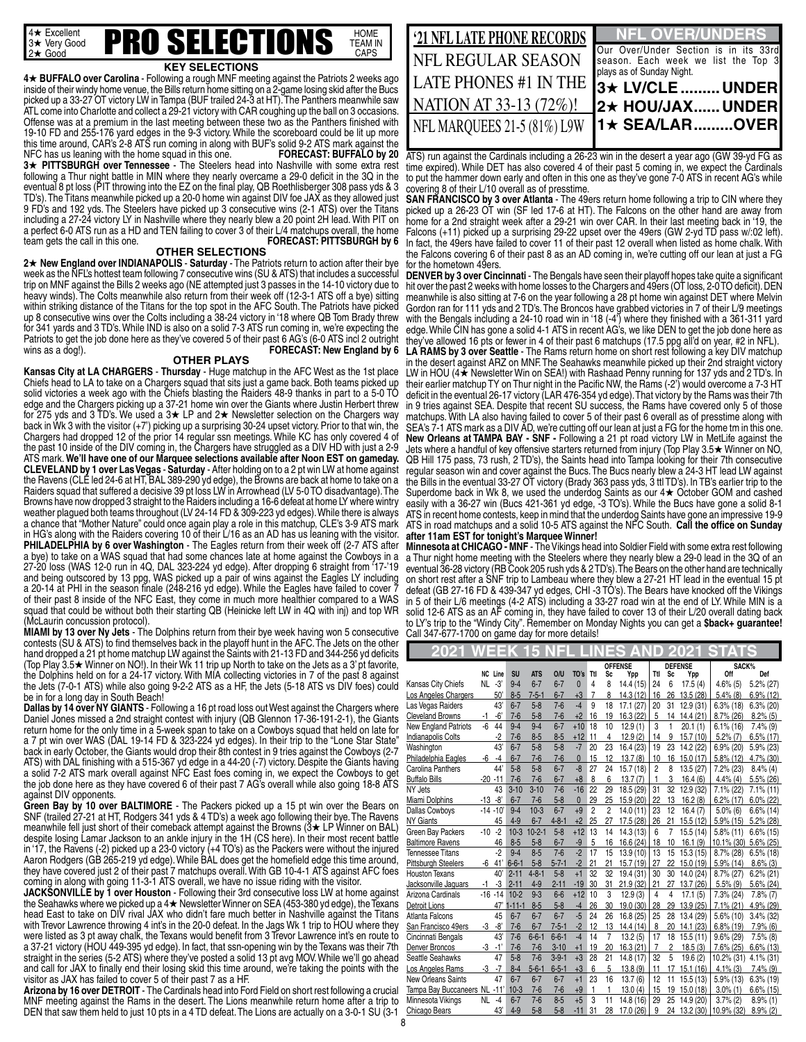4★ Excellent
3★ Very Good
2★ Good

# PRO SELECTIONS

HOME TEAM IN CAPS

## KEY SELECTIONS

**4★ BUFFALO over Carolina** - Following a rough MNF meeting against the Patriots 2 weeks ago inside of their windy home venue, the Bills return home sitting on a 2-game losing skid after the Bucs picked up a 33-27 OT victory LW in Tampa (BUF trailed 24-3 at HT). The Panthers meanwhile saw ATL come into Charlotte and collect a 29-21 victory with CAR coughing up the ball on 3 occasions. Offense was at a premium in the last meeting between these two as the Panthers finished with 19-10 FD and 255-176 yard edges in the 9-3 victory. While the scoreboard could be lit up more this time around, CAR's 2-8 ATS run coming in along with BUF's solid 9-2 ATS mark against the NFC has us leaning with the home squad in this one. **FORECAST: BUFFALO by 20**

**3★ PITTSBURGH over Tennessee** - The Steelers head into Nashville with some extra rest following a Thur night battle in MIN where they nearly overcame a 29-0 deficit in the 3Q in the eventual 8 pt loss (PIT throwing into the EZ on the final play, QB Roethlisberger 308 pass yds & 3 TD's). The Titans meanwhile picked up a 20-0 home win against DIV foe JAX as they allowed just 9 FD's and 192 yds. The Steelers have picked up 3 consecutive wins (2-1 ATS) over the Titans including a 27-24 victory LY in Nashville where they nearly blew a 20 point 2H lead. With PIT on a perfect 6-0 ATS run as a HD and TEN failing to cover 3 of their L/4 matchups overall, the home team gets the call in this one. **FORECAST: PITTSBURGH by 6**

## OTHER SELECTIONS

**2★ New England over INDIANAPOLIS** - **Saturday** - The Patriots return to action after their bye week as the NFL's hottest team following 7 consecutive wins (SU & ATS) that includes a successful trip on MNF against the Bills 2 weeks ago (NE attempted just 3 passes in the 14-10 victory due to heavy winds). The Colts meanwhile also return from their week off (12-3-1 ATS off a bye) sitting within striking distance of the Titans for the top spot in the AFC South. The Patriots have picked up 8 consecutive wins over the Colts including a 38-24 victory in '18 where QB Tom Brady threw for 341 yards and 3 TD's. While IND is also on a solid 7-3 ATS run coming in, we're expecting the Patriots to get the job done here as they've covered 5 of their past 6 AG's (6-0 ATS incl 2 outright wins as a dog!). **FORECAST: New England by 6**

## OTHER PLAYS

**Kansas City at LA CHARGERS** - **Thursday** - Huge matchup in the AFC West as the 1st place Chiefs head to LA to take on a Chargers squad that sits just a game back. Both teams picked up solid victories a week ago with the Chiefs blasting the Raiders 48-9 thanks in part to a 5-0 TO edge and the Chargers picking up a 37-21 home win over the Giants where Justin Herbert threw for 275 yds and 3 TD's. We used a 3★ LP and 2★ Newsletter selection on the Chargers way back in Wk 3 with the visitor (+7') picking up a surprising 30-24 upset victory. Prior to that win, the Chargers had dropped 12 of the prior 14 regular ssn meetings. While KC has only covered 4 of the past 10 inside of the DIV coming in, the Chargers have struggled as a DIV HD with just a 2-9 ATS mark. **We'll have one of our Marquee selections available after Noon EST on gameday.**

**CLEVELAND by 1 over Las Vegas** - **Saturday** - After holding on to a 2 pt win LW at home against the Ravens (CLE led 24-6 at HT, BAL 389-290 yd edge), the Browns are back at home to take on a Raiders squad that suffered a decisive 39 pt loss LW in Arrowhead (LV 5-0 TO disadvantage). The Browns have now dropped 3 straight to the Raiders including a 16-6 defeat at home LY where wintry weather plagued both teams throughout (LV 24-14 FD & 309-223 yd edges). While there is always a chance that "Mother Nature" could once again play a role in this matchup, CLE's 3-9 ATS mark in HG's along with the Raiders covering 10 of their L/16 as an AD has us leaning with the visitor.

**PHILADELPHIA by 6 over Washington** - The Eagles return from their week off (2-7 ATS after a bye) to take on a WAS squad that had some chances late at home against the Cowboys in a 27-20 loss (WAS 12-0 run in 4Q, DAL 323-224 yd edge). After dropping 6 straight from '17-'19 and being outscored by 13 ppg, WAS picked up a pair of wins against the Eagles LY including a 20-14 at PHI in the season finale (248-216 yd edge). While the Eagles have failed to cover 7 of their past 8 inside of the NFC East, they come in much more healthier compared to a WAS squad that could be without both their starting QB (Heinicke left LW in 4Q with inj) and top WR (McLaurin concussion protocol).

**MIAMI by 13 over Ny Jets** - The Dolphins return from their bye week having won 5 consecutive contests (SU & ATS) to find themselves back in the playoff hunt in the AFC. The Jets on the other hand dropped a 21 pt home matchup LW against the Saints with 21-13 FD and 344-256 yd deficits (Top Play 3.5★ Winner on NO!). In their Wk 11 trip up North to take on the Jets as a 3' pt favorite, the Dolphins held on for a 24-17 victory. With MIA collecting victories in 7 of the past 8 against the Jets (7-0-1 ATS) while also going 9-2-2 ATS as a HF, the Jets (5-18 ATS vs DIV foes) could be in for a long day in South Beach!

**Dallas by 14 over NY GIANTS** - Following a 16 pt road loss out West against the Chargers where Daniel Jones missed a 2nd straight contest with injury (QB Glennon 17-36-191-2-1), the Giants return home for the only time in a 5-week span to take on a Cowboys squad that held on late for a 7 pt win over WAS (DAL 19-14 FD & 323-224 yd edges). In their trip to the "Lone Star State" back in early October, the Giants would drop their 8th contest in 9 tries against the Cowboys (2-7 ATS) with DAL finishing with a 515-367 yd edge in a 44-20 (-7) victory. Despite the Giants having a solid 7-2 ATS mark overall against NFC East foes coming in, we expect the Cowboys to get the job done here as they have covered 6 of their past 7 AG's overall while going 18-8 ATS against DIV opponents.

**Green Bay by 10 over BALTIMORE** - The Packers picked up a 15 pt win over the Bears on SNF (trailed 27-21 at HT, Rodgers 341 yds & 4 TD's) a week ago following their bye. The Ravens meanwhile fell just short of their comeback attempt against the Browns (3★ LP Winner on BAL) despite losing Lamar Jackson to an ankle injury in the 1H (CS here). In their most recent battle in '17, the Ravens (-2) picked up a 23-0 victory (+4 TO's) as the Packers were without the injured Aaron Rodgers (GB 265-219 yd edge). While BAL does get the homefield edge this time around, they have covered just 2 of their past 7 matchups overall. With GB 10-4-1 ATS against AFC foes coming in along with going 11-3-1 ATS overall, we have no issue riding with the visitor.

**JACKSONVILLE by 1 over Houston** - Following their 3rd consecutive loss LW at home against the Seahawks where we picked up a 4★ Newsletter Winner on SEA (453-380 yd edge), the Texans head East to take on DIV rival JAX who didn't fare much better in Nashville against the Titans with Trevor Lawrence throwing 4 int's in the 20-0 defeat. In the Jags Wk 1 trip to HOU where they were listed as 3 pt away chalk, the Texans would benefit from 3 Trevor Lawrence int's en route to a 37-21 victory (HOU 449-395 yd edge). In fact, that ssn-opening win by the Texans was their 7th straight in the series (5-2 ATS) where they've posted a solid 13 pt avg MOV. While we'll go ahead and call for JAX to finally end their losing skid this time around, we're taking the points with the visitor as JAX has failed to cover 5 of their past 7 as a HF.

**Arizona by 16 over DETROIT** - The Cardinals head into Ford Field on short rest following a crucial MNF meeting against the Rams in the desert. The Lions meanwhile return home after a trip to DEN that saw them held to just 10 pts in a 4 TD defeat. The Lions are actually on a 3-0-1 SU (3-1 ATS) run against the Cardinals including a 26-23 win in the desert a year ago (GW 39-yd FG as time expired). While DET has also covered 4 of their past 5 coming in, we expect the Cardinals to put the hammer down early and often in this one as they've gone 7-0 ATS in recent AG's while covering 8 of their L/10 overall as of presstime.

**SAN FRANCISCO by 3 over Atlanta** - The 49ers return home following a trip to CIN where they picked up a 26-23 OT win (SF led 17-6 at HT). The Falcons on the other hand are away from home for a 2nd straight week after a 29-21 win over CAR. In their last meeting back in '19, the Falcons (+11) picked up a surprising 29-22 upset over the 49ers (GW 2-yd TD pass w/:02 left). In fact, the 49ers have failed to cover 11 of their past 12 overall when listed as home chalk. With the Falcons covering 6 of their past 8 as an AD coming in, we're cutting off our lean at just a FG for the hometown 49ers.

**DENVER by 3 over Cincinnati** - The Bengals have seen their playoff hopes take quite a significant hit over the past 2 weeks with home losses to the Chargers and 49ers (OT loss, 2-0 TO deficit). DEN meanwhile is also sitting at 7-6 on the year following a 28 pt home win against DET where Melvin Gordon ran for 111 yds and 2 TD's. The Broncos have grabbed victories in 7 of their L/9 meetings with the Bengals including a 24-10 road win in '18 (-4') where they finished with a 361-311 yard edge. While CIN has gone a solid 4-1 ATS in recent AG's, we like DEN to get the job done here as they've allowed 16 pts or fewer in 4 of their past 6 matchups (17.5 ppg all'd on year, #2 in NFL).

**LA RAMS by 3 over Seattle** - The Rams return home on short rest following a key DIV matchup in the desert against ARZ on MNF. The Seahawks meanwhile picked up their 2nd straight victory LW in HOU (4★ Newsletter Win on SEA!) with Rashaad Penny running for 137 yds and 2 TD's. In their earlier matchup TY on Thur night in the Pacific NW, the Rams (-2') would overcome a 7-3 HT deficit in the eventual 26-17 victory (LAR 476-354 yd edge). That victory by the Rams was their 7th in 9 tries against SEA. Despite that recent SU success, the Rams have covered only 5 of those matchups. With LA also having failed to cover 5 of their past 6 overall as of presstime along with SEA's 7-1 ATS mark as a DIV AD, we're cutting off our lean at just a FG for the home tm in this one.

**New Orleans at TAMPA BAY - SNF -** Following a 21 pt road victory LW in MetLife against the Jets where a handful of key offensive starters returned from injury (Top Play 3.5★ Winner on NO, QB Hill 175 pass, 73 rush, 2 TD's), the Saints head into Tampa looking for their 7th consecutive regular season win and cover against the Bucs. The Bucs nearly blew a 24-3 HT lead LW against the Bills in the eventual 33-27 OT victory (Brady 363 pass yds, 3 ttl TD's). In TB's earlier trip to the Superdome back in Wk 8, we used the underdog Saints as our 4★ October GOM and cashed easily with a 36-27 win (Bucs 421-361 yd edge, -3 TO's). While the Bucs have gone a solid 8-1 ATS in recent home contests, keep in mind that the underdog Saints have gone an impressive 19-9 ATS in road matchups and a solid 10-5 ATS against the NFC South. **Call the office on Sunday after 11am EST for tonight's Marquee Winner!**

**Minnesota at CHICAGO - MNF** - The Vikings head into Soldier Field with some extra rest following a Thur night home meeting with the Steelers where they nearly blew a 29-0 lead in the 3Q of an eventual 36-28 victory (RB Cook 205 rush yds & 2 TD's). The Bears on the other hand are technically on short rest after a SNF trip to Lambeau where they blew a 27-21 HT lead in the eventual 15 pt defeat (GB 27-16 FD & 439-347 yd edges, CHI -3 TO's). The Bears have knocked off the Vikings in 5 of their L/6 meetings (4-2 ATS) including a 33-27 road win at the end of LY. While MIN is a solid 12-6 ATS as an AF coming in, they have failed to cover 13 of their L/20 overall dating back to LY's trip to the "Windy City". Remember on Monday Nights you can get a **$back+ guarantee!** Call 347-677-1700 on game day for more details!

## '21 NFL LATE PHONE RECORDS

NFL REGULAR SEASON LATE PHONES #1 IN THE NATION AT 33-13 (72%)!

NFL MARQUEES 21-5 (81%) L9W

## NFL OVER/UNDERS

Our Over/Under Section is in its 33rd season. Each week we list the Top 3 plays as of Sunday Night.

**3★ LV/CLE ......... UNDER**
**2★ HOU/JAX...... UNDER**
**1★ SEA/LAR.........OVER**

## 2021 WEEK 15 NFL LINES AND 2021 STATS

| | NC | Line | SU | ATS | O/U | TO's | OFFENSE Ttl | OFFENSE Sc | OFFENSE Ypp | DEFENSE Ttl | DEFENSE Sc | DEFENSE Ypp | SACK% Off | SACK% Def |
|---|---|---|---|---|---|---|---|---|---|---|---|---|---|---|
| Kansas City Chiefs | NL | -3' | 9-4 | 6-7 | 6-7 | 0 | 4 | 8 | 14.4 (15) | 24 | 6 | 17.5 (4) | 4.6% (5) | 5.2% (27) |
| Los Angeles Chargers | | 50' | 8-5 | 7-5-1 | 6-7 | +3 | 7 | 8 | 14.3 (12) | 16 | 26 | 13.5 (28) | 5.4% (8) | 6.9% (12) |
| Las Vegas Raiders | | 43' | 6-7 | 5-8 | 7-6 | -4 | 9 | 18 | 17.1 (27) | 20 | 31 | 12.9 (31) | 6.3% (18) | 6.3% (20) |
| Cleveland Browns | -1 | -6' | 7-6 | 5-8 | 7-6 | +2 | 16 | 19 | 16.3 (22) | 5 | 14 | 14.4 (21) | 8.7% (26) | 8.2% (5) |
| New England Patriots | -6 | 44 | 9-4 | 9-4 | 6-7 | +10 | 18 | 10 | 12.9 (1) | 3 | 1 | 20.1 (1) | 6.1% (16) | 7.4% (9) |
| Indianapolis Colts | | -2 | 7-6 | 8-5 | 8-5 | +12 | 11 | 4 | 12.9 (2) | 14 | 9 | 15.7 (10) | 5.2% (7) | 6.5% (17) |
| Washington | | 43' | 6-7 | 5-8 | 5-8 | -7 | 20 | 23 | 16.4 (23) | 19 | 23 | 14.2 (22) | 6.9% (20) | 5.9% (23) |
| Philadelphia Eagles | -6 | -4 | 6-7 | 7-6 | 7-6 | 0 | 15 | 12 | 13.7 (8) | 10 | 16 | 15.0 (17) | 5.8% (12) | 4.7% (30) |
| Carolina Panthers | | 44' | 5-8 | 5-8 | 6-7 | -8 | 27 | 24 | 15.7 (18) | 2 | 8 | 13.5 (27) | 7.2% (23) | 8.4% (4) |
| Buffalo Bills | -20 | -11 | 7-6 | 7-6 | 6-7 | +8 | 6 | 6 | 13.7 (7) | 1 | 3 | 16.4 (6) | 4.4% (4) | 5.5% (26) |
| NY Jets | | 43 | 3-10 | 3-10 | 7-6 | -16 | 22 | 29 | 18.5 (29) | 31 | 32 | 12.9 (32) | 7.1% (22) | 7.1% (11) |
| Miami Dolphins | -13 | -8' | 6-7 | 7-6 | 5-8 | 0 | 29 | 25 | 15.9 (20) | 22 | 13 | 16.2 (8) | 6.2% (17) | 6.0% (22) |
| Dallas Cowboys | -14 | -10' | 9-4 | 10-3 | 6-7 | +9 | 2 | 2 | 14.0 (11) | 23 | 12 | 16.4 (7) | 5.0% (6) | 6.6% (14) |
| NY Giants | | 45 | 4-9 | 6-7 | 4-8-1 | +2 | 25 | 27 | 17.5 (28) | 26 | 21 | 15.5 (12) | 5.9% (15) | 5.2% (28) |
| Green Bay Packers | -10 | -2 | 10-3 | 10-2-1 | 5-8 | +12 | 13 | 14 | 14.3 (13) | 6 | 7 | 15.5 (14) | 5.8% (11) | 6.6% (15) |
| Baltimore Ravens | | 46 | 8-5 | 5-8 | 6-7 | -9 | 5 | 16 | 16.6 (24) | 18 | 10 | 16.1 (9) | 10.1% (30) | 5.6% (25) |
| Tennessee Titans | | -2 | 9-4 | 8-5 | 7-6 | -2 | 17 | 15 | 13.9 (10) | 13 | 15 | 15.3 (15) | 8.7% (28) | 6.5% (18) |
| Pittsburgh Steelers | -6 | 41' | 6-6-1 | 5-8 | 5-7-1 | -2 | 21 | 21 | 15.7 (19) | 27 | 22 | 15.0 (19) | 5.9% (14) | 8.6% (3) |
| Houston Texans | | 40' | 2-11 | 4-8-1 | 5-8 | +1 | 32 | 32 | 19.4 (31) | 30 | 30 | 14.0 (24) | 8.7% (27) | 6.2% (21) |
| Jacksonville Jaguars | -1 | -3 | 2-11 | 4-9 | 2-11 | -19 | 30 | 31 | 21.9 (32) | 21 | 27 | 13.7 (26) | 5.5% (9) | 5.6% (24) |
| Arizona Cardinals | -16 | -14 | 10-2 | 9-3 | 6-6 | +12 | 10 | 3 | 12.9 (3) | 4 | 4 | 17.1 (5) | 7.3% (24) | 7.8% (7) |
| Detroit Lions | | 47' | 1-11-1 | 8-5 | 5-8 | -4 | 26 | 30 | 19.0 (30) | 28 | 29 | 13.9 (25) | 7.1% (21) | 4.9% (29) |
| Atlanta Falcons | | 45 | 6-7 | 6-7 | 6-7 | -5 | 24 | 26 | 16.8 (25) | 25 | 28 | 13.4 (29) | 5.6% (10) | 3.4% (32) |
| San Francisco 49ers | -3 | -8' | 7-6 | 6-7 | 7-5-1 | -2 | 12 | 13 | 14.4 (14) | 8 | 20 | 14.1 (23) | 6.8% (19) | 7.9% (6) |
| Cincinnati Bengals | | 43' | 7-6 | 6-6-1 | 6-6-1 | -4 | 14 | 7 | 13.2 (5) | 17 | 18 | 15.5 (11) | 9.6% (29) | 7.5% (8) |
| Denver Broncos | -3 | -1' | 7-6 | 7-6 | 3-10 | +1 | 19 | 20 | 16.3 (21) | 7 | 2 | 18.5 (3) | 7.6% (25) | 6.6% (13) |
| Seattle Seahawks | | 47 | 5-8 | 7-6 | 3-9-1 | +3 | 28 | 21 | 14.8 (17) | 32 | 5 | 19.6 (2) | 10.2% (31) | 4.1% (31) |
| Los Angeles Rams | -3 | -7 | 8-4 | 5-6-1 | 6-5-1 | +3 | 6 | 5 | 13.8 (9) | 11 | 17 | 15.1 (16) | 4.1% (3) | 7.4% (9) |
| New Orleans Saints | | 47 | 6-7 | 6-7 | 6-7 | +1 | 23 | 16 | 13.7 (6) | 12 | 11 | 15.5 (13) | 5.9% (13) | 6.3% (19) |
| Tampa Bay Buccaneers | NL | -11' | 10-3 | 7-6 | 7-6 | +9 | 1 | 1 | 13.0 (4) | 15 | 19 | 15.0 (18) | 3.0% (1) | 6.6% (15) |
| Minnesota Vikings | NL | -4 | 6-7 | 7-6 | 8-5 | +5 | 3 | 11 | 14.8 (16) | 29 | 25 | 14.9 (20) | 3.7% (2) | 8.9% (1) |
| Chicago Bears | | 43' | 4-9 | 5-8 | 5-8 | -11 | 31 | 28 | 17.0 (26) | 9 | 24 | 13.2 (30) | 10.9% (32) | 8.9% (2) |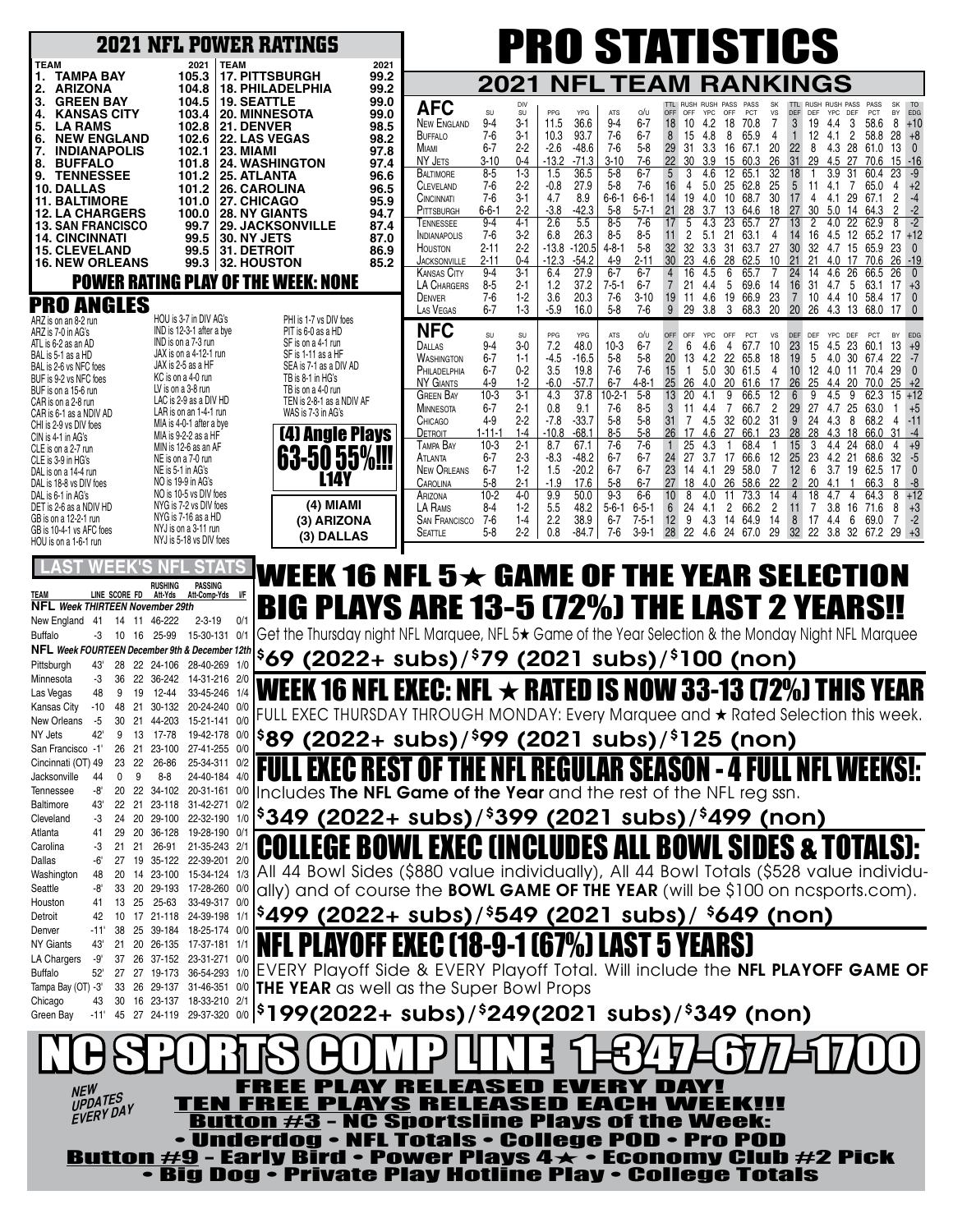# 2021 NFL POWER RATINGS

| TEAM | 2021 | TEAM | 2021 |
|---|---|---|---|
| 1. TAMPA BAY | 105.3 | 17. PITTSBURGH | 99.2 |
| 2. ARIZONA | 104.8 | 18. PHILADELPHIA | 99.2 |
| 3. GREEN BAY | 104.5 | 19. SEATTLE | 99.0 |
| 4. KANSAS CITY | 103.4 | 20. MINNESOTA | 99.0 |
| 5. LA RAMS | 102.8 | 21. DENVER | 98.5 |
| 6. NEW ENGLAND | 102.6 | 22. LAS VEGAS | 98.2 |
| 7. INDIANAPOLIS | 102.1 | 23. MIAMI | 97.8 |
| 8. BUFFALO | 101.8 | 24. WASHINGTON | 97.4 |
| 9. TENNESSEE | 101.2 | 25. ATLANTA | 96.6 |
| 10. DALLAS | 101.2 | 26. CAROLINA | 96.5 |
| 11. BALTIMORE | 101.0 | 27. CHICAGO | 95.9 |
| 12. LA CHARGERS | 100.0 | 28. NY GIANTS | 94.7 |
| 13. SAN FRANCISCO | 99.7 | 29. JACKSONVILLE | 87.4 |
| 14. CINCINNATI | 99.5 | 30. NY JETS | 87.0 |
| 15. CLEVELAND | 99.5 | 31. DETROIT | 86.9 |
| 16. NEW ORLEANS | 99.3 | 32. HOUSTON | 85.2 |

## POWER RATING PLAY OF THE WEEK: NONE

## PRO ANGLES

ARZ is on an 8-2 run
ARZ is 7-0 in AG's
ATL is 6-2 as an AD
BAL is 5-1 as a HD
BAL is 2-6 vs NFC foes
BUF is 9-2 vs NFC foes
BUF is on a 15-6 run
CAR is on a 2-8 run
CAR is 6-1 as a NDIV AD
CHI is 2-9 vs DIV foes
CIN is 4-1 in AG's
CLE is on a 2-7 run
CLE is 3-9 in HG's
DAL is on a 14-4 run
DAL is 18-8 vs DIV foes
DAL is 6-1 in AG's
DET is 2-6 as a NDIV HD
GB is on a 12-2-1 run
GB is 10-4-1 vs AFC foes
HOU is on a 1-6-1 run
HOU is 3-7 in DIV AG's
IND is 12-3-1 after a bye
IND is on a 7-3 run
JAX is on a 4-12-1 run
JAX is 2-5 as a HF
KC is on a 4-0 run
LV is on a 3-8 run
LAC is 2-9 as a DIV HD
LAR is on an 1-4-1 run
MIA is 4-1 after a bye
MIA is 9-2-2 as a HF
MIN is 12-6 as an AF
NE is on a 7-0 run
NE is 5-1 in AG's
NO is 19-9 in AG's
NO is 10-5 vs DIV foes
NYG is 7-2 vs DIV foes
NYG is 7-16 as a HD
NYJ is on a 3-11 run
NYJ is 5-18 vs DIV foes
PHI is 1-7 vs DIV foes
PIT is 6-0 as a HD
SF is on a 4-1 run
SF is 1-11 as a HF
SEA is 7-1 as a DIV AD
TB is 8-1 in HG's
TB is on a 4-0 run
TEN is 2-8-1 as a NDIV AF
WAS is 7-3 in AG's

### (4) Angle Plays

**63-50 55%!!!**
**L14Y**

**(4) MIAMI**
**(3) ARIZONA**
**(3) DALLAS**

# PRO STATISTICS

## 2021 NFL TEAM RANKINGS

| AFC | SU | DIV SU | PPG | YPG | ATS | O/U | TTL OFF | RUSH OFF | RUSH YPC | PASS OFF | PASS PCT | SK VS | TTL DEF | RUSH DEF | RUSH YPC | PASS DEF | PASS PCT | SK BY | TO EDG |
|---|---|---|---|---|---|---|---|---|---|---|---|---|---|---|---|---|---|---|---|
| New England | 9-4 | 3-1 | 11.5 | 36.6 | 9-4 | 6-7 | 18 | 10 | 4.2 | 18 | 70.8 | 7 | 3 | 19 | 4.4 | 3 | 58.6 | 8 | +10 |
| Buffalo | 7-6 | 3-1 | 10.3 | 93.7 | 7-6 | 6-7 | 8 | 15 | 4.8 | 8 | 65.9 | 4 | 1 | 12 | 4.1 | 2 | 58.8 | 28 | +8 |
| Miami | 6-7 | 2-2 | -2.6 | -48.6 | 7-6 | 5-8 | 29 | 31 | 3.3 | 16 | 67.1 | 20 | 22 | 8 | 4.3 | 28 | 61.0 | 13 | 0 |
| NY Jets | 3-10 | 0-4 | -13.2 | -71.3 | 3-10 | 7-6 | 22 | 30 | 3.9 | 15 | 60.3 | 26 | 31 | 29 | 4.5 | 27 | 70.6 | 15 | -16 |
| Baltimore | 8-5 | 1-3 | 1.5 | 36.5 | 5-8 | 6-7 | 5 | 3 | 4.6 | 12 | 65.1 | 32 | 18 | 1 | 3.9 | 31 | 60.4 | 23 | -9 |
| Cleveland | 7-6 | 2-2 | -0.8 | 27.9 | 5-8 | 7-6 | 16 | 4 | 5.0 | 25 | 62.8 | 25 | 5 | 11 | 4.1 | 7 | 65.0 | 4 | +2 |
| Cincinnati | 7-6 | 3-1 | 4.7 | 8.9 | 6-6-1 | 6-6-1 | 14 | 19 | 4.0 | 10 | 68.7 | 30 | 17 | 4 | 4.1 | 29 | 67.1 | 2 | -4 |
| Pittsburgh | 6-6-1 | 2-2 | -3.8 | -42.3 | 5-8 | 5-7-1 | 21 | 28 | 3.7 | 13 | 64.6 | 18 | 27 | 30 | 5.0 | 14 | 64.3 | 2 | -2 |
| Tennessee | 9-4 | 4-1 | 2.6 | 5.5 | 8-5 | 7-6 | 17 | 5 | 4.3 | 23 | 65.7 | 27 | 13 | 2 | 4.0 | 22 | 62.9 | 8 | -2 |
| Indianapolis | 7-6 | 3-2 | 6.8 | 26.3 | 8-5 | 8-5 | 11 | 2 | 5.1 | 21 | 63.1 | 4 | 14 | 16 | 4.5 | 12 | 65.2 | 17 | +12 |
| Houston | 2-11 | 2-2 | -13.8 | -120.5 | 4-8-1 | 5-8 | 32 | 32 | 3.3 | 31 | 63.7 | 27 | 30 | 32 | 4.7 | 15 | 65.9 | 23 | 0 |
| Jacksonville | 2-11 | 0-4 | -12.3 | -54.2 | 4-9 | 2-11 | 30 | 23 | 4.6 | 28 | 62.5 | 10 | 21 | 21 | 4.0 | 17 | 70.6 | 26 | -19 |
| Kansas City | 9-4 | 3-1 | 6.4 | 27.9 | 6-7 | 6-7 | 4 | 16 | 4.5 | 6 | 65.7 | 7 | 24 | 14 | 4.6 | 26 | 66.5 | 26 | 0 |
| LA Chargers | 8-5 | 2-1 | 1.2 | 37.2 | 7-5-1 | 6-7 | 7 | 21 | 4.4 | 5 | 69.6 | 14 | 16 | 31 | 4.7 | 5 | 63.1 | 17 | +3 |
| Denver | 7-6 | 1-2 | 3.6 | 20.3 | 7-6 | 3-10 | 19 | 11 | 4.6 | 19 | 66.9 | 23 | 7 | 10 | 4.4 | 10 | 58.4 | 17 | 0 |
| Las Vegas | 6-7 | 1-3 | -5.9 | 16.0 | 5-8 | 7-6 | 9 | 29 | 3.8 | 3 | 68.3 | 20 | 20 | 26 | 4.3 | 13 | 68.0 | 17 | 0 |

| NFC | SU | SU | PPG | YPG | ATS | O/U | OFF | OFF | YPC | OFF | PCT | VS | DEF | DEF | YPC | DEF | PCT | BY | EDG |
|---|---|---|---|---|---|---|---|---|---|---|---|---|---|---|---|---|---|---|---|
| Dallas | 9-4 | 3-0 | 7.2 | 48.0 | 10-3 | 6-7 | 2 | 6 | 4.6 | 4 | 67.7 | 10 | 23 | 15 | 4.5 | 23 | 60.1 | 13 | +9 |
| Washington | 6-7 | 1-1 | -4.5 | -16.5 | 5-8 | 5-8 | 20 | 13 | 4.2 | 22 | 65.8 | 18 | 19 | 5 | 4.0 | 30 | 67.4 | 22 | -7 |
| Philadelphia | 6-7 | 0-2 | 3.5 | 19.8 | 7-6 | 7-6 | 15 | 1 | 5.0 | 30 | 61.5 | 4 | 10 | 12 | 4.0 | 11 | 70.4 | 29 | 0 |
| NY Giants | 4-9 | 1-2 | -6.0 | -57.7 | 6-7 | 4-8-1 | 25 | 26 | 4.0 | 20 | 61.6 | 17 | 26 | 25 | 4.4 | 20 | 70.0 | 25 | +2 |
| Green Bay | 10-3 | 3-1 | 4.3 | 37.8 | 10-2-1 | 5-8 | 13 | 20 | 4.1 | 9 | 66.5 | 12 | 6 | 9 | 4.5 | 9 | 62.3 | 15 | +12 |
| Minnesota | 6-7 | 2-1 | 0.8 | 9.1 | 7-6 | 8-5 | 3 | 11 | 4.4 | 7 | 66.7 | 2 | 29 | 27 | 4.7 | 25 | 63.0 | 1 | +5 |
| Chicago | 4-9 | 2-2 | -7.8 | -33.7 | 5-8 | 5-8 | 31 | 7 | 4.5 | 32 | 60.2 | 31 | 9 | 24 | 4.3 | 8 | 68.2 | 4 | -11 |
| Detroit | 1-11-1 | 1-4 | -10.8 | -68.1 | 8-5 | 5-8 | 26 | 17 | 4.6 | 27 | 66.1 | 23 | 28 | 28 | 4.3 | 18 | 66.0 | 31 | -4 |
| Tampa Bay | 10-3 | 2-1 | 8.7 | 67.1 | 7-6 | 7-6 | 1 | 25 | 4.3 | 1 | 68.4 | 1 | 15 | 3 | 4.4 | 24 | 68.0 | 4 | +9 |
| Atlanta | 6-7 | 2-3 | -8.3 | -48.2 | 6-7 | 6-7 | 24 | 27 | 3.7 | 17 | 66.6 | 12 | 25 | 23 | 4.2 | 21 | 68.6 | 32 | -5 |
| New Orleans | 6-7 | 1-2 | 1.5 | -20.2 | 6-7 | 5-8 | 23 | 14 | 4.1 | 29 | 58.0 | 7 | 12 | 6 | 3.7 | 19 | 62.5 | 17 | 0 |
| Carolina | 5-8 | 2-1 | -1.9 | 17.6 | 5-8 | 6-7 | 27 | 18 | 4.0 | 26 | 58.6 | 22 | 2 | 20 | 4.1 | 1 | 66.3 | 8 | -8 |
| Arizona | 10-2 | 4-0 | 9.9 | 50.0 | 9-3 | 6-6 | 10 | 8 | 4.0 | 11 | 73.3 | 14 | 4 | 18 | 4.7 | 4 | 64.3 | 8 | +12 |
| LA Rams | 8-4 | 1-2 | 5.5 | 48.2 | 5-6-1 | 6-5-1 | 6 | 24 | 4.1 | 2 | 66.2 | 2 | 11 | 7 | 3.8 | 16 | 71.6 | 8 | +3 |
| San Francisco | 7-6 | 1-4 | 2.2 | 38.9 | 6-7 | 7-5-1 | 12 | 9 | 4.3 | 14 | 64.9 | 14 | 8 | 17 | 4.4 | 6 | 69.0 | 7 | -2 |
| Seattle | 5-8 | 2-2 | 0.8 | -84.7 | 7-6 | 3-9-1 | 28 | 22 | 4.6 | 24 | 67.0 | 29 | 32 | 22 | 3.8 | 32 | 67.2 | 29 | +3 |

## LAST WEEK'S NFL STATS

| TEAM | LINE | SCORE | FD | RUSHING Att-Yds | PASSING Att-Comp-Yds | I/F |
|---|---|---|---|---|---|---|
| ***NFL Week THIRTEEN November 29th*** | | | | | | |
| New England | 41 | 14 | 11 | 46-222 | 2-3-19 | 0/1 |
| Buffalo | -3 | 10 | 16 | 25-99 | 15-30-131 | 0/1 |
| ***NFL Week FOURTEEN December 9th & December 12th*** | | | | | | |
| Pittsburgh | 43' | 28 | 22 | 24-106 | 28-40-269 | 1/0 |
| Minnesota | -3 | 36 | 22 | 36-242 | 14-31-216 | 2/0 |
| Las Vegas | 48 | 9 | 19 | 12-44 | 33-45-246 | 1/4 |
| Kansas City | -10 | 48 | 21 | 30-132 | 20-24-240 | 0/0 |
| New Orleans | -5 | 30 | 21 | 44-203 | 15-21-141 | 0/0 |
| NY Jets | 42' | 9 | 13 | 17-78 | 19-42-178 | 0/0 |
| San Francisco | -1' | 26 | 21 | 23-100 | 27-41-255 | 0/0 |
| Cincinnati (OT) | 49 | 23 | 22 | 26-86 | 25-34-311 | 0/2 |
| Jacksonville | 44 | 0 | 9 | 8-8 | 24-40-184 | 4/0 |
| Tennessee | -8' | 20 | 22 | 34-102 | 20-31-161 | 0/0 |
| Baltimore | 43' | 22 | 21 | 23-118 | 31-42-271 | 0/2 |
| Cleveland | -3 | 24 | 20 | 29-100 | 22-32-190 | 1/0 |
| Atlanta | 41 | 29 | 20 | 36-128 | 19-28-190 | 0/1 |
| Carolina | -3 | 21 | 21 | 26-91 | 21-35-243 | 2/1 |
| Dallas | -6' | 27 | 19 | 35-122 | 22-39-201 | 2/0 |
| Washington | 48 | 20 | 14 | 23-100 | 15-34-124 | 1/3 |
| Seattle | -8' | 33 | 20 | 29-193 | 17-28-260 | 0/0 |
| Houston | 41 | 13 | 25 | 25-63 | 33-49-317 | 0/0 |
| Detroit | 42 | 10 | 17 | 21-118 | 24-39-198 | 1/1 |
| Denver | -11' | 38 | 25 | 39-184 | 18-25-174 | 0/0 |
| NY Giants | 43' | 21 | 20 | 26-135 | 17-37-181 | 1/1 |
| LA Chargers | -9' | 37 | 26 | 37-152 | 23-31-271 | 0/0 |
| Buffalo | 52' | 27 | 27 | 19-173 | 36-54-293 | 1/0 |
| Tampa Bay (OT) | -3' | 33 | 26 | 29-137 | 31-46-351 | 0/0 |
| Chicago | 43 | 30 | 16 | 23-137 | 18-33-210 | 2/1 |
| Green Bay | -11' | 45 | 27 | 24-119 | 29-37-320 | 0/0 |

# WEEK 16 NFL 5★ GAME OF THE YEAR SELECTION

# BIG PLAYS ARE 13-5 (72%) THE LAST 2 YEARS!!

Get the Thursday night NFL Marquee, NFL 5★ Game of the Year Selection & the Monday Night NFL Marquee

**$69 (2022+ subs)/$79 (2021 subs)/$100 (non)**

# WEEK 16 NFL EXEC: NFL ★ RATED IS NOW 33-13 (72%) THIS YEAR

FULL EXEC THURSDAY THROUGH MONDAY: Every Marquee and ★ Rated Selection this week.

**$89 (2022+ subs)/$99 (2021 subs)/$125 (non)**

# FULL EXEC REST OF THE NFL REGULAR SEASON - 4 FULL NFL WEEKS!:

Includes **The NFL Game of the Year** and the rest of the NFL reg ssn.

**$349 (2022+ subs)/$399 (2021 subs)/$499 (non)**

# COLLEGE BOWL EXEC (INCLUDES ALL BOWL SIDES & TOTALS):

All 44 Bowl Sides ($880 value individually), All 44 Bowl Totals ($528 value individually) and of course the **BOWL GAME OF THE YEAR** (will be $100 on ncsports.com).

**$499 (2022+ subs)/$549 (2021 subs)/ $649 (non)**

# NFL PLAYOFF EXEC (18-9-1 (67%) LAST 5 YEARS)

EVERY Playoff Side & EVERY Playoff Total. Will include the **NFL PLAYOFF GAME OF THE YEAR** as well as the Super Bowl Props

**$199(2022+ subs)/$249(2021 subs)/$349 (non)**

# NC SPORTS COMP LINE 1-347-677-1700

*NEW UPDATES EVERY DAY*

**FREE PLAY RELEASED EVERY DAY!**
**TEN FREE PLAYS RELEASED EACH WEEK!!!**
**Button #3 - NC Sportsline Plays of the Week:**
**• Underdog • NFL Totals • College POD • Pro POD**
**Button #9 - Early Bird • Power Plays 4★ • Economy Club #2 Pick**
**• Big Dog • Private Play Hotline Play • College Totals**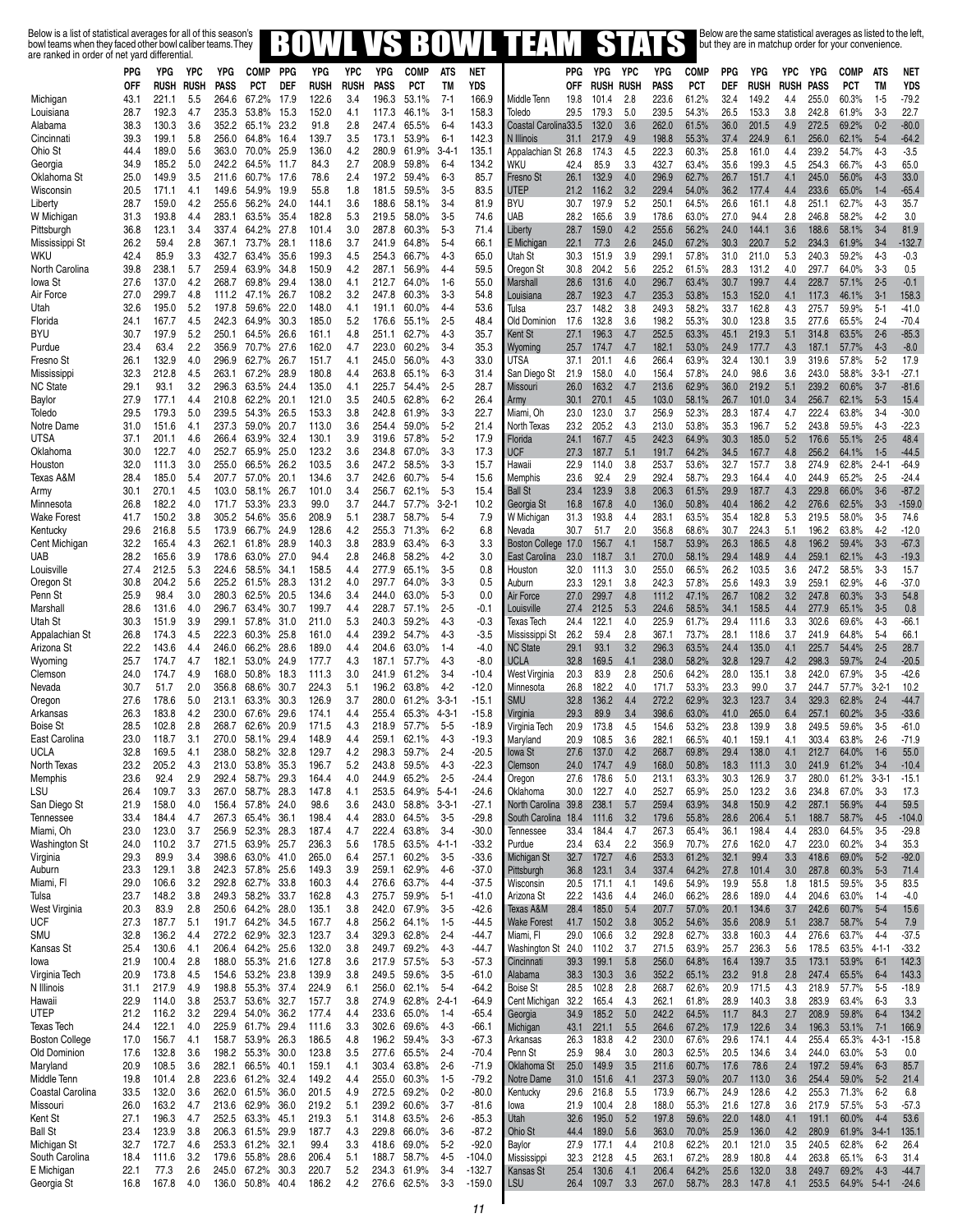# BOWL VS BOWL TEAM STATS

Below is a list of statistical averages for all of this season's bowl teams when they faced other bowl caliber teams. They are ranked in order of net yard differential.

| | PPG OFF | YPG RUSH | YPC RUSH | YPG PASS | COMP PCT | PPG DEF | YPG RUSH | YPC RUSH | YPG PASS | COMP PCT | ATS | NET TM YDS |
|---|---|---|---|---|---|---|---|---|---|---|---|---|
| Michigan | 43.1 | 221.1 | 5.5 | 264.6 | 67.2% | 17.9 | 122.6 | 3.4 | 196.3 | 53.1% | 7-1 | 166.9 |
| Louisiana | 28.7 | 192.3 | 4.7 | 235.3 | 53.8% | 15.3 | 152.0 | 4.1 | 117.3 | 46.1% | 3-1 | 158.3 |
| Alabama | 38.3 | 130.3 | 3.6 | 352.2 | 65.1% | 23.2 | 91.8 | 2.8 | 247.4 | 65.5% | 6-4 | 143.3 |
| Cincinnati | 39.3 | 199.1 | 5.8 | 256.0 | 64.8% | 16.4 | 139.7 | 3.5 | 173.1 | 53.9% | 6-1 | 142.3 |
| Ohio St | 44.4 | 189.0 | 5.6 | 363.0 | 70.0% | 25.9 | 136.0 | 4.2 | 280.9 | 61.9% | 3-4-1 | 135.1 |
| Georgia | 34.9 | 185.2 | 5.0 | 242.2 | 64.5% | 11.7 | 84.3 | 2.7 | 208.9 | 59.8% | 6-4 | 134.2 |
| Oklahoma St | 25.0 | 149.9 | 3.5 | 211.6 | 60.7% | 17.6 | 78.6 | 2.4 | 197.2 | 59.4% | 6-3 | 85.7 |
| Wisconsin | 20.5 | 171.1 | 4.1 | 149.6 | 54.9% | 19.9 | 55.8 | 1.8 | 181.5 | 59.5% | 3-5 | 83.5 |
| Liberty | 28.7 | 159.0 | 4.2 | 255.6 | 56.2% | 24.0 | 144.1 | 3.6 | 188.6 | 58.1% | 3-4 | 81.9 |
| W Michigan | 31.3 | 193.8 | 4.4 | 283.1 | 63.5% | 35.4 | 182.8 | 5.3 | 219.5 | 58.0% | 3-5 | 74.6 |
| Pittsburgh | 36.8 | 123.1 | 3.4 | 337.4 | 64.2% | 27.8 | 101.4 | 3.0 | 287.8 | 60.3% | 5-3 | 71.4 |
| Mississippi St | 26.2 | 59.4 | 2.8 | 367.1 | 73.7% | 28.1 | 118.6 | 3.7 | 241.9 | 64.8% | 5-4 | 66.1 |
| WKU | 42.4 | 85.9 | 3.3 | 432.7 | 63.4% | 35.6 | 199.3 | 4.5 | 254.3 | 66.7% | 4-3 | 65.0 |
| North Carolina | 39.8 | 238.1 | 5.7 | 259.4 | 63.9% | 34.8 | 150.9 | 4.2 | 287.1 | 56.9% | 4-4 | 59.5 |
| Iowa St | 27.6 | 137.0 | 4.2 | 268.7 | 69.8% | 29.4 | 138.0 | 4.1 | 212.7 | 64.0% | 1-6 | 55.0 |
| Air Force | 27.0 | 299.7 | 4.8 | 111.2 | 47.1% | 26.7 | 108.2 | 3.2 | 247.8 | 60.3% | 3-3 | 54.8 |
| Utah | 32.6 | 195.0 | 5.2 | 197.8 | 59.6% | 22.0 | 148.0 | 4.1 | 191.1 | 60.0% | 4-4 | 53.6 |
| Florida | 24.1 | 167.7 | 4.5 | 242.3 | 64.9% | 30.3 | 185.0 | 5.2 | 176.6 | 55.1% | 2-5 | 48.4 |
| BYU | 30.7 | 197.9 | 5.2 | 250.1 | 64.5% | 26.6 | 161.1 | 4.8 | 251.1 | 62.7% | 4-3 | 35.7 |
| Purdue | 23.4 | 63.4 | 2.2 | 356.9 | 70.7% | 27.6 | 162.0 | 4.7 | 223.0 | 60.2% | 3-4 | 35.3 |
| Fresno St | 26.1 | 132.9 | 4.0 | 296.9 | 62.7% | 26.7 | 151.7 | 4.1 | 245.0 | 56.0% | 4-3 | 33.0 |
| Mississippi | 32.3 | 212.8 | 4.5 | 263.1 | 67.2% | 28.9 | 180.8 | 4.4 | 263.8 | 65.1% | 6-3 | 31.4 |
| NC State | 29.1 | 93.1 | 3.2 | 296.3 | 63.5% | 24.4 | 135.0 | 4.1 | 225.7 | 54.4% | 2-5 | 28.7 |
| Baylor | 27.9 | 177.1 | 4.4 | 210.8 | 62.2% | 20.1 | 121.0 | 3.5 | 240.5 | 62.8% | 6-2 | 26.4 |
| Toledo | 29.5 | 179.3 | 5.0 | 239.5 | 54.3% | 26.5 | 153.3 | 3.8 | 242.8 | 61.9% | 3-3 | 22.7 |
| Notre Dame | 31.0 | 151.6 | 4.1 | 237.3 | 59.0% | 20.7 | 113.0 | 3.6 | 254.4 | 59.0% | 5-2 | 21.4 |
| UTSA | 37.1 | 201.1 | 4.6 | 266.4 | 63.9% | 32.4 | 130.1 | 3.9 | 319.6 | 57.8% | 5-2 | 17.9 |
| Oklahoma | 30.0 | 122.7 | 4.0 | 252.7 | 65.9% | 25.0 | 123.2 | 3.6 | 234.8 | 67.0% | 3-3 | 17.3 |
| Houston | 32.0 | 111.3 | 3.0 | 255.0 | 66.5% | 26.2 | 103.5 | 3.6 | 247.2 | 58.5% | 3-3 | 15.7 |
| Texas A&M | 28.4 | 185.0 | 5.4 | 207.7 | 57.0% | 20.1 | 134.6 | 3.7 | 242.6 | 60.7% | 5-4 | 15.6 |
| Army | 30.1 | 270.1 | 4.5 | 103.0 | 58.1% | 26.7 | 101.0 | 3.4 | 256.7 | 62.1% | 5-3 | 15.4 |
| Minnesota | 26.8 | 182.2 | 4.0 | 171.7 | 53.3% | 23.3 | 99.0 | 3.7 | 244.7 | 57.7% | 3-2-1 | 10.2 |
| Wake Forest | 41.7 | 150.2 | 3.8 | 305.2 | 54.6% | 35.6 | 208.9 | 5.1 | 238.7 | 58.7% | 5-4 | 7.9 |
| Kentucky | 29.6 | 216.8 | 5.5 | 173.9 | 66.7% | 24.9 | 128.6 | 4.2 | 255.3 | 71.3% | 6-2 | 6.8 |
| Cent Michigan | 32.2 | 165.4 | 4.3 | 262.1 | 61.8% | 28.9 | 140.3 | 3.8 | 283.9 | 63.4% | 6-3 | 3.3 |
| UAB | 28.2 | 165.6 | 3.9 | 178.6 | 63.0% | 27.0 | 94.4 | 2.8 | 246.8 | 58.2% | 4-2 | 3.0 |
| Louisville | 27.4 | 212.5 | 5.3 | 224.6 | 58.5% | 34.1 | 158.5 | 4.4 | 277.9 | 65.1% | 3-5 | 0.8 |
| Oregon St | 30.8 | 204.2 | 5.6 | 225.2 | 61.5% | 28.3 | 131.2 | 4.0 | 297.7 | 64.0% | 3-3 | 0.5 |
| Penn St | 25.9 | 98.4 | 3.0 | 280.3 | 62.5% | 20.5 | 134.6 | 3.4 | 244.0 | 63.0% | 5-3 | 0.0 |
| Marshall | 28.6 | 131.6 | 4.0 | 296.7 | 63.4% | 30.7 | 199.7 | 4.4 | 228.7 | 57.1% | 2-5 | -0.1 |
| Utah St | 30.3 | 151.9 | 3.9 | 299.1 | 57.8% | 31.0 | 211.0 | 5.3 | 240.3 | 59.2% | 4-3 | -0.3 |
| Appalachian St | 26.8 | 174.3 | 4.5 | 222.3 | 60.3% | 25.8 | 161.0 | 4.4 | 239.2 | 54.7% | 4-3 | -3.5 |
| Arizona St | 22.2 | 143.6 | 4.4 | 246.0 | 66.2% | 28.6 | 189.0 | 4.4 | 204.6 | 63.0% | 1-4 | -4.0 |
| Wyoming | 25.7 | 174.7 | 4.7 | 182.1 | 53.0% | 24.9 | 177.7 | 4.3 | 187.1 | 57.7% | 4-3 | -8.0 |
| Clemson | 24.0 | 174.7 | 4.9 | 168.0 | 50.8% | 18.3 | 111.3 | 3.0 | 241.9 | 61.2% | 3-4 | -10.4 |
| Nevada | 30.7 | 51.7 | 2.0 | 356.8 | 68.6% | 30.7 | 224.3 | 5.1 | 196.2 | 63.8% | 4-2 | -12.0 |
| Oregon | 27.6 | 178.6 | 5.0 | 213.1 | 63.3% | 30.3 | 126.9 | 3.7 | 280.0 | 61.2% | 3-3-1 | -15.1 |
| Arkansas | 26.3 | 183.8 | 4.2 | 230.0 | 67.6% | 29.6 | 174.1 | 4.4 | 255.4 | 65.3% | 4-3-1 | -15.8 |
| Boise St | 28.5 | 102.8 | 2.8 | 268.7 | 62.6% | 20.9 | 171.5 | 4.3 | 218.9 | 57.7% | 5-5 | -18.9 |
| East Carolina | 23.0 | 118.7 | 3.1 | 270.0 | 58.1% | 29.4 | 148.9 | 4.4 | 259.1 | 62.1% | 4-3 | -19.3 |
| UCLA | 32.8 | 169.5 | 4.1 | 238.0 | 58.2% | 32.8 | 129.7 | 4.2 | 298.3 | 59.7% | 2-4 | -20.5 |
| North Texas | 23.2 | 205.2 | 4.3 | 213.0 | 53.8% | 35.3 | 196.7 | 5.2 | 243.8 | 59.5% | 4-3 | -22.3 |
| Memphis | 23.6 | 92.4 | 2.9 | 292.4 | 58.7% | 29.3 | 164.4 | 4.0 | 244.9 | 65.2% | 2-5 | -24.4 |
| LSU | 26.4 | 109.7 | 3.3 | 267.0 | 58.7% | 28.3 | 147.8 | 4.1 | 253.5 | 64.9% | 5-4-1 | -24.6 |
| San Diego St | 21.9 | 158.0 | 4.0 | 156.4 | 57.8% | 24.0 | 98.6 | 3.6 | 243.0 | 58.8% | 3-3-1 | -27.1 |
| Tennessee | 33.4 | 184.4 | 4.7 | 267.3 | 65.4% | 36.1 | 198.4 | 4.4 | 283.0 | 64.5% | 3-5 | -29.8 |
| Miami, Oh | 23.0 | 123.0 | 3.7 | 256.9 | 52.3% | 28.3 | 187.4 | 4.7 | 222.4 | 63.8% | 3-4 | -30.0 |
| Washington St | 24.0 | 110.2 | 3.7 | 271.5 | 63.9% | 25.7 | 236.3 | 5.6 | 178.5 | 63.5% | 4-1-1 | -33.2 |
| Virginia | 29.3 | 89.9 | 3.4 | 398.6 | 63.0% | 41.0 | 265.0 | 6.4 | 257.1 | 60.2% | 3-5 | -33.6 |
| Auburn | 23.3 | 129.1 | 3.8 | 242.3 | 57.8% | 25.6 | 149.3 | 3.9 | 259.1 | 62.9% | 4-6 | -37.0 |
| Miami, Fl | 29.0 | 106.6 | 3.2 | 292.8 | 62.7% | 33.8 | 160.3 | 4.4 | 276.6 | 63.7% | 4-4 | -37.5 |
| Tulsa | 23.7 | 148.2 | 3.8 | 249.3 | 58.2% | 33.7 | 162.8 | 4.3 | 275.7 | 59.9% | 5-1 | -41.0 |
| West Virginia | 20.3 | 83.9 | 2.8 | 250.6 | 64.2% | 28.0 | 135.1 | 3.8 | 242.0 | 67.9% | 3-5 | -42.6 |
| UCF | 27.3 | 187.7 | 5.1 | 191.7 | 64.2% | 34.5 | 167.7 | 4.8 | 256.2 | 64.1% | 1-5 | -44.5 |
| SMU | 32.8 | 136.2 | 4.4 | 272.2 | 62.9% | 32.3 | 123.7 | 3.4 | 329.3 | 62.8% | 2-4 | -44.7 |
| Kansas St | 25.4 | 130.6 | 4.1 | 206.4 | 64.2% | 25.6 | 132.0 | 3.8 | 249.7 | 69.2% | 4-3 | -44.7 |
| Iowa | 21.9 | 100.4 | 2.8 | 188.0 | 55.3% | 21.6 | 127.8 | 3.6 | 217.9 | 57.5% | 5-3 | -57.3 |
| Virginia Tech | 20.9 | 173.8 | 4.5 | 154.6 | 53.2% | 23.8 | 139.9 | 3.8 | 249.5 | 59.6% | 3-5 | -61.0 |
| N Illinois | 31.1 | 217.9 | 4.9 | 198.8 | 55.3% | 37.4 | 224.9 | 6.1 | 256.0 | 62.1% | 5-4 | -64.2 |
| Hawaii | 22.9 | 114.0 | 3.8 | 253.7 | 53.6% | 32.7 | 157.7 | 3.8 | 274.9 | 62.8% | 2-4-1 | -64.9 |
| UTEP | 21.2 | 116.2 | 3.2 | 229.4 | 54.0% | 36.2 | 177.4 | 4.4 | 233.6 | 65.0% | 1-4 | -65.4 |
| Texas Tech | 24.4 | 122.1 | 4.0 | 225.9 | 61.7% | 29.4 | 111.6 | 3.3 | 302.6 | 69.6% | 4-3 | -66.1 |
| Boston College | 17.0 | 156.7 | 4.1 | 158.7 | 53.9% | 26.3 | 186.5 | 4.8 | 196.2 | 59.4% | 3-3 | -67.3 |
| Old Dominion | 17.6 | 132.8 | 3.6 | 198.2 | 55.3% | 30.0 | 123.8 | 3.5 | 277.6 | 65.5% | 2-4 | -70.4 |
| Maryland | 20.9 | 108.5 | 3.6 | 282.1 | 66.5% | 40.1 | 159.1 | 4.1 | 303.4 | 63.8% | 2-6 | -71.9 |
| Middle Tenn | 19.8 | 101.4 | 2.8 | 223.6 | 61.2% | 32.4 | 149.2 | 4.4 | 255.0 | 60.3% | 1-5 | -79.2 |
| Coastal Carolina | 33.5 | 132.0 | 3.6 | 262.0 | 61.5% | 36.0 | 201.5 | 4.9 | 272.5 | 69.2% | 0-2 | -80.0 |
| Missouri | 26.0 | 163.2 | 4.7 | 213.6 | 62.9% | 36.0 | 219.2 | 5.1 | 239.2 | 60.6% | 3-7 | -81.6 |
| Kent St | 27.1 | 196.3 | 4.7 | 252.5 | 63.3% | 45.1 | 219.3 | 5.1 | 314.8 | 63.5% | 2-6 | -85.3 |
| Ball St | 23.4 | 123.9 | 3.8 | 206.3 | 61.5% | 29.9 | 187.7 | 4.3 | 229.8 | 66.0% | 3-6 | -87.2 |
| Michigan St | 32.7 | 172.7 | 4.6 | 253.3 | 61.2% | 32.1 | 99.4 | 3.3 | 418.6 | 69.0% | 5-2 | -92.0 |
| South Carolina | 18.4 | 111.6 | 3.2 | 179.6 | 55.8% | 28.6 | 206.4 | 5.1 | 188.7 | 58.7% | 4-5 | -104.0 |
| E Michigan | 22.1 | 77.3 | 2.6 | 245.0 | 67.2% | 30.3 | 220.7 | 5.2 | 234.3 | 61.9% | 3-4 | -132.7 |
| Georgia St | 16.8 | 167.8 | 4.0 | 136.0 | 50.8% | 40.4 | 186.2 | 4.2 | 276.6 | 62.5% | 3-3 | -159.0 |

Below are the same statistical averages as listed to the left, but they are in matchup order for your convenience.

| | PPG OFF | YPG RUSH | YPC RUSH | YPG PASS | COMP PCT | PPG DEF | YPG RUSH | YPC RUSH | YPG PASS | COMP PCT | ATS | NET TM YDS |
|---|---|---|---|---|---|---|---|---|---|---|---|---|
| Middle Tenn | 19.8 | 101.4 | 2.8 | 223.6 | 61.2% | 32.4 | 149.2 | 4.4 | 255.0 | 60.3% | 1-5 | -79.2 |
| Toledo | 29.5 | 179.3 | 5.0 | 239.5 | 54.3% | 26.5 | 153.3 | 3.8 | 242.8 | 61.9% | 3-3 | 22.7 |
| Coastal Carolina | 33.5 | 132.0 | 3.6 | 262.0 | 61.5% | 36.0 | 201.5 | 4.9 | 272.5 | 69.2% | 0-2 | -80.0 |
| N Illinois | 31.1 | 217.9 | 4.9 | 198.8 | 55.3% | 37.4 | 224.9 | 6.1 | 256.0 | 62.1% | 5-4 | -64.2 |
| Appalachian St | 26.8 | 174.3 | 4.5 | 222.3 | 60.3% | 25.8 | 161.0 | 4.4 | 239.2 | 54.7% | 4-3 | -3.5 |
| WKU | 42.4 | 85.9 | 3.3 | 432.7 | 63.4% | 35.6 | 199.3 | 4.5 | 254.3 | 66.7% | 4-3 | 65.0 |
| Fresno St | 26.1 | 132.9 | 4.0 | 296.9 | 62.7% | 26.7 | 151.7 | 4.1 | 245.0 | 56.0% | 4-3 | 33.0 |
| UTEP | 21.2 | 116.2 | 3.2 | 229.4 | 54.0% | 36.2 | 177.4 | 4.4 | 233.6 | 65.0% | 1-4 | -65.4 |
| BYU | 30.7 | 197.9 | 5.2 | 250.1 | 64.5% | 26.6 | 161.1 | 4.8 | 251.1 | 62.7% | 4-3 | 35.7 |
| UAB | 28.2 | 165.6 | 3.9 | 178.6 | 63.0% | 27.0 | 94.4 | 2.8 | 246.8 | 58.2% | 4-2 | 3.0 |
| Liberty | 28.7 | 159.0 | 4.2 | 255.6 | 56.2% | 24.0 | 144.1 | 3.6 | 188.6 | 58.1% | 3-4 | 81.9 |
| E Michigan | 22.1 | 77.3 | 2.6 | 245.0 | 67.2% | 30.3 | 220.7 | 5.2 | 234.3 | 61.9% | 3-4 | -132.7 |
| Utah St | 30.3 | 151.9 | 3.9 | 299.1 | 57.8% | 31.0 | 211.0 | 5.3 | 240.3 | 59.2% | 4-3 | -0.3 |
| Oregon St | 30.8 | 204.2 | 5.6 | 225.2 | 61.5% | 28.3 | 131.2 | 4.0 | 297.7 | 64.0% | 3-3 | 0.5 |
| Marshall | 28.6 | 131.6 | 4.0 | 296.7 | 63.4% | 30.7 | 199.7 | 4.4 | 228.7 | 57.1% | 2-5 | -0.1 |
| Louisiana | 28.7 | 192.3 | 4.7 | 235.3 | 53.8% | 15.3 | 152.0 | 4.1 | 117.3 | 46.1% | 3-1 | 158.3 |
| Tulsa | 23.7 | 148.2 | 3.8 | 249.3 | 58.2% | 33.7 | 162.8 | 4.3 | 275.7 | 59.9% | 5-1 | -41.0 |
| Old Dominion | 17.6 | 132.8 | 3.6 | 198.2 | 55.3% | 30.0 | 123.8 | 3.5 | 277.6 | 65.5% | 2-4 | -70.4 |
| Kent St | 27.1 | 196.3 | 4.7 | 252.5 | 63.3% | 45.1 | 219.3 | 5.1 | 314.8 | 63.5% | 2-6 | -85.3 |
| Wyoming | 25.7 | 174.7 | 4.7 | 182.1 | 53.0% | 24.9 | 177.7 | 4.3 | 187.1 | 57.7% | 4-3 | -8.0 |
| UTSA | 37.1 | 201.1 | 4.6 | 266.4 | 63.9% | 32.4 | 130.1 | 3.9 | 319.6 | 57.8% | 5-2 | 17.9 |
| San Diego St | 21.9 | 158.0 | 4.0 | 156.4 | 57.8% | 24.0 | 98.6 | 3.6 | 243.0 | 58.8% | 3-3-1 | -27.1 |
| Missouri | 26.0 | 163.2 | 4.7 | 213.6 | 62.9% | 36.0 | 219.2 | 5.1 | 239.2 | 60.6% | 3-7 | -81.6 |
| Army | 30.1 | 270.1 | 4.5 | 103.0 | 58.1% | 26.7 | 101.0 | 3.4 | 256.7 | 62.1% | 5-3 | 15.4 |
| Miami, Oh | 23.0 | 123.0 | 3.7 | 256.9 | 52.3% | 28.3 | 187.4 | 4.7 | 222.4 | 63.8% | 3-4 | -30.0 |
| North Texas | 23.2 | 205.2 | 4.3 | 213.0 | 53.8% | 35.3 | 196.7 | 5.2 | 243.8 | 59.5% | 4-3 | -22.3 |
| Florida | 24.1 | 167.7 | 4.5 | 242.3 | 64.9% | 30.3 | 185.0 | 5.2 | 176.6 | 55.1% | 2-5 | 48.4 |
| UCF | 27.3 | 187.7 | 5.1 | 191.7 | 64.2% | 34.5 | 167.7 | 4.8 | 256.2 | 64.1% | 1-5 | -44.5 |
| Hawaii | 22.9 | 114.0 | 3.8 | 253.7 | 53.6% | 32.7 | 157.7 | 3.8 | 274.9 | 62.8% | 2-4-1 | -64.9 |
| Memphis | 23.6 | 92.4 | 2.9 | 292.4 | 58.7% | 29.3 | 164.4 | 4.0 | 244.9 | 65.2% | 2-5 | -24.4 |
| Ball St | 23.4 | 123.9 | 3.8 | 206.3 | 61.5% | 29.9 | 187.7 | 4.3 | 229.8 | 66.0% | 3-6 | -87.2 |
| Georgia St | 16.8 | 167.8 | 4.0 | 136.0 | 50.8% | 40.4 | 186.2 | 4.2 | 276.6 | 62.5% | 3-3 | -159.0 |
| W Michigan | 31.3 | 193.8 | 4.4 | 283.1 | 63.5% | 35.4 | 182.8 | 5.3 | 219.5 | 58.0% | 3-5 | 74.6 |
| Nevada | 30.7 | 51.7 | 2.0 | 356.8 | 68.6% | 30.7 | 224.3 | 5.1 | 196.2 | 63.8% | 4-2 | -12.0 |
| Boston College | 17.0 | 156.7 | 4.1 | 158.7 | 53.9% | 26.3 | 186.5 | 4.8 | 196.2 | 59.4% | 3-3 | -67.3 |
| East Carolina | 23.0 | 118.7 | 3.1 | 270.0 | 58.1% | 29.4 | 148.9 | 4.4 | 259.1 | 62.1% | 4-3 | -19.3 |
| Houston | 32.0 | 111.3 | 3.0 | 255.0 | 66.5% | 26.2 | 103.5 | 3.6 | 247.2 | 58.5% | 3-3 | 15.7 |
| Auburn | 23.3 | 129.1 | 3.8 | 242.3 | 57.8% | 25.6 | 149.3 | 3.9 | 259.1 | 62.9% | 4-6 | -37.0 |
| Air Force | 27.0 | 299.7 | 4.8 | 111.2 | 47.1% | 26.7 | 108.2 | 3.2 | 247.8 | 60.3% | 3-3 | 54.8 |
| Louisville | 27.4 | 212.5 | 5.3 | 224.6 | 58.5% | 34.1 | 158.5 | 4.4 | 277.9 | 65.1% | 3-5 | 0.8 |
| Texas Tech | 24.4 | 122.1 | 4.0 | 225.9 | 61.7% | 29.4 | 111.6 | 3.3 | 302.6 | 69.6% | 4-3 | -66.1 |
| Mississippi St | 26.2 | 59.4 | 2.8 | 367.1 | 73.7% | 28.1 | 118.6 | 3.7 | 241.9 | 64.8% | 5-4 | 66.1 |
| NC State | 29.1 | 93.1 | 3.2 | 296.3 | 63.5% | 24.4 | 135.0 | 4.1 | 225.7 | 54.4% | 2-5 | 28.7 |
| UCLA | 32.8 | 169.5 | 4.1 | 238.0 | 58.2% | 32.8 | 129.7 | 4.2 | 298.3 | 59.7% | 2-4 | -20.5 |
| West Virginia | 20.3 | 83.9 | 2.8 | 250.6 | 64.2% | 28.0 | 135.1 | 3.8 | 242.0 | 67.9% | 3-5 | -42.6 |
| Minnesota | 26.8 | 182.2 | 4.0 | 171.7 | 53.3% | 23.3 | 99.0 | 3.7 | 244.7 | 57.7% | 3-2-1 | 10.2 |
| SMU | 32.8 | 136.2 | 4.4 | 272.2 | 62.9% | 32.3 | 123.7 | 3.4 | 329.3 | 62.8% | 2-4 | -44.7 |
| Virginia | 29.3 | 89.9 | 3.4 | 398.6 | 63.0% | 41.0 | 265.0 | 6.4 | 257.1 | 60.2% | 3-5 | -33.6 |
| Virginia Tech | 20.9 | 173.8 | 4.5 | 154.6 | 53.2% | 23.8 | 139.9 | 3.8 | 249.5 | 59.6% | 3-5 | -61.0 |
| Maryland | 20.9 | 108.5 | 3.6 | 282.1 | 66.5% | 40.1 | 159.1 | 4.1 | 303.4 | 63.8% | 2-6 | -71.9 |
| Iowa St | 27.6 | 137.0 | 4.2 | 268.7 | 69.8% | 29.4 | 138.0 | 4.1 | 212.7 | 64.0% | 1-6 | 55.0 |
| Clemson | 24.0 | 174.7 | 4.9 | 168.0 | 50.8% | 18.3 | 111.3 | 3.0 | 241.9 | 61.2% | 3-4 | -10.4 |
| Oregon | 27.6 | 178.6 | 5.0 | 213.1 | 63.3% | 30.3 | 126.9 | 3.7 | 280.0 | 61.2% | 3-3-1 | -15.1 |
| Oklahoma | 30.0 | 122.7 | 4.0 | 252.7 | 65.9% | 25.0 | 123.2 | 3.6 | 234.8 | 67.0% | 3-3 | 17.3 |
| North Carolina | 39.8 | 238.1 | 5.7 | 259.4 | 63.9% | 34.8 | 150.9 | 4.2 | 287.1 | 56.9% | 4-4 | 59.5 |
| South Carolina | 18.4 | 111.6 | 3.2 | 179.6 | 55.8% | 28.6 | 206.4 | 5.1 | 188.7 | 58.7% | 4-5 | -104.0 |
| Tennessee | 33.4 | 184.4 | 4.7 | 267.3 | 65.4% | 36.1 | 198.4 | 4.4 | 283.0 | 64.5% | 3-5 | -29.8 |
| Purdue | 23.4 | 63.4 | 2.2 | 356.9 | 70.7% | 27.6 | 162.0 | 4.7 | 223.0 | 60.2% | 3-4 | 35.3 |
| Michigan St | 32.7 | 172.7 | 4.6 | 253.3 | 61.2% | 32.1 | 99.4 | 3.3 | 418.6 | 69.0% | 5-2 | -92.0 |
| Pittsburgh | 36.8 | 123.1 | 3.4 | 337.4 | 64.2% | 27.8 | 101.4 | 3.0 | 287.8 | 60.3% | 5-3 | 71.4 |
| Wisconsin | 20.5 | 171.1 | 4.1 | 149.6 | 54.9% | 19.9 | 55.8 | 1.8 | 181.5 | 59.5% | 3-5 | 83.5 |
| Arizona St | 22.2 | 143.6 | 4.4 | 246.0 | 66.2% | 28.6 | 189.0 | 4.4 | 204.6 | 63.0% | 1-4 | -4.0 |
| Texas A&M | 28.4 | 185.0 | 5.4 | 207.7 | 57.0% | 20.1 | 134.6 | 3.7 | 242.6 | 60.7% | 5-4 | 15.6 |
| Wake Forest | 41.7 | 150.2 | 3.8 | 305.2 | 54.6% | 35.6 | 208.9 | 5.1 | 238.7 | 58.7% | 5-4 | 7.9 |
| Miami, Fl | 29.0 | 106.6 | 3.2 | 292.8 | 62.7% | 33.8 | 160.3 | 4.4 | 276.6 | 63.7% | 4-4 | -37.5 |
| Washington St | 24.0 | 110.2 | 3.7 | 271.5 | 63.9% | 25.7 | 236.3 | 5.6 | 178.5 | 63.5% | 4-1-1 | -33.2 |
| Cincinnati | 39.3 | 199.1 | 5.8 | 256.0 | 64.8% | 16.4 | 139.7 | 3.5 | 173.1 | 53.9% | 6-1 | 142.3 |
| Alabama | 38.3 | 130.3 | 3.6 | 352.2 | 65.1% | 23.2 | 91.8 | 2.8 | 247.4 | 65.5% | 6-4 | 143.3 |
| Boise St | 28.5 | 102.8 | 2.8 | 268.7 | 62.6% | 20.9 | 171.5 | 4.3 | 218.9 | 57.7% | 5-5 | -18.9 |
| Cent Michigan | 32.2 | 165.4 | 4.3 | 262.1 | 61.8% | 28.9 | 140.3 | 3.8 | 283.9 | 63.4% | 6-3 | 3.3 |
| Georgia | 34.9 | 185.2 | 5.0 | 242.2 | 64.5% | 11.7 | 84.3 | 2.7 | 208.9 | 59.8% | 6-4 | 134.2 |
| Michigan | 43.1 | 221.1 | 5.5 | 264.6 | 67.2% | 17.9 | 122.6 | 3.4 | 196.3 | 53.1% | 7-1 | 166.9 |
| Arkansas | 26.3 | 183.8 | 4.2 | 230.0 | 67.6% | 29.6 | 174.1 | 4.4 | 255.4 | 65.3% | 4-3-1 | -15.8 |
| Penn St | 25.9 | 98.4 | 3.0 | 280.3 | 62.5% | 20.5 | 134.6 | 3.4 | 244.0 | 63.0% | 5-3 | 0.0 |
| Oklahoma St | 25.0 | 149.9 | 3.5 | 211.6 | 60.7% | 17.6 | 78.6 | 2.4 | 197.2 | 59.4% | 6-3 | 85.7 |
| Notre Dame | 31.0 | 151.6 | 4.1 | 237.3 | 59.0% | 20.7 | 113.0 | 3.6 | 254.4 | 59.0% | 5-2 | 21.4 |
| Kentucky | 29.6 | 216.8 | 5.5 | 173.9 | 66.7% | 24.9 | 128.6 | 4.2 | 255.3 | 71.3% | 6-2 | 6.8 |
| Iowa | 21.9 | 100.4 | 2.8 | 188.0 | 55.3% | 21.6 | 127.8 | 3.6 | 217.9 | 57.5% | 5-3 | -57.3 |
| Utah | 32.6 | 195.0 | 5.2 | 197.8 | 59.6% | 22.0 | 148.0 | 4.1 | 191.1 | 60.0% | 4-4 | 53.6 |
| Ohio St | 44.4 | 189.0 | 5.6 | 363.0 | 70.0% | 25.9 | 136.0 | 4.2 | 280.9 | 61.9% | 3-4-1 | 135.1 |
| Baylor | 27.9 | 177.1 | 4.4 | 210.8 | 62.2% | 20.1 | 121.0 | 3.5 | 240.5 | 62.8% | 6-2 | 26.4 |
| Mississippi | 32.3 | 212.8 | 4.5 | 263.1 | 67.2% | 28.9 | 180.8 | 4.4 | 263.8 | 65.1% | 6-3 | 31.4 |
| Kansas St | 25.4 | 130.6 | 4.1 | 206.4 | 64.2% | 25.6 | 132.0 | 3.8 | 249.7 | 69.2% | 4-3 | -44.7 |
| LSU | 26.4 | 109.7 | 3.3 | 267.0 | 58.7% | 28.3 | 147.8 | 4.1 | 253.5 | 64.9% | 5-4-1 | -24.6 |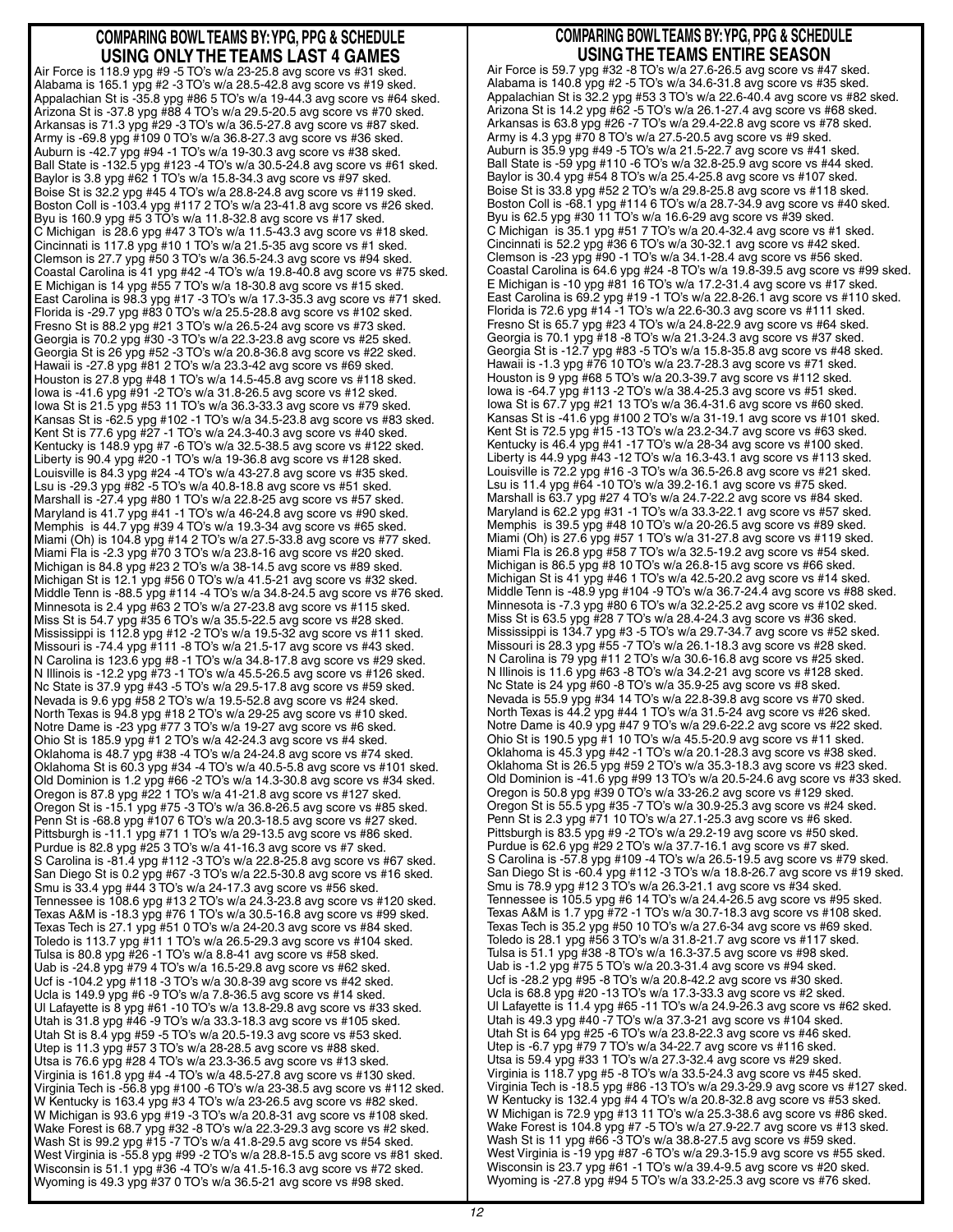## COMPARING BOWL TEAMS BY: YPG, PPG & SCHEDULE
## USING ONLY THE TEAMS LAST 4 GAMES

Air Force is 118.9 ypg #9 -5 TO's w/a 23-25.8 avg score vs #31 sked.
Alabama is 165.1 ypg #2 -3 TO's w/a 28.5-42.8 avg score vs #19 sked.
Appalachian St is -35.8 ypg #86 5 TO's w/a 19-44.3 avg score vs #64 sked.
Arizona St is -37.8 ypg #88 4 TO's w/a 29.5-20.5 avg score vs #70 sked.
Arkansas is 71.3 ypg #29 -3 TO's w/a 36.5-27.8 avg score vs #87 sked.
Army is -69.8 ypg #109 0 TO's w/a 36.8-27.3 avg score vs #36 sked.
Auburn is -42.7 ypg #94 -1 TO's w/a 19-30.3 avg score vs #38 sked.
Ball State is -132.5 ypg #123 -4 TO's w/a 30.5-24.8 avg score vs #61 sked.
Baylor is 3.8 ypg #62 1 TO's w/a 15.8-34.3 avg score vs #97 sked.
Boise St is 32.2 ypg #45 4 TO's w/a 28.8-24.8 avg score vs #119 sked.
Boston Coll is -103.4 ypg #117 2 TO's w/a 23-41.8 avg score vs #26 sked.
Byu is 160.9 ypg #5 3 TO's w/a 11.8-32.8 avg score vs #17 sked.
C Michigan is 28.6 ypg #47 3 TO's w/a 11.5-43.3 avg score vs #18 sked.
Cincinnati is 117.8 ypg #10 1 TO's w/a 21.5-35 avg score vs #1 sked.
Clemson is 27.7 ypg #50 3 TO's w/a 36.5-24.3 avg score vs #94 sked.
Coastal Carolina is 41 ypg #42 -4 TO's w/a 19.8-40.8 avg score vs #75 sked.
E Michigan is 14 ypg #55 7 TO's w/a 18-30.8 avg score vs #15 sked.
East Carolina is 98.3 ypg #17 -3 TO's w/a 17.3-35.3 avg score vs #71 sked.
Florida is -29.7 ypg #83 0 TO's w/a 25.5-28.8 avg score vs #102 sked.
Fresno St is 88.2 ypg #21 3 TO's w/a 26.5-24 avg score vs #73 sked.
Georgia is 70.2 ypg #30 -3 TO's w/a 22.3-23.8 avg score vs #25 sked.
Georgia St is 26 ypg #52 -3 TO's w/a 20.8-36.8 avg score vs #22 sked.
Hawaii is -27.8 ypg #81 2 TO's w/a 23.3-42 avg score vs #69 sked.
Houston is 27.8 ypg #48 1 TO's w/a 14.5-45.8 avg score vs #118 sked.
Iowa is -41.6 ypg #91 -2 TO's w/a 31.8-26.5 avg score vs #12 sked.
Iowa St is 21.5 ypg #53 11 TO's w/a 36.3-33.3 avg score vs #79 sked.
Kansas St is -62.5 ypg #102 -1 TO's w/a 34.5-23.8 avg score vs #83 sked.
Kent St is 77.6 ypg #27 -1 TO's w/a 24.3-40.3 avg score vs #40 sked.
Kentucky is 148.9 ypg #7 -6 TO's w/a 32.5-38.5 avg score vs #122 sked.
Liberty is 90.4 ypg #20 -1 TO's w/a 19-36.8 avg score vs #128 sked.
Louisville is 84.3 ypg #24 -4 TO's w/a 43-27.8 avg score vs #35 sked.
Lsu is -29.3 ypg #82 -5 TO's w/a 40.8-18.8 avg score vs #51 sked.
Marshall is -27.4 ypg #80 1 TO's w/a 22.8-25 avg score vs #57 sked.
Maryland is 41.7 ypg #41 -1 TO's w/a 46-24.8 avg score vs #90 sked.
Memphis is 44.7 ypg #39 4 TO's w/a 19.3-34 avg score vs #65 sked.
Miami (Oh) is 104.8 ypg #14 2 TO's w/a 27.5-33.8 avg score vs #77 sked.
Miami Fla is -2.3 ypg #70 3 TO's w/a 23.8-16 avg score vs #20 sked.
Michigan is 84.8 ypg #23 2 TO's w/a 38-14.5 avg score vs #89 sked.
Michigan St is 12.1 ypg #56 0 TO's w/a 41.5-21 avg score vs #32 sked.
Middle Tenn is -88.5 ypg #114 -4 TO's w/a 34.8-24.5 avg score vs #76 sked.
Minnesota is 2.4 ypg #63 2 TO's w/a 27-23.8 avg score vs #115 sked.
Miss St is 54.7 ypg #35 6 TO's w/a 35.5-22.5 avg score vs #28 sked.
Mississippi is 112.8 ypg #12 -2 TO's w/a 19.5-32 avg score vs #11 sked.
Missouri is -74.4 ypg #111 -8 TO's w/a 21.5-17 avg score vs #43 sked.
N Carolina is 123.6 ypg #8 -1 TO's w/a 34.8-17.8 avg score vs #29 sked.
N Illinois is -12.2 ypg #73 -1 TO's w/a 45.5-26.5 avg score vs #126 sked.
Nc State is 37.9 ypg #43 -5 TO's w/a 29.5-17.8 avg score vs #59 sked.
Nevada is 9.6 ypg #58 2 TO's w/a 19.5-52.8 avg score vs #24 sked.
North Texas is 94.8 ypg #18 2 TO's w/a 29-25 avg score vs #10 sked.
Notre Dame is -23 ypg #77 3 TO's w/a 19-27 avg score vs #6 sked.
Ohio St is 185.9 ypg #1 2 TO's w/a 42-24.3 avg score vs #4 sked.
Oklahoma is 48.7 ypg #38 -4 TO's w/a 24-24.8 avg score vs #74 sked.
Oklahoma St is 60.3 ypg #34 -4 TO's w/a 40.5-5.8 avg score vs #101 sked.
Old Dominion is 1.2 ypg #66 -2 TO's w/a 14.3-30.8 avg score vs #34 sked.
Oregon is 87.8 ypg #22 1 TO's w/a 41-21.8 avg score vs #127 sked.
Oregon St is -15.1 ypg #75 -3 TO's w/a 36.8-26.5 avg score vs #85 sked.
Penn St is -68.8 ypg #107 6 TO's w/a 20.3-18.5 avg score vs #27 sked.
Pittsburgh is -11.1 ypg #71 1 TO's w/a 29-13.5 avg score vs #86 sked.
Purdue is 82.8 ypg #25 3 TO's w/a 41-16.3 avg score vs #7 sked.
S Carolina is -81.4 ypg #112 -3 TO's w/a 22.8-25.8 avg score vs #67 sked.
San Diego St is 0.2 ypg #67 -3 TO's w/a 22.5-30.8 avg score vs #16 sked.
Smu is 33.4 ypg #44 3 TO's w/a 24-17.3 avg score vs #56 sked.
Tennessee is 108.6 ypg #13 2 TO's w/a 24.3-23.8 avg score vs #120 sked.
Texas A&M is -18.3 ypg #76 1 TO's w/a 30.5-16.8 avg score vs #99 sked.
Texas Tech is 27.1 ypg #51 0 TO's w/a 24-20.3 avg score vs #84 sked.
Toledo is 113.7 ypg #11 1 TO's w/a 26.5-29.3 avg score vs #104 sked.
Tulsa is 80.8 ypg #26 -1 TO's w/a 8.8-41 avg score vs #58 sked.
Uab is -24.8 ypg #79 4 TO's w/a 16.5-29.8 avg score vs #62 sked.
Ucf is -104.2 ypg #118 -3 TO's w/a 30.8-39 avg score vs #42 sked.
Ucla is 149.9 ypg #6 -9 TO's w/a 7.8-36.5 avg score vs #14 sked.
Ul Lafayette is 8 ypg #61 -10 TO's w/a 13.8-29.8 avg score vs #33 sked.
Utah is 31.8 ypg #46 -9 TO's w/a 33.3-18.3 avg score vs #105 sked.
Utah St is 8.4 ypg #59 -5 TO's w/a 20.5-19.3 avg score vs #53 sked.
Utep is 11.3 ypg #57 3 TO's w/a 28-28.5 avg score vs #88 sked.
Utsa is 76.6 ypg #28 4 TO's w/a 23.3-36.5 avg score vs #13 sked.
Virginia is 161.8 ypg #4 -4 TO's w/a 48.5-27.8 avg score vs #130 sked.
Virginia Tech is -56.8 ypg #100 -6 TO's w/a 23-38.5 avg score vs #112 sked.
W Kentucky is 163.4 ypg #3 4 TO's w/a 23-26.5 avg score vs #82 sked.
W Michigan is 93.6 ypg #19 -3 TO's w/a 20.8-31 avg score vs #108 sked.
Wake Forest is 68.7 ypg #32 -8 TO's w/a 22.3-29.3 avg score vs #2 sked.
Wash St is 99.2 ypg #15 -7 TO's w/a 41.8-29.5 avg score vs #54 sked.
West Virginia is -55.8 ypg #99 -2 TO's w/a 28.8-15.5 avg score vs #81 sked.
Wisconsin is 51.1 ypg #36 -4 TO's w/a 41.5-16.3 avg score vs #72 sked.
Wyoming is 49.3 ypg #37 0 TO's w/a 36.5-21 avg score vs #98 sked.

## COMPARING BOWL TEAMS BY: YPG, PPG & SCHEDULE
## USING THE TEAMS ENTIRE SEASON

Air Force is 59.7 ypg #32 -8 TO's w/a 27.6-26.5 avg score vs #47 sked.
Alabama is 140.8 ypg #2 -5 TO's w/a 34.6-31.8 avg score vs #35 sked.
Appalachian St is 32.2 ypg #53 3 TO's w/a 22.6-40.4 avg score vs #82 sked.
Arizona St is 14.2 ypg #62 -5 TO's w/a 26.1-27.4 avg score vs #68 sked.
Arkansas is 63.8 ypg #26 -7 TO's w/a 29.4-22.8 avg score vs #78 sked.
Army is 4.3 ypg #70 8 TO's w/a 27.5-20.5 avg score vs #9 sked.
Auburn is 35.9 ypg #49 -5 TO's w/a 21.5-22.7 avg score vs #41 sked.
Ball State is -59 ypg #110 -6 TO's w/a 32.8-25.9 avg score vs #44 sked.
Baylor is 30.4 ypg #54 8 TO's w/a 25.4-25.8 avg score vs #107 sked.
Boise St is 33.8 ypg #52 2 TO's w/a 29.8-25.8 avg score vs #118 sked.
Boston Coll is -68.1 ypg #114 6 TO's w/a 28.7-34.9 avg score vs #40 sked.
Byu is 62.5 ypg #30 11 TO's w/a 16.6-29 avg score vs #39 sked.
C Michigan is 35.1 ypg #51 7 TO's w/a 20.4-32.4 avg score vs #1 sked.
Cincinnati is 52.2 ypg #36 6 TO's w/a 30-32.1 avg score vs #42 sked.
Clemson is -23 ypg #90 -1 TO's w/a 34.1-28.4 avg score vs #56 sked.
Coastal Carolina is 64.6 ypg #24 -8 TO's w/a 19.8-39.5 avg score vs #99 sked.
E Michigan is -10 ypg #81 16 TO's w/a 17.2-31.4 avg score vs #17 sked.
East Carolina is 69.2 ypg #19 -1 TO's w/a 22.8-26.1 avg score vs #110 sked.
Florida is 72.6 ypg #14 -1 TO's w/a 22.6-30.3 avg score vs #111 sked.
Fresno St is 65.7 ypg #23 4 TO's w/a 24.8-22.9 avg score vs #64 sked.
Georgia is 70.1 ypg #18 -8 TO's w/a 21.3-24.3 avg score vs #37 sked.
Georgia St is -12.7 ypg #83 -5 TO's w/a 15.8-35.8 avg score vs #48 sked.
Hawaii is -1.3 ypg #76 10 TO's w/a 23.7-28.3 avg score vs #71 sked.
Houston is 9 ypg #68 5 TO's w/a 20.3-39.7 avg score vs #112 sked.
Iowa is -64.7 ypg #113 -2 TO's w/a 38.4-25.3 avg score vs #51 sked.
Iowa St is 67.7 ypg #21 13 TO's w/a 36.4-31.6 avg score vs #60 sked.
Kansas St is -41.6 ypg #100 2 TO's w/a 31-19.1 avg score vs #101 sked.
Kent St is 72.5 ypg #15 -13 TO's w/a 23.2-34.7 avg score vs #63 sked.
Kentucky is 46.4 ypg #41 -17 TO's w/a 28-34 avg score vs #100 sked.
Liberty is 44.9 ypg #43 -12 TO's w/a 16.3-43.1 avg score vs #113 sked.
Louisville is 72.2 ypg #16 -3 TO's w/a 36.5-26.8 avg score vs #21 sked.
Lsu is 11.4 ypg #64 -10 TO's w/a 39.2-16.1 avg score vs #75 sked.
Marshall is 63.7 ypg #27 4 TO's w/a 24.7-22.2 avg score vs #84 sked.
Maryland is 62.2 ypg #31 -1 TO's w/a 33.3-22.1 avg score vs #57 sked.
Memphis is 39.5 ypg #48 10 TO's w/a 20-26.5 avg score vs #89 sked.
Miami (Oh) is 27.6 ypg #57 1 TO's w/a 31-27.8 avg score vs #119 sked.
Miami Fla is 26.8 ypg #58 7 TO's w/a 32.5-19.2 avg score vs #54 sked.
Michigan is 86.5 ypg #8 10 TO's w/a 26.8-15 avg score vs #66 sked.
Michigan St is 41 ypg #46 1 TO's w/a 42.5-20.2 avg score vs #14 sked.
Middle Tenn is -48.9 ypg #104 -9 TO's w/a 36.7-24.4 avg score vs #88 sked.
Minnesota is -7.3 ypg #80 6 TO's w/a 32.2-25.2 avg score vs #102 sked.
Miss St is 63.5 ypg #28 7 TO's w/a 28.4-24.3 avg score vs #36 sked.
Mississippi is 134.7 ypg #3 -5 TO's w/a 29.7-34.7 avg score vs #52 sked.
Missouri is 28.3 ypg #55 -7 TO's w/a 26.1-18.3 avg score vs #28 sked.
N Carolina is 79 ypg #11 2 TO's w/a 30.6-16.8 avg score vs #25 sked.
N Illinois is 11.6 ypg #63 -8 TO's w/a 34.2-21 avg score vs #128 sked.
Nc State is 24 ypg #60 -8 TO's w/a 35.9-25 avg score vs #8 sked.
Nevada is 55.9 ypg #34 14 TO's w/a 22.8-39.8 avg score vs #70 sked.
North Texas is 44.2 ypg #44 1 TO's w/a 31.5-24 avg score vs #26 sked.
Notre Dame is 40.9 ypg #47 9 TO's w/a 29.6-22.2 avg score vs #22 sked.
Ohio St is 190.5 ypg #1 10 TO's w/a 45.5-20.9 avg score vs #11 sked.
Oklahoma is 45.3 ypg #42 -1 TO's w/a 20.1-28.3 avg score vs #38 sked.
Oklahoma St is 26.5 ypg #59 2 TO's w/a 35.3-18.3 avg score vs #23 sked.
Old Dominion is -41.6 ypg #99 13 TO's w/a 20.5-24.6 avg score vs #33 sked.
Oregon is 50.8 ypg #39 0 TO's w/a 33-26.2 avg score vs #129 sked.
Oregon St is 55.5 ypg #35 -7 TO's w/a 30.9-25.3 avg score vs #24 sked.
Penn St is 2.3 ypg #71 10 TO's w/a 27.1-25.3 avg score vs #6 sked.
Pittsburgh is 83.5 ypg #9 -2 TO's w/a 29.2-19 avg score vs #50 sked.
Purdue is 62.6 ypg #29 2 TO's w/a 37.7-16.1 avg score vs #7 sked.
S Carolina is -57.8 ypg #109 -4 TO's w/a 26.5-19.5 avg score vs #79 sked.
San Diego St is -60.4 ypg #112 -3 TO's w/a 18.8-26.7 avg score vs #19 sked.
Smu is 78.9 ypg #12 3 TO's w/a 26.3-21.1 avg score vs #34 sked.
Tennessee is 105.5 ypg #6 14 TO's w/a 24.4-26.5 avg score vs #95 sked.
Texas A&M is 1.7 ypg #72 -1 TO's w/a 30.7-18.3 avg score vs #108 sked.
Texas Tech is 35.2 ypg #50 10 TO's w/a 27.6-34 avg score vs #69 sked.
Toledo is 28.1 ypg #56 3 TO's w/a 31.8-21.7 avg score vs #117 sked.
Tulsa is 51.1 ypg #38 -8 TO's w/a 16.3-37.5 avg score vs #98 sked.
Uab is -1.2 ypg #75 5 TO's w/a 20.3-31.4 avg score vs #94 sked.
Ucf is -28.2 ypg #95 -8 TO's w/a 20.8-42.2 avg score vs #30 sked.
Ucla is 68.8 ypg #20 -13 TO's w/a 17.3-33.3 avg score vs #2 sked.
Ul Lafayette is 11.4 ypg #65 -11 TO's w/a 24.9-26.3 avg score vs #62 sked.
Utah is 49.3 ypg #40 -7 TO's w/a 37.3-21 avg score vs #104 sked.
Utah St is 64 ypg #25 -6 TO's w/a 23.8-22.3 avg score vs #46 sked.
Utep is -6.7 ypg #79 7 TO's w/a 34-22.7 avg score vs #116 sked.
Utsa is 59.4 ypg #33 1 TO's w/a 27.3-32.4 avg score vs #29 sked.
Virginia is 118.7 ypg #5 -8 TO's w/a 33.5-24.3 avg score vs #45 sked.
Virginia Tech is -18.5 ypg #86 -13 TO's w/a 29.3-29.9 avg score vs #127 sked.
W Kentucky is 132.4 ypg #4 4 TO's w/a 20.8-32.8 avg score vs #53 sked.
W Michigan is 72.9 ypg #13 11 TO's w/a 25.3-38.6 avg score vs #86 sked.
Wake Forest is 104.8 ypg #7 -5 TO's w/a 27.9-22.7 avg score vs #13 sked.
Wash St is 11 ypg #66 -3 TO's w/a 38.8-27.5 avg score vs #59 sked.
West Virginia is -19 ypg #87 -6 TO's w/a 29.3-15.9 avg score vs #55 sked.
Wisconsin is 23.7 ypg #61 -1 TO's w/a 39.4-9.5 avg score vs #20 sked.
Wyoming is -27.8 ypg #94 5 TO's w/a 33.2-25.3 avg score vs #76 sked.